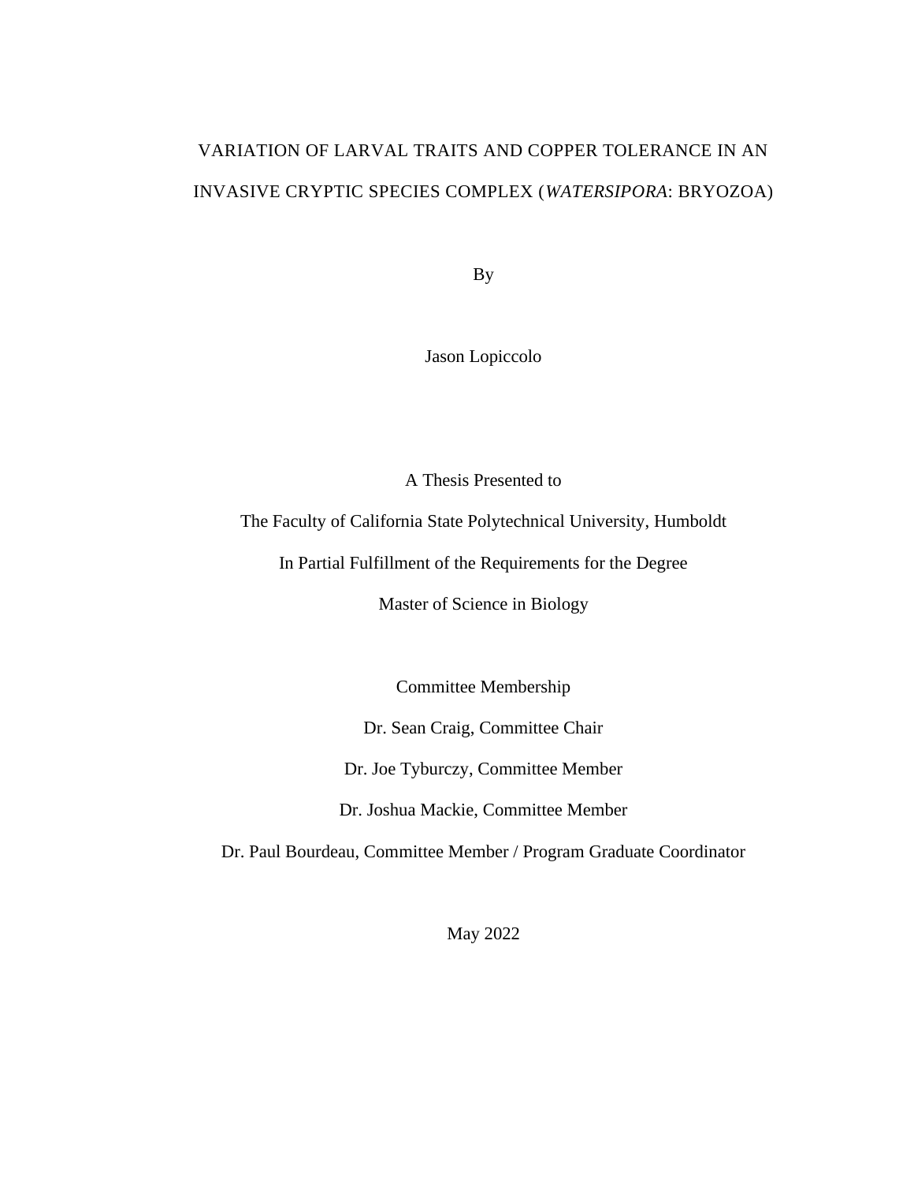# VARIATION OF LARVAL TRAITS AND COPPER TOLERANCE IN AN INVASIVE CRYPTIC SPECIES COMPLEX (*WATERSIPORA*: BRYOZOA)

By

Jason Lopiccolo

A Thesis Presented to

The Faculty of California State Polytechnical University, Humboldt

In Partial Fulfillment of the Requirements for the Degree

Master of Science in Biology

Committee Membership

Dr. Sean Craig, Committee Chair

Dr. Joe Tyburczy, Committee Member

Dr. Joshua Mackie, Committee Member

Dr. Paul Bourdeau, Committee Member / Program Graduate Coordinator

May 2022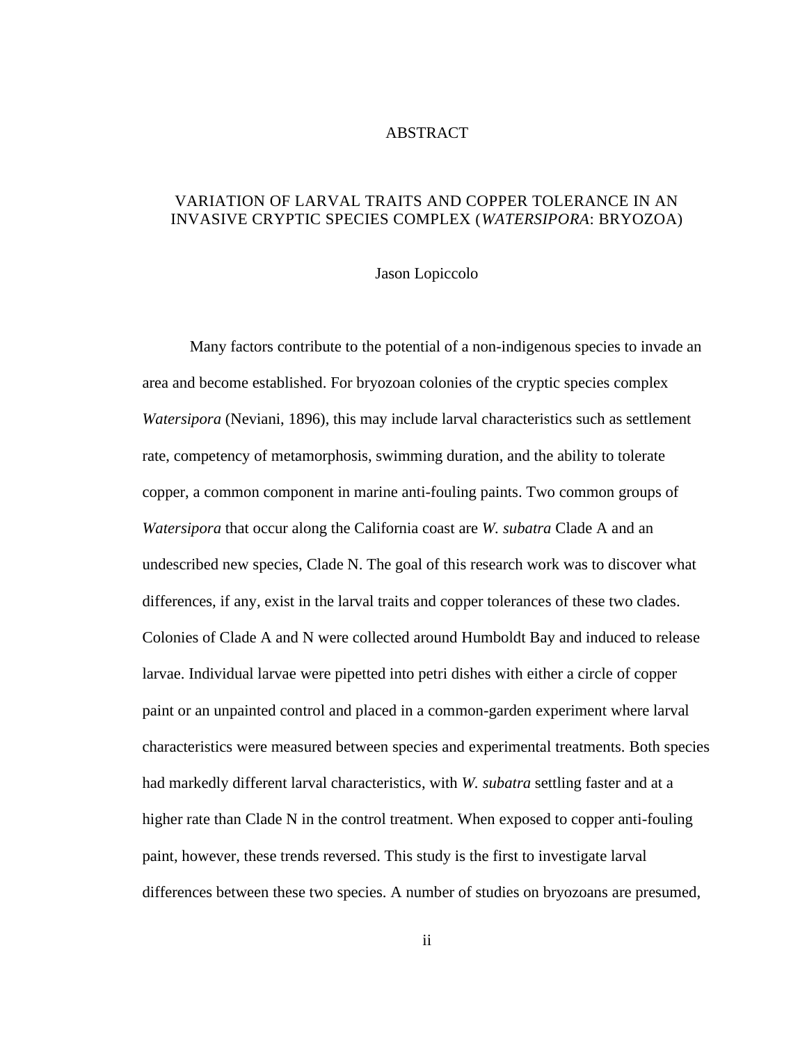# ABSTRACT

## VARIATION OF LARVAL TRAITS AND COPPER TOLERANCE IN AN INVASIVE CRYPTIC SPECIES COMPLEX (*WATERSIPORA*: BRYOZOA)

Jason Lopiccolo

Many factors contribute to the potential of a non-indigenous species to invade an area and become established. For bryozoan colonies of the cryptic species complex *Watersipora* (Neviani, 1896), this may include larval characteristics such as settlement rate, competency of metamorphosis, swimming duration, and the ability to tolerate copper, a common component in marine anti-fouling paints. Two common groups of *Watersipora* that occur along the California coast are *W. subatra* Clade A and an undescribed new species, Clade N. The goal of this research work was to discover what differences, if any, exist in the larval traits and copper tolerances of these two clades. Colonies of Clade A and N were collected around Humboldt Bay and induced to release larvae. Individual larvae were pipetted into petri dishes with either a circle of copper paint or an unpainted control and placed in a common-garden experiment where larval characteristics were measured between species and experimental treatments. Both species had markedly different larval characteristics, with *W. subatra* settling faster and at a higher rate than Clade N in the control treatment. When exposed to copper anti-fouling paint, however, these trends reversed. This study is the first to investigate larval differences between these two species. A number of studies on bryozoans are presumed,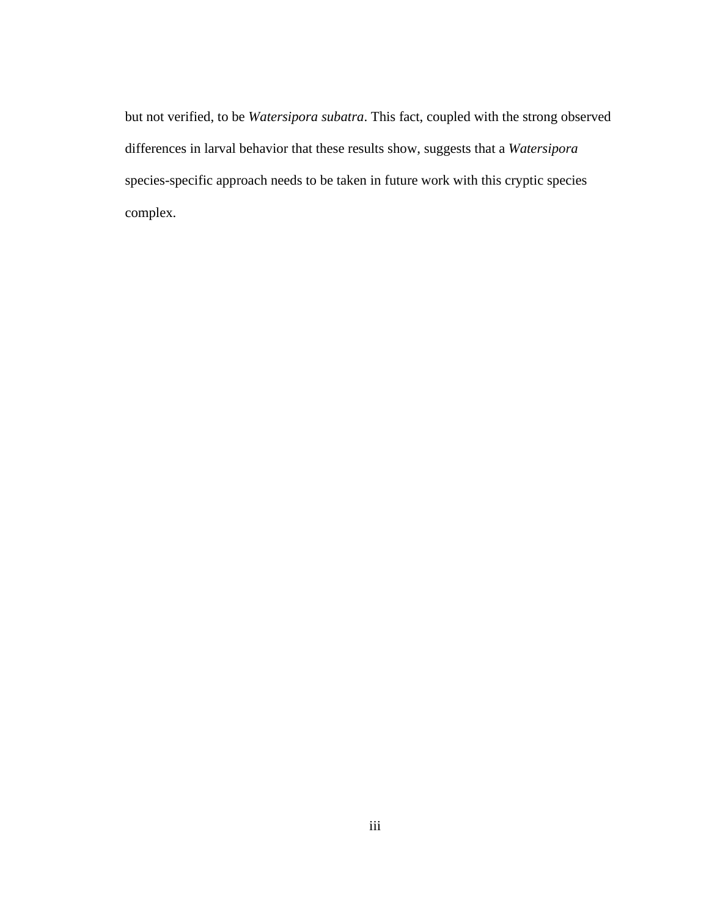but not verified, to be *Watersipora subatra*. This fact, coupled with the strong observed differences in larval behavior that these results show, suggests that a *Watersipora* species-specific approach needs to be taken in future work with this cryptic species complex.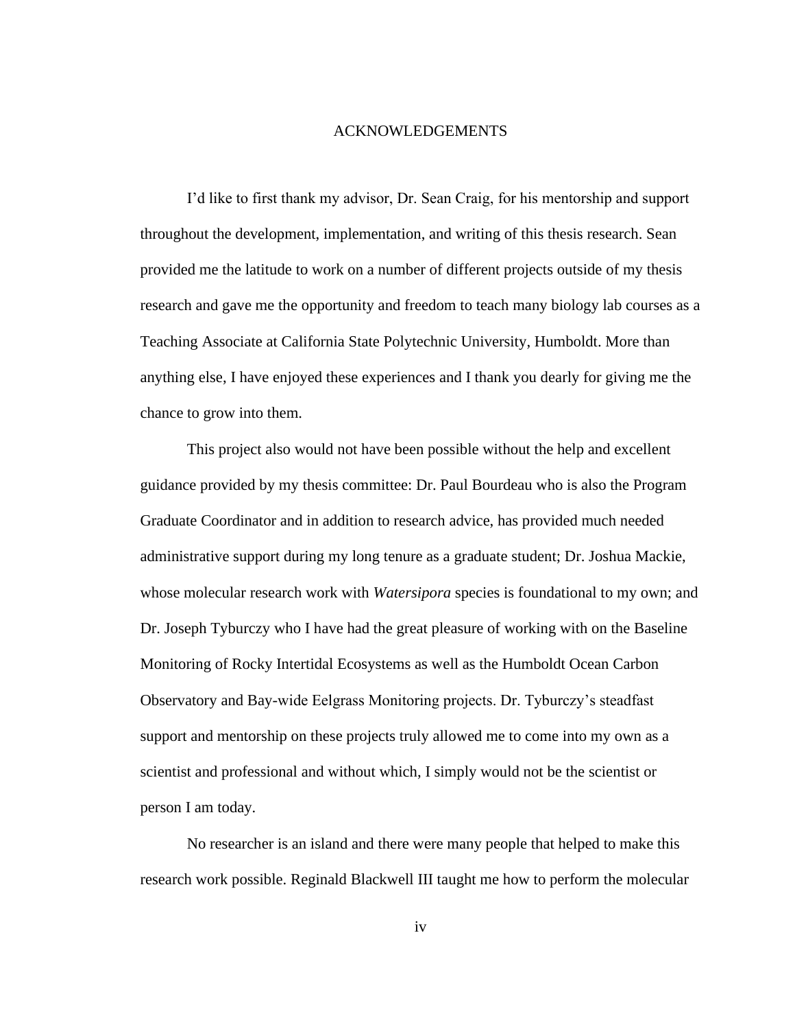# ACKNOWLEDGEMENTS

I'd like to first thank my advisor, Dr. Sean Craig, for his mentorship and support throughout the development, implementation, and writing of this thesis research. Sean provided me the latitude to work on a number of different projects outside of my thesis research and gave me the opportunity and freedom to teach many biology lab courses as a Teaching Associate at California State Polytechnic University, Humboldt. More than anything else, I have enjoyed these experiences and I thank you dearly for giving me the chance to grow into them.

This project also would not have been possible without the help and excellent guidance provided by my thesis committee: Dr. Paul Bourdeau who is also the Program Graduate Coordinator and in addition to research advice, has provided much needed administrative support during my long tenure as a graduate student; Dr. Joshua Mackie, whose molecular research work with *Watersipora* species is foundational to my own; and Dr. Joseph Tyburczy who I have had the great pleasure of working with on the Baseline Monitoring of Rocky Intertidal Ecosystems as well as the Humboldt Ocean Carbon Observatory and Bay-wide Eelgrass Monitoring projects. Dr. Tyburczy's steadfast support and mentorship on these projects truly allowed me to come into my own as a scientist and professional and without which, I simply would not be the scientist or person I am today.

No researcher is an island and there were many people that helped to make this research work possible. Reginald Blackwell III taught me how to perform the molecular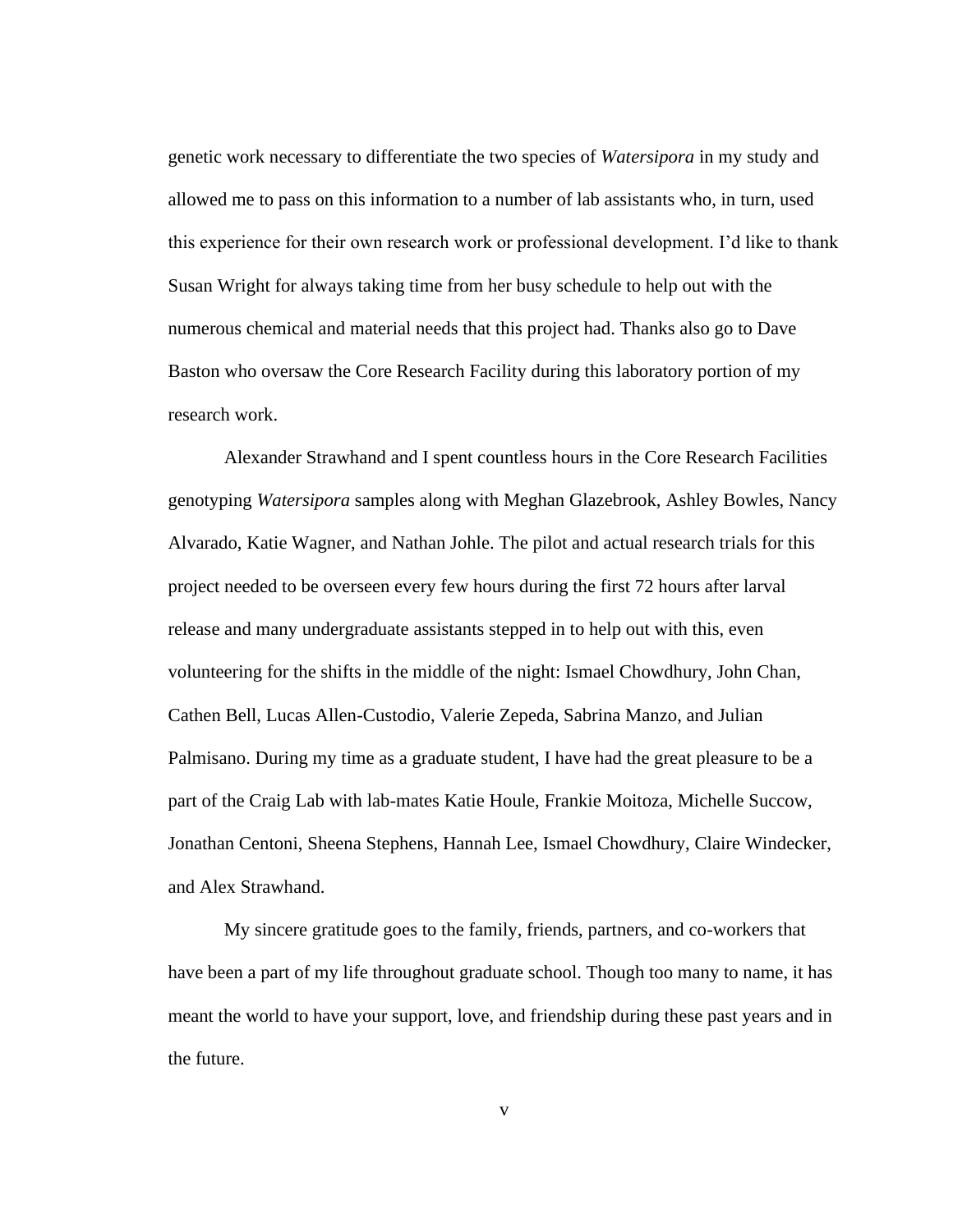genetic work necessary to differentiate the two species of *Watersipora* in my study and allowed me to pass on this information to a number of lab assistants who, in turn, used this experience for their own research work or professional development. I'd like to thank Susan Wright for always taking time from her busy schedule to help out with the numerous chemical and material needs that this project had. Thanks also go to Dave Baston who oversaw the Core Research Facility during this laboratory portion of my research work.

Alexander Strawhand and I spent countless hours in the Core Research Facilities genotyping *Watersipora* samples along with Meghan Glazebrook, Ashley Bowles, Nancy Alvarado, Katie Wagner, and Nathan Johle. The pilot and actual research trials for this project needed to be overseen every few hours during the first 72 hours after larval release and many undergraduate assistants stepped in to help out with this, even volunteering for the shifts in the middle of the night: Ismael Chowdhury, John Chan, Cathen Bell, Lucas Allen-Custodio, Valerie Zepeda, Sabrina Manzo, and Julian Palmisano. During my time as a graduate student, I have had the great pleasure to be a part of the Craig Lab with lab-mates Katie Houle, Frankie Moitoza, Michelle Succow, Jonathan Centoni, Sheena Stephens, Hannah Lee, Ismael Chowdhury, Claire Windecker, and Alex Strawhand.

My sincere gratitude goes to the family, friends, partners, and co-workers that have been a part of my life throughout graduate school. Though too many to name, it has meant the world to have your support, love, and friendship during these past years and in the future.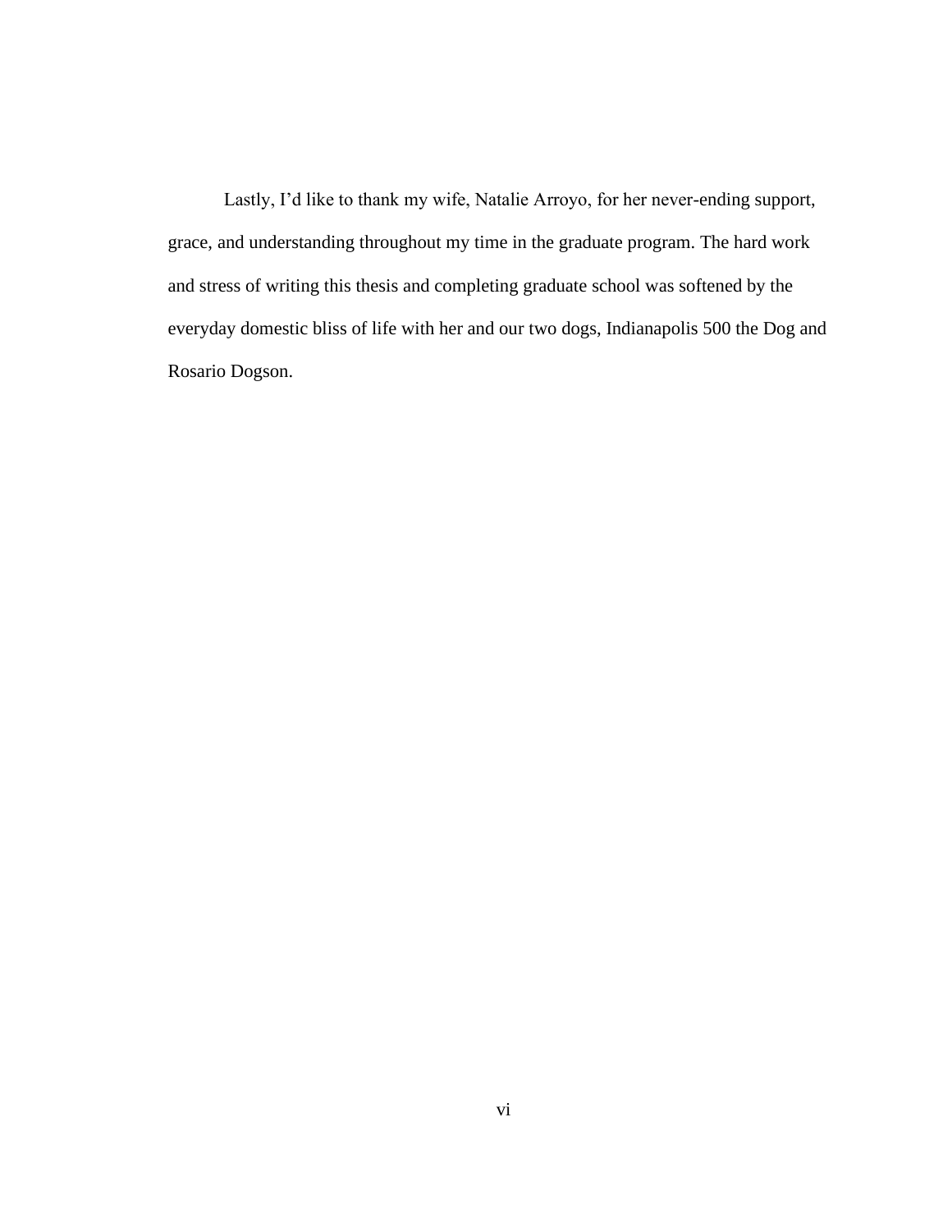Lastly, I'd like to thank my wife, Natalie Arroyo, for her never-ending support, grace, and understanding throughout my time in the graduate program. The hard work and stress of writing this thesis and completing graduate school was softened by the everyday domestic bliss of life with her and our two dogs, Indianapolis 500 the Dog and Rosario Dogson.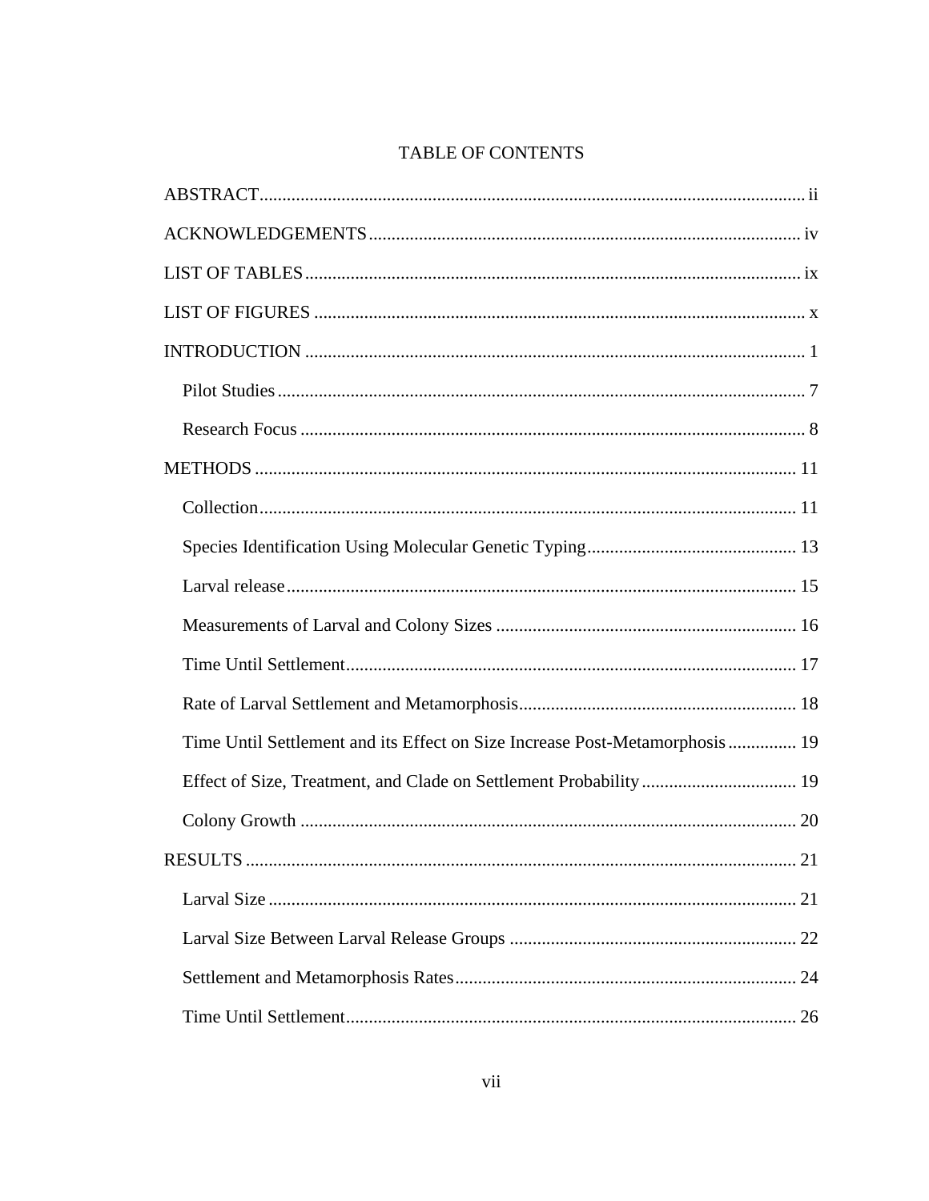# TABLE OF CONTENTS

ABSTRACT ..... ii

ACKNOWLEDGEMENTS ..... iv

LIST OF TABLES ..... ix

LIST OF FIGURES ..... x

INTRODUCTION ..... 1

- Pilot Studies ..... 7
- Research Focus ..... 8

METHODS ..... 11

- Collection ..... 11
- Species Identification Using Molecular Genetic Typing ..... 13
- Larval release ..... 15
- Measurements of Larval and Colony Sizes ..... 16
- Time Until Settlement ..... 17
- Rate of Larval Settlement and Metamorphosis ..... 18
- Time Until Settlement and its Effect on Size Increase Post-Metamorphosis ..... 19
- Effect of Size, Treatment, and Clade on Settlement Probability ..... 19
- Colony Growth ..... 20

RESULTS ..... 21

- Larval Size ..... 21
- Larval Size Between Larval Release Groups ..... 22
- Settlement and Metamorphosis Rates ..... 24
- Time Until Settlement ..... 26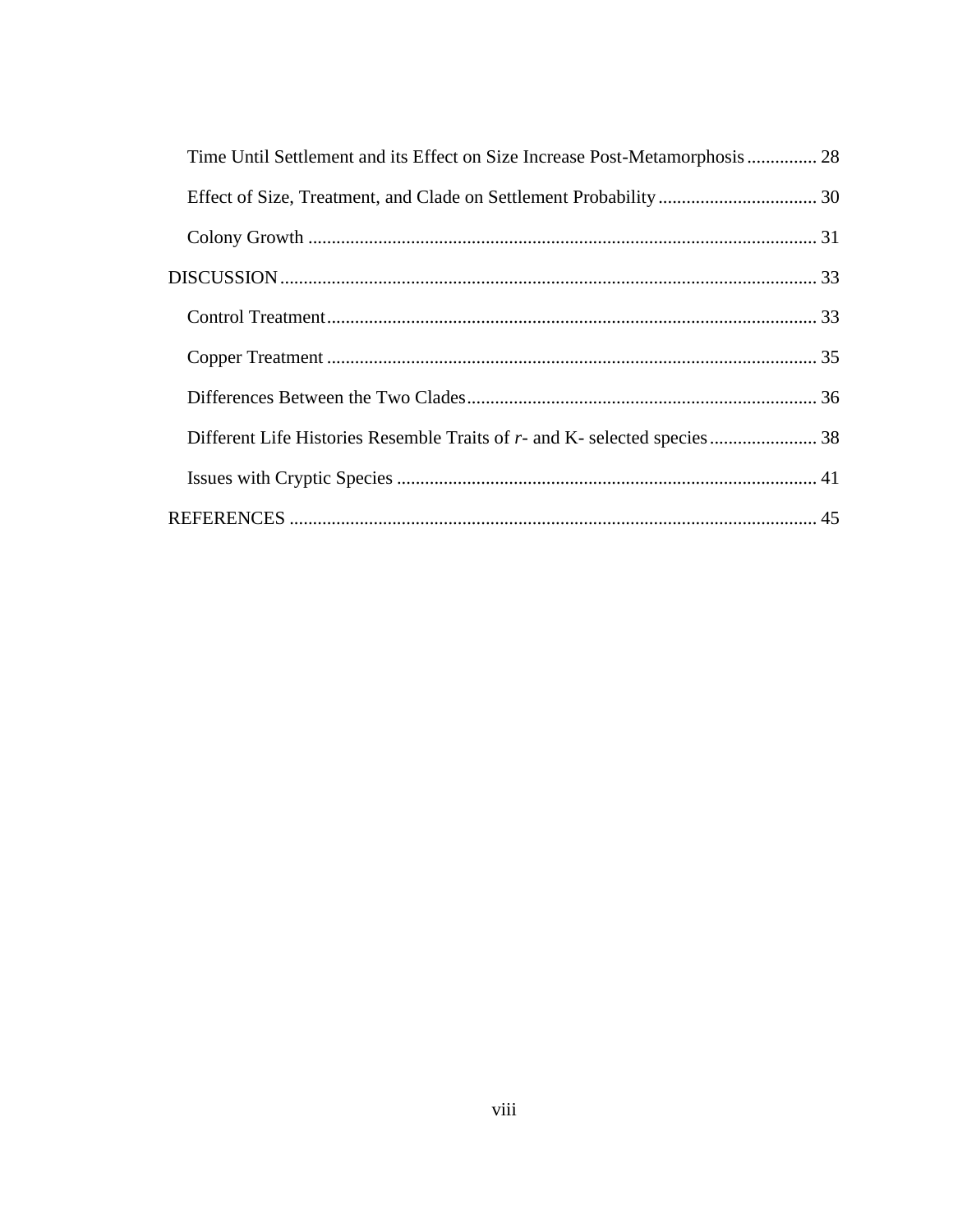Time Until Settlement and its Effect on Size Increase Post-Metamorphosis ............... 28

Effect of Size, Treatment, and Clade on Settlement Probability .................................. 30

Colony Growth ............................................................................................................ 31

DISCUSSION .................................................................................................................. 33

Control Treatment ......................................................................................................... 33

Copper Treatment ......................................................................................................... 35

Differences Between the Two Clades ........................................................................... 36

Different Life Histories Resemble Traits of *r*- and K- selected species ....................... 38

Issues with Cryptic Species .......................................................................................... 41

REFERENCES ................................................................................................................. 45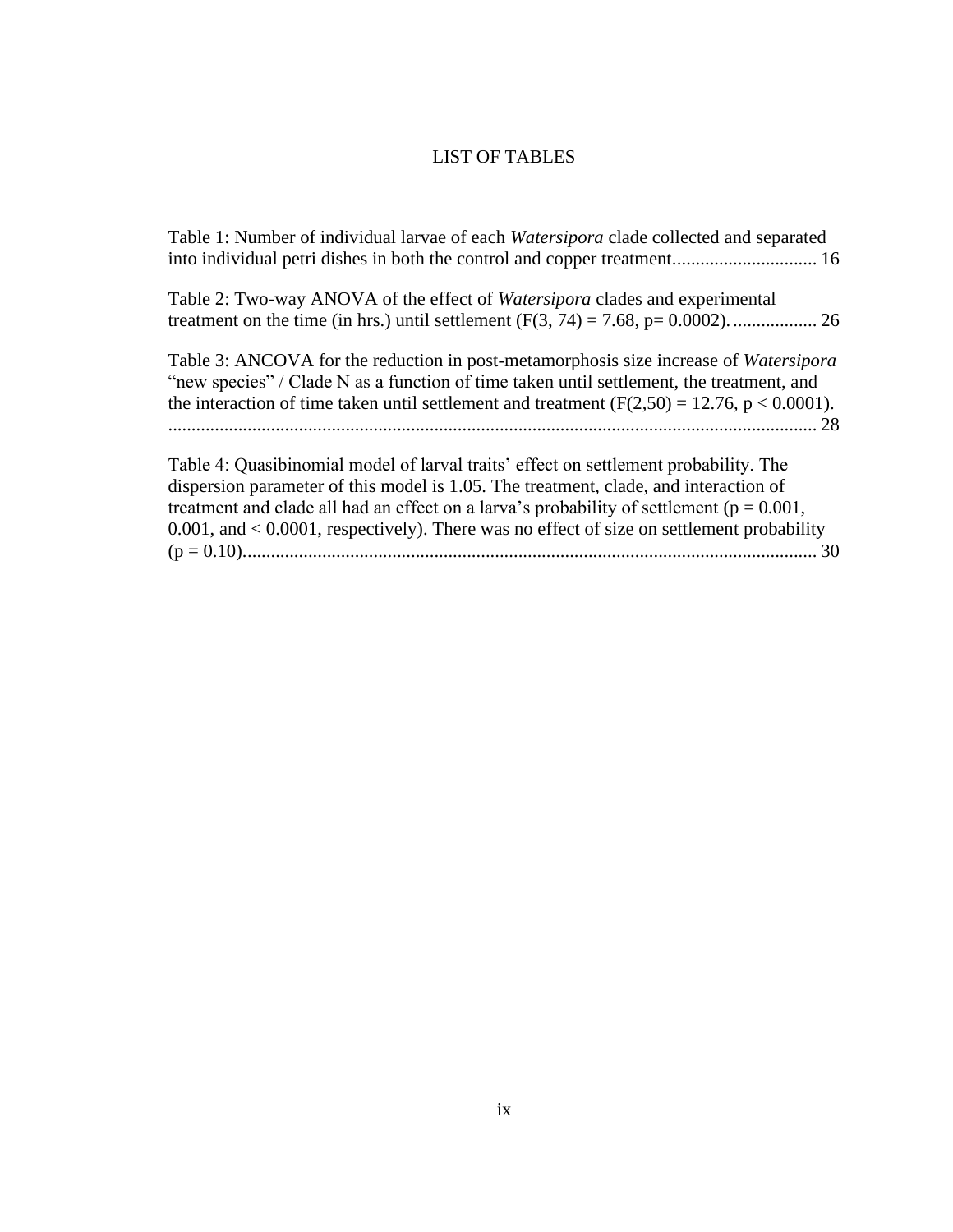# LIST OF TABLES

Table 1: Number of individual larvae of each *Watersipora* clade collected and separated into individual petri dishes in both the control and copper treatment.............................. 16

Table 2: Two-way ANOVA of the effect of *Watersipora* clades and experimental treatment on the time (in hrs.) until settlement ($F(3, 74) = 7.68$, $p = 0.0002$)................... 26

Table 3: ANCOVA for the reduction in post-metamorphosis size increase of *Watersipora* "new species" / Clade N as a function of time taken until settlement, the treatment, and the interaction of time taken until settlement and treatment ($F(2,50) = 12.76$, $p < 0.0001$). ............................................................................................................................ 28

Table 4: Quasibinomial model of larval traits' effect on settlement probability. The dispersion parameter of this model is 1.05. The treatment, clade, and interaction of treatment and clade all had an effect on a larva's probability of settlement ($p = 0.001$, $0.001$, and $< 0.0001$, respectively). There was no effect of size on settlement probability ($p = 0.10$)............................................................................................................................ 30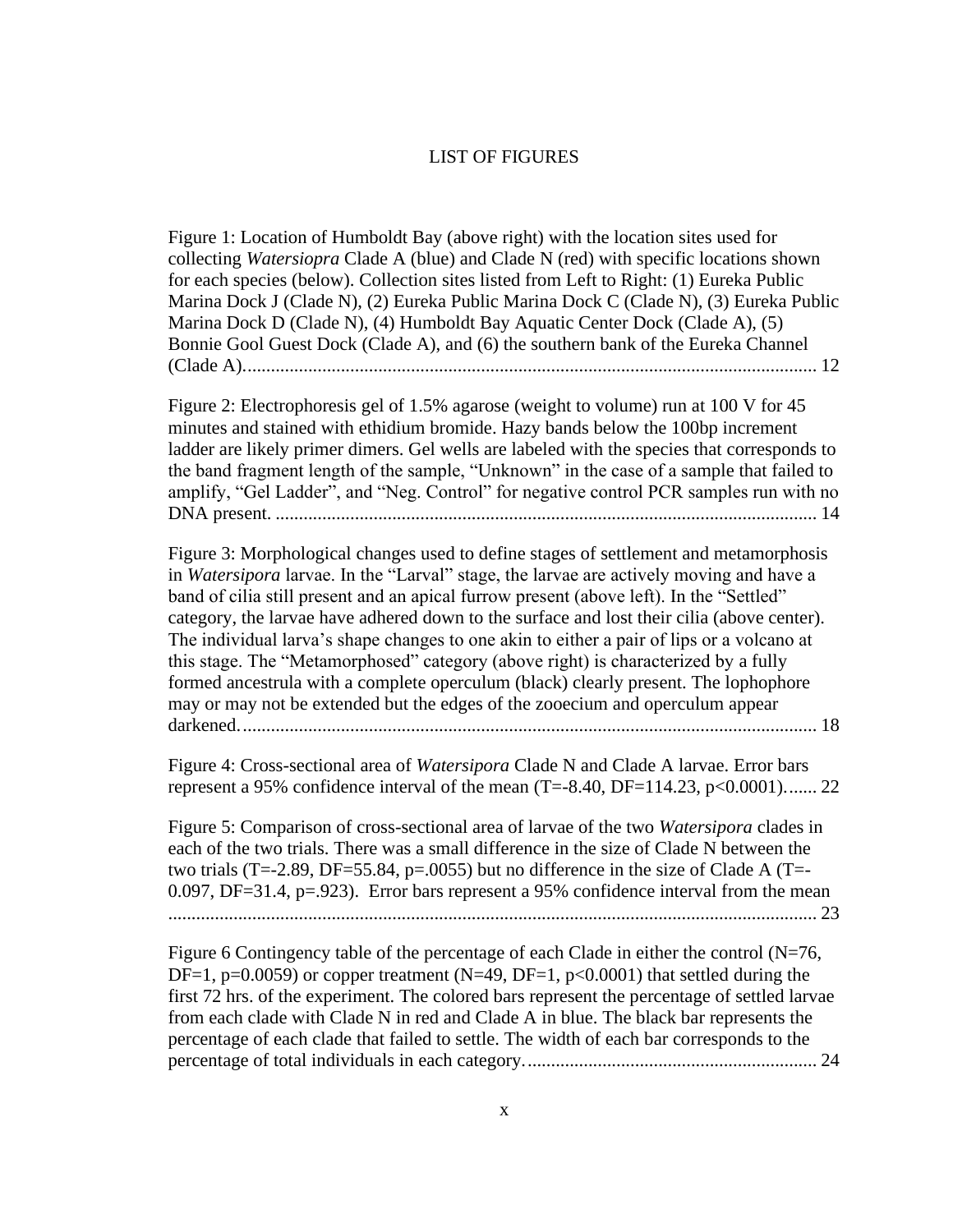# LIST OF FIGURES

Figure 1: Location of Humboldt Bay (above right) with the location sites used for collecting *Watersiopra* Clade A (blue) and Clade N (red) with specific locations shown for each species (below). Collection sites listed from Left to Right: (1) Eureka Public Marina Dock J (Clade N), (2) Eureka Public Marina Dock C (Clade N), (3) Eureka Public Marina Dock D (Clade N), (4) Humboldt Bay Aquatic Center Dock (Clade A), (5) Bonnie Gool Guest Dock (Clade A), and (6) the southern bank of the Eureka Channel (Clade A)........................................................................................................................ 12

Figure 2: Electrophoresis gel of 1.5% agarose (weight to volume) run at 100 V for 45 minutes and stained with ethidium bromide. Hazy bands below the 100bp increment ladder are likely primer dimers. Gel wells are labeled with the species that corresponds to the band fragment length of the sample, "Unknown" in the case of a sample that failed to amplify, "Gel Ladder", and "Neg. Control" for negative control PCR samples run with no DNA present. ................................................................................................................... 14

Figure 3: Morphological changes used to define stages of settlement and metamorphosis in *Watersipora* larvae. In the "Larval" stage, the larvae are actively moving and have a band of cilia still present and an apical furrow present (above left). In the "Settled" category, the larvae have adhered down to the surface and lost their cilia (above center). The individual larva's shape changes to one akin to either a pair of lips or a volcano at this stage. The "Metamorphosed" category (above right) is characterized by a fully formed ancestrula with a complete operculum (black) clearly present. The lophophore may or may not be extended but the edges of the zooecium and operculum appear darkened......................................................................................................................... 18

Figure 4: Cross-sectional area of *Watersipora* Clade N and Clade A larvae. Error bars represent a 95% confidence interval of the mean ($T=-8.40$, $DF=114.23$, $p<0.0001$)....... 22

Figure 5: Comparison of cross-sectional area of larvae of the two *Watersipora* clades in each of the two trials. There was a small difference in the size of Clade N between the two trials ($T=-2.89$, $DF=55.84$, $p=.0055$) but no difference in the size of Clade A ($T=-0.097$, $DF=31.4$, $p=.923$). Error bars represent a 95% confidence interval from the mean ........................................................................................................................................ 23

Figure 6 Contingency table of the percentage of each Clade in either the control ($N=76$, $DF=1$, $p=0.0059$) or copper treatment ($N=49$, $DF=1$, $p<0.0001$) that settled during the first 72 hrs. of the experiment. The colored bars represent the percentage of settled larvae from each clade with Clade N in red and Clade A in blue. The black bar represents the percentage of each clade that failed to settle. The width of each bar corresponds to the percentage of total individuals in each category............................................................... 24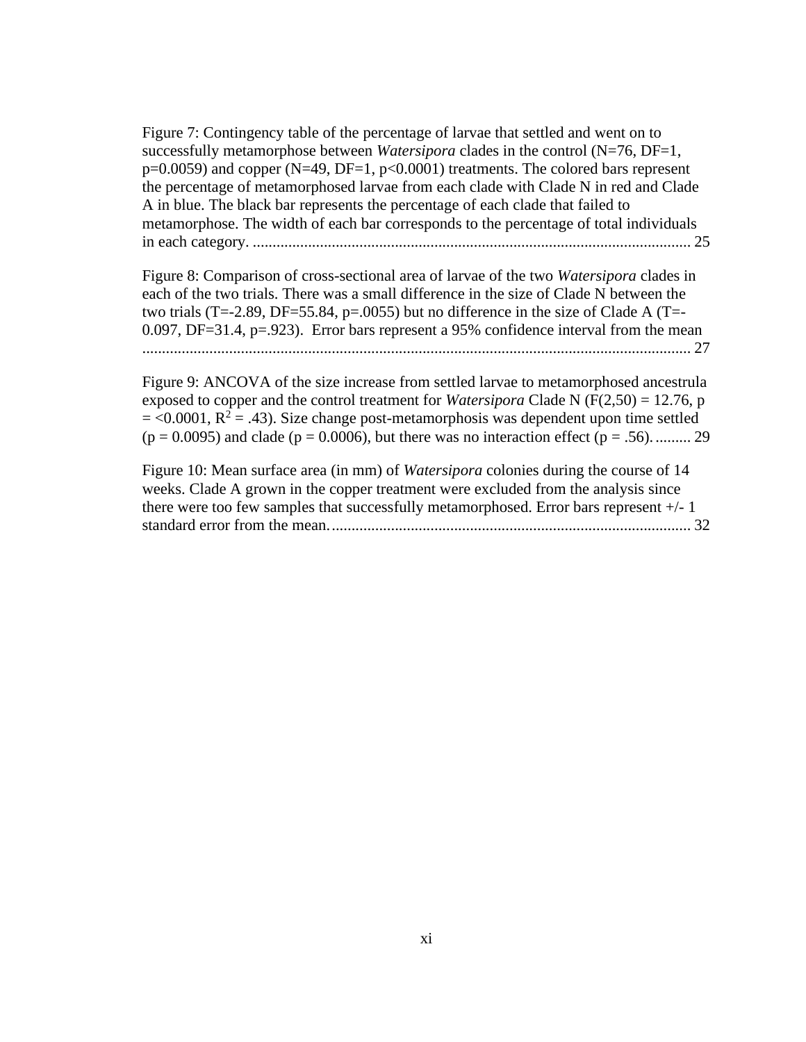Figure 7: Contingency table of the percentage of larvae that settled and went on to successfully metamorphose between *Watersipora* clades in the control (N=76, DF=1, $p=0.0059$) and copper (N=49, DF=1, $p<0.0001$) treatments. The colored bars represent the percentage of metamorphosed larvae from each clade with Clade N in red and Clade A in blue. The black bar represents the percentage of each clade that failed to metamorphose. The width of each bar corresponds to the percentage of total individuals in each category. ............................................................................................................ 25

Figure 8: Comparison of cross-sectional area of larvae of the two *Watersipora* clades in each of the two trials. There was a small difference in the size of Clade N between the two trials (T=-2.89, DF=55.84, p=.0055) but no difference in the size of Clade A (T=-0.097, DF=31.4, p=.923). Error bars represent a 95% confidence interval from the mean ........................................................................................................................................ 27

Figure 9: ANCOVA of the size increase from settled larvae to metamorphosed ancestrula exposed to copper and the control treatment for *Watersipora* Clade N ($F(2,50) = 12.76$, $p = <0.0001$, $R^2 = .43$). Size change post-metamorphosis was dependent upon time settled ($p = 0.0095$) and clade ($p = 0.0006$), but there was no interaction effect ($p = .56$). ......... 29

Figure 10: Mean surface area (in mm) of *Watersipora* colonies during the course of 14 weeks. Clade A grown in the copper treatment were excluded from the analysis since there were too few samples that successfully metamorphosed. Error bars represent +/- 1 standard error from the mean. ......................................................................................... 32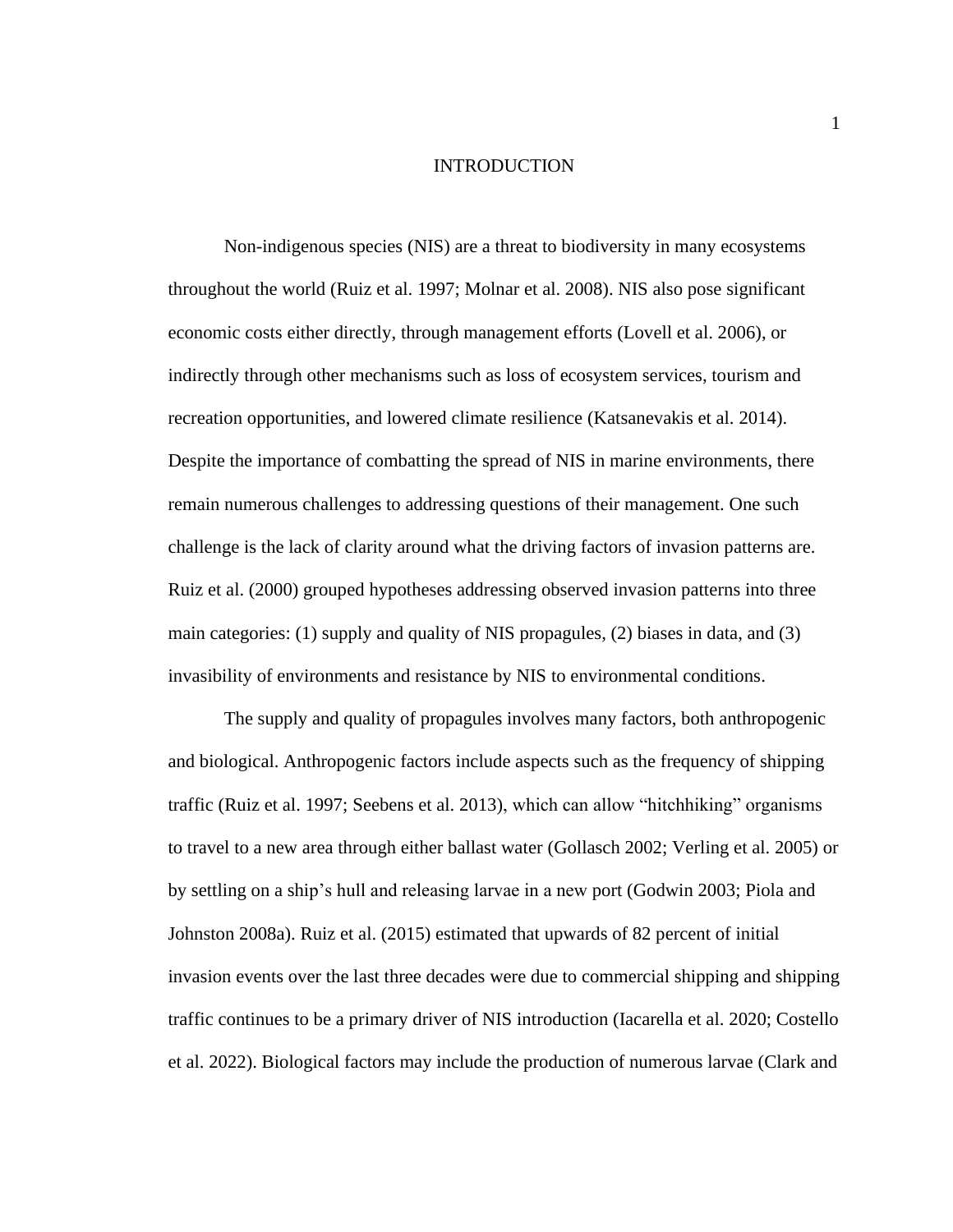# INTRODUCTION

Non-indigenous species (NIS) are a threat to biodiversity in many ecosystems throughout the world (Ruiz et al. 1997; Molnar et al. 2008). NIS also pose significant economic costs either directly, through management efforts (Lovell et al. 2006), or indirectly through other mechanisms such as loss of ecosystem services, tourism and recreation opportunities, and lowered climate resilience (Katsanevakis et al. 2014). Despite the importance of combatting the spread of NIS in marine environments, there remain numerous challenges to addressing questions of their management. One such challenge is the lack of clarity around what the driving factors of invasion patterns are. Ruiz et al. (2000) grouped hypotheses addressing observed invasion patterns into three main categories: (1) supply and quality of NIS propagules, (2) biases in data, and (3) invasibility of environments and resistance by NIS to environmental conditions.

The supply and quality of propagules involves many factors, both anthropogenic and biological. Anthropogenic factors include aspects such as the frequency of shipping traffic (Ruiz et al. 1997; Seebens et al. 2013), which can allow "hitchhiking" organisms to travel to a new area through either ballast water (Gollasch 2002; Verling et al. 2005) or by settling on a ship's hull and releasing larvae in a new port (Godwin 2003; Piola and Johnston 2008a). Ruiz et al. (2015) estimated that upwards of 82 percent of initial invasion events over the last three decades were due to commercial shipping and shipping traffic continues to be a primary driver of NIS introduction (Iacarella et al. 2020; Costello et al. 2022). Biological factors may include the production of numerous larvae (Clark and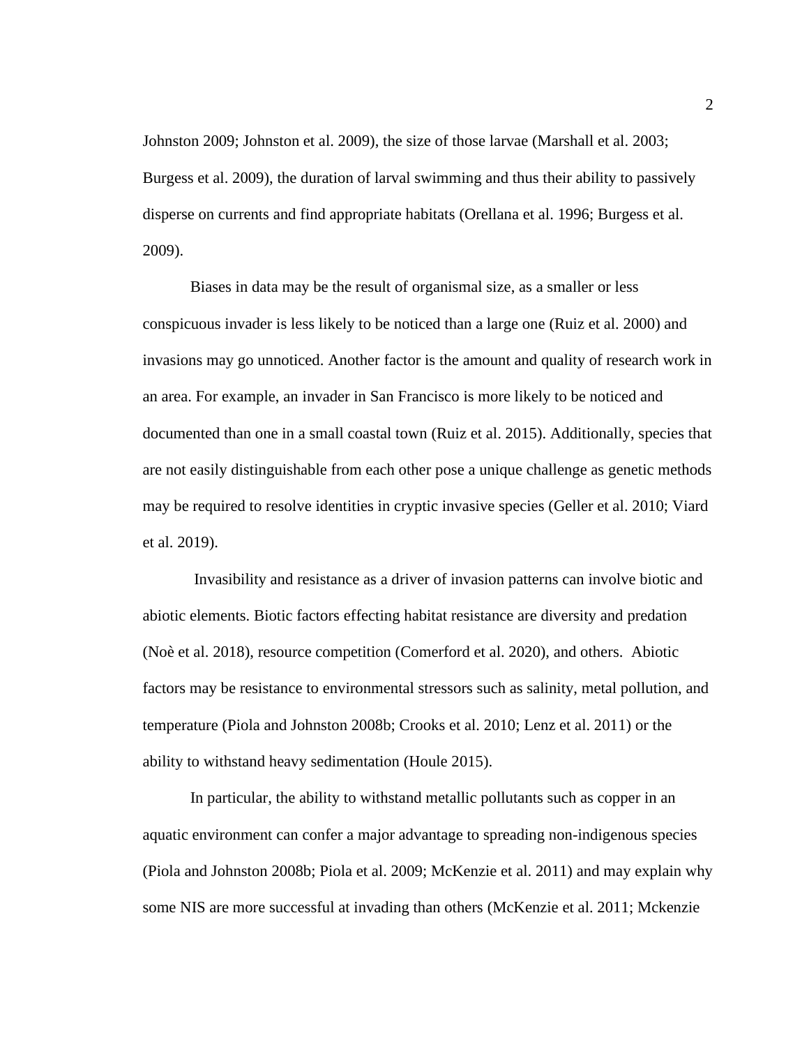Johnston 2009; Johnston et al. 2009), the size of those larvae (Marshall et al. 2003; Burgess et al. 2009), the duration of larval swimming and thus their ability to passively disperse on currents and find appropriate habitats (Orellana et al. 1996; Burgess et al. 2009).

Biases in data may be the result of organismal size, as a smaller or less conspicuous invader is less likely to be noticed than a large one (Ruiz et al. 2000) and invasions may go unnoticed. Another factor is the amount and quality of research work in an area. For example, an invader in San Francisco is more likely to be noticed and documented than one in a small coastal town (Ruiz et al. 2015). Additionally, species that are not easily distinguishable from each other pose a unique challenge as genetic methods may be required to resolve identities in cryptic invasive species (Geller et al. 2010; Viard et al. 2019).

Invasibility and resistance as a driver of invasion patterns can involve biotic and abiotic elements. Biotic factors effecting habitat resistance are diversity and predation (Noè et al. 2018), resource competition (Comerford et al. 2020), and others. Abiotic factors may be resistance to environmental stressors such as salinity, metal pollution, and temperature (Piola and Johnston 2008b; Crooks et al. 2010; Lenz et al. 2011) or the ability to withstand heavy sedimentation (Houle 2015).

In particular, the ability to withstand metallic pollutants such as copper in an aquatic environment can confer a major advantage to spreading non-indigenous species (Piola and Johnston 2008b; Piola et al. 2009; McKenzie et al. 2011) and may explain why some NIS are more successful at invading than others (McKenzie et al. 2011; Mckenzie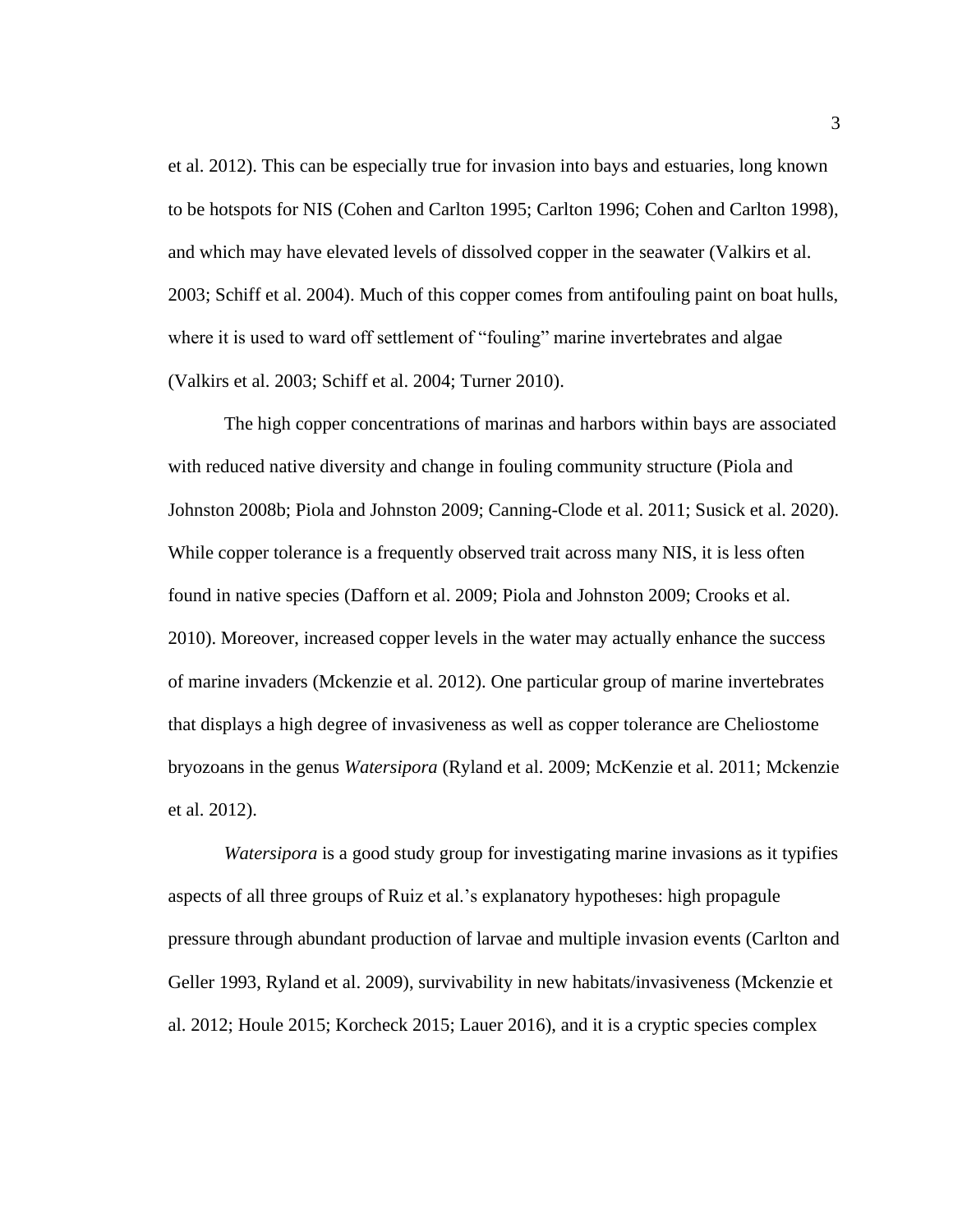et al. 2012). This can be especially true for invasion into bays and estuaries, long known to be hotspots for NIS (Cohen and Carlton 1995; Carlton 1996; Cohen and Carlton 1998), and which may have elevated levels of dissolved copper in the seawater (Valkirs et al. 2003; Schiff et al. 2004). Much of this copper comes from antifouling paint on boat hulls, where it is used to ward off settlement of "fouling" marine invertebrates and algae (Valkirs et al. 2003; Schiff et al. 2004; Turner 2010).

The high copper concentrations of marinas and harbors within bays are associated with reduced native diversity and change in fouling community structure (Piola and Johnston 2008b; Piola and Johnston 2009; Canning-Clode et al. 2011; Susick et al. 2020). While copper tolerance is a frequently observed trait across many NIS, it is less often found in native species (Dafforn et al. 2009; Piola and Johnston 2009; Crooks et al. 2010). Moreover, increased copper levels in the water may actually enhance the success of marine invaders (Mckenzie et al. 2012). One particular group of marine invertebrates that displays a high degree of invasiveness as well as copper tolerance are Cheliostome bryozoans in the genus *Watersipora* (Ryland et al. 2009; McKenzie et al. 2011; Mckenzie et al. 2012).

*Watersipora* is a good study group for investigating marine invasions as it typifies aspects of all three groups of Ruiz et al.'s explanatory hypotheses: high propagule pressure through abundant production of larvae and multiple invasion events (Carlton and Geller 1993, Ryland et al. 2009), survivability in new habitats/invasiveness (Mckenzie et al. 2012; Houle 2015; Korcheck 2015; Lauer 2016), and it is a cryptic species complex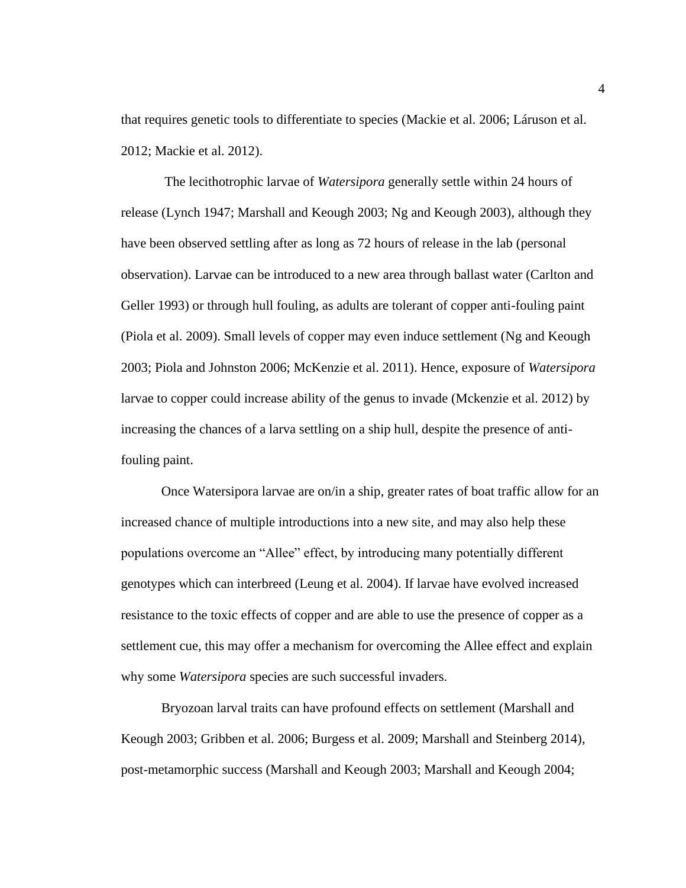that requires genetic tools to differentiate to species (Mackie et al. 2006; Láruson et al. 2012; Mackie et al. 2012).

The lecithotrophic larvae of *Watersipora* generally settle within 24 hours of release (Lynch 1947; Marshall and Keough 2003; Ng and Keough 2003), although they have been observed settling after as long as 72 hours of release in the lab (personal observation). Larvae can be introduced to a new area through ballast water (Carlton and Geller 1993) or through hull fouling, as adults are tolerant of copper anti-fouling paint (Piola et al. 2009). Small levels of copper may even induce settlement (Ng and Keough 2003; Piola and Johnston 2006; McKenzie et al. 2011). Hence, exposure of *Watersipora* larvae to copper could increase ability of the genus to invade (Mckenzie et al. 2012) by increasing the chances of a larva settling on a ship hull, despite the presence of anti-fouling paint.

Once Watersipora larvae are on/in a ship, greater rates of boat traffic allow for an increased chance of multiple introductions into a new site, and may also help these populations overcome an "Allee" effect, by introducing many potentially different genotypes which can interbreed (Leung et al. 2004). If larvae have evolved increased resistance to the toxic effects of copper and are able to use the presence of copper as a settlement cue, this may offer a mechanism for overcoming the Allee effect and explain why some *Watersipora* species are such successful invaders.

Bryozoan larval traits can have profound effects on settlement (Marshall and Keough 2003; Gribben et al. 2006; Burgess et al. 2009; Marshall and Steinberg 2014), post-metamorphic success (Marshall and Keough 2003; Marshall and Keough 2004;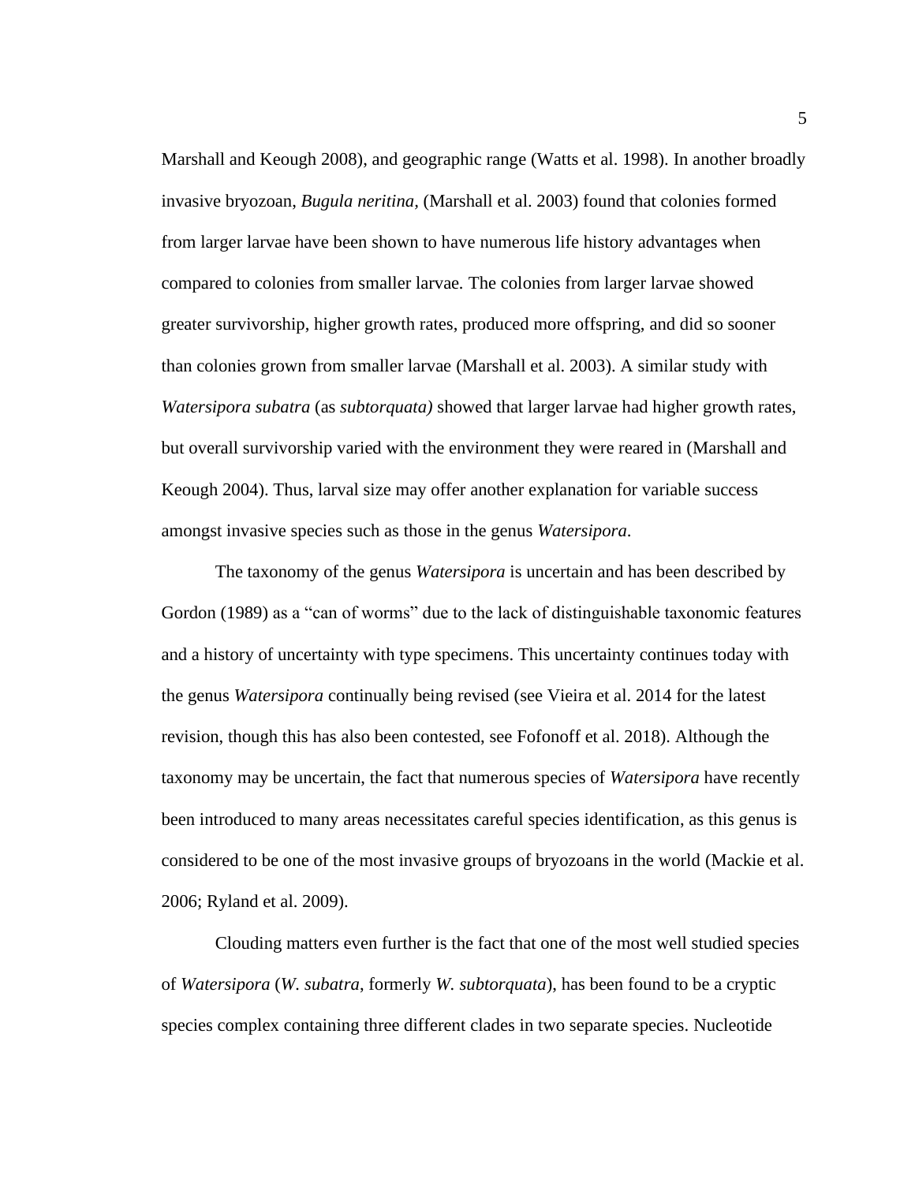Marshall and Keough 2008), and geographic range (Watts et al. 1998). In another broadly invasive bryozoan, *Bugula neritina,* (Marshall et al. 2003) found that colonies formed from larger larvae have been shown to have numerous life history advantages when compared to colonies from smaller larvae. The colonies from larger larvae showed greater survivorship, higher growth rates, produced more offspring, and did so sooner than colonies grown from smaller larvae (Marshall et al. 2003). A similar study with *Watersipora subatra* (as *subtorquata)* showed that larger larvae had higher growth rates, but overall survivorship varied with the environment they were reared in (Marshall and Keough 2004). Thus, larval size may offer another explanation for variable success amongst invasive species such as those in the genus *Watersipora*.

The taxonomy of the genus *Watersipora* is uncertain and has been described by Gordon (1989) as a "can of worms" due to the lack of distinguishable taxonomic features and a history of uncertainty with type specimens. This uncertainty continues today with the genus *Watersipora* continually being revised (see Vieira et al. 2014 for the latest revision, though this has also been contested, see Fofonoff et al. 2018). Although the taxonomy may be uncertain, the fact that numerous species of *Watersipora* have recently been introduced to many areas necessitates careful species identification, as this genus is considered to be one of the most invasive groups of bryozoans in the world (Mackie et al. 2006; Ryland et al. 2009).

Clouding matters even further is the fact that one of the most well studied species of *Watersipora* (*W. subatra*, formerly *W. subtorquata*), has been found to be a cryptic species complex containing three different clades in two separate species. Nucleotide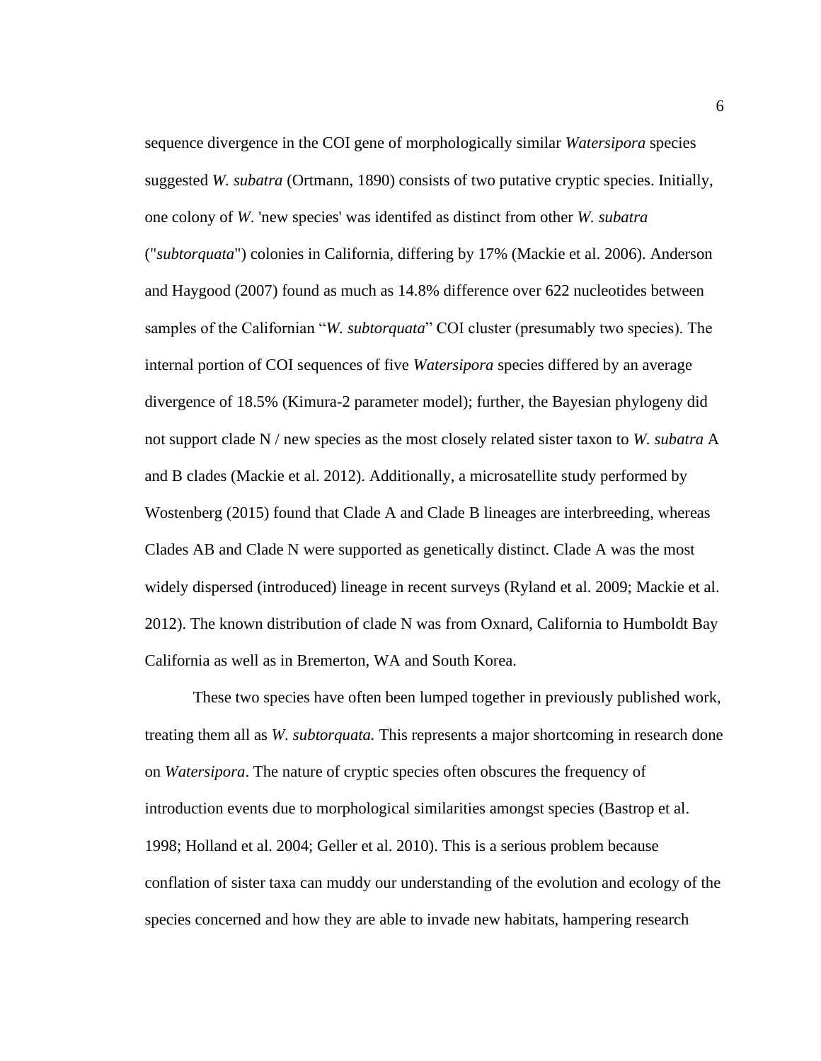sequence divergence in the COI gene of morphologically similar *Watersipora* species suggested *W. subatra* (Ortmann, 1890) consists of two putative cryptic species. Initially, one colony of *W.* 'new species' was identifed as distinct from other *W. subatra* ("*subtorquata*") colonies in California, differing by 17% (Mackie et al. 2006). Anderson and Haygood (2007) found as much as 14.8% difference over 622 nucleotides between samples of the Californian "*W. subtorquata*" COI cluster (presumably two species). The internal portion of COI sequences of five *Watersipora* species differed by an average divergence of 18.5% (Kimura-2 parameter model); further, the Bayesian phylogeny did not support clade N / new species as the most closely related sister taxon to *W. subatra* A and B clades (Mackie et al. 2012). Additionally, a microsatellite study performed by Wostenberg (2015) found that Clade A and Clade B lineages are interbreeding, whereas Clades AB and Clade N were supported as genetically distinct. Clade A was the most widely dispersed (introduced) lineage in recent surveys (Ryland et al. 2009; Mackie et al. 2012). The known distribution of clade N was from Oxnard, California to Humboldt Bay California as well as in Bremerton, WA and South Korea.

These two species have often been lumped together in previously published work, treating them all as *W. subtorquata.* This represents a major shortcoming in research done on *Watersipora*. The nature of cryptic species often obscures the frequency of introduction events due to morphological similarities amongst species (Bastrop et al. 1998; Holland et al. 2004; Geller et al. 2010). This is a serious problem because conflation of sister taxa can muddy our understanding of the evolution and ecology of the species concerned and how they are able to invade new habitats, hampering research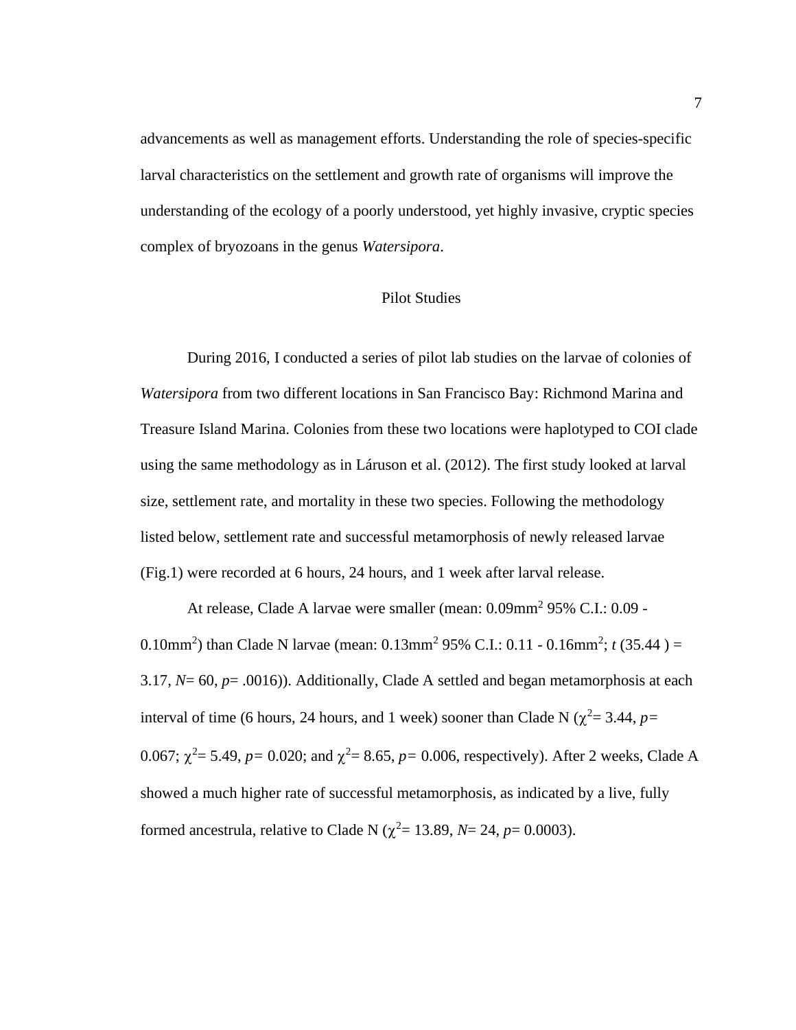advancements as well as management efforts. Understanding the role of species-specific larval characteristics on the settlement and growth rate of organisms will improve the understanding of the ecology of a poorly understood, yet highly invasive, cryptic species complex of bryozoans in the genus *Watersipora*.

## Pilot Studies

During 2016, I conducted a series of pilot lab studies on the larvae of colonies of *Watersipora* from two different locations in San Francisco Bay: Richmond Marina and Treasure Island Marina. Colonies from these two locations were haplotyped to COI clade using the same methodology as in Láruson et al. (2012). The first study looked at larval size, settlement rate, and mortality in these two species. Following the methodology listed below, settlement rate and successful metamorphosis of newly released larvae (Fig.1) were recorded at 6 hours, 24 hours, and 1 week after larval release.

At release, Clade A larvae were smaller (mean: $0.09mm^2$ 95% C.I.: 0.09 - $0.10mm^2$) than Clade N larvae (mean: $0.13mm^2$ 95% C.I.: 0.11 - $0.16mm^2$; $t\,(35.44) = 3.17$, $N= 60$, $p= .0016$)). Additionally, Clade A settled and began metamorphosis at each interval of time (6 hours, 24 hours, and 1 week) sooner than Clade N ($\chi^2= 3.44$, $p= 0.067$; $\chi^2= 5.49$, $p= 0.020$; and $\chi^2= 8.65$, $p= 0.006$, respectively). After 2 weeks, Clade A showed a much higher rate of successful metamorphosis, as indicated by a live, fully formed ancestrula, relative to Clade N ($\chi^2= 13.89$, $N= 24$, $p= 0.0003$).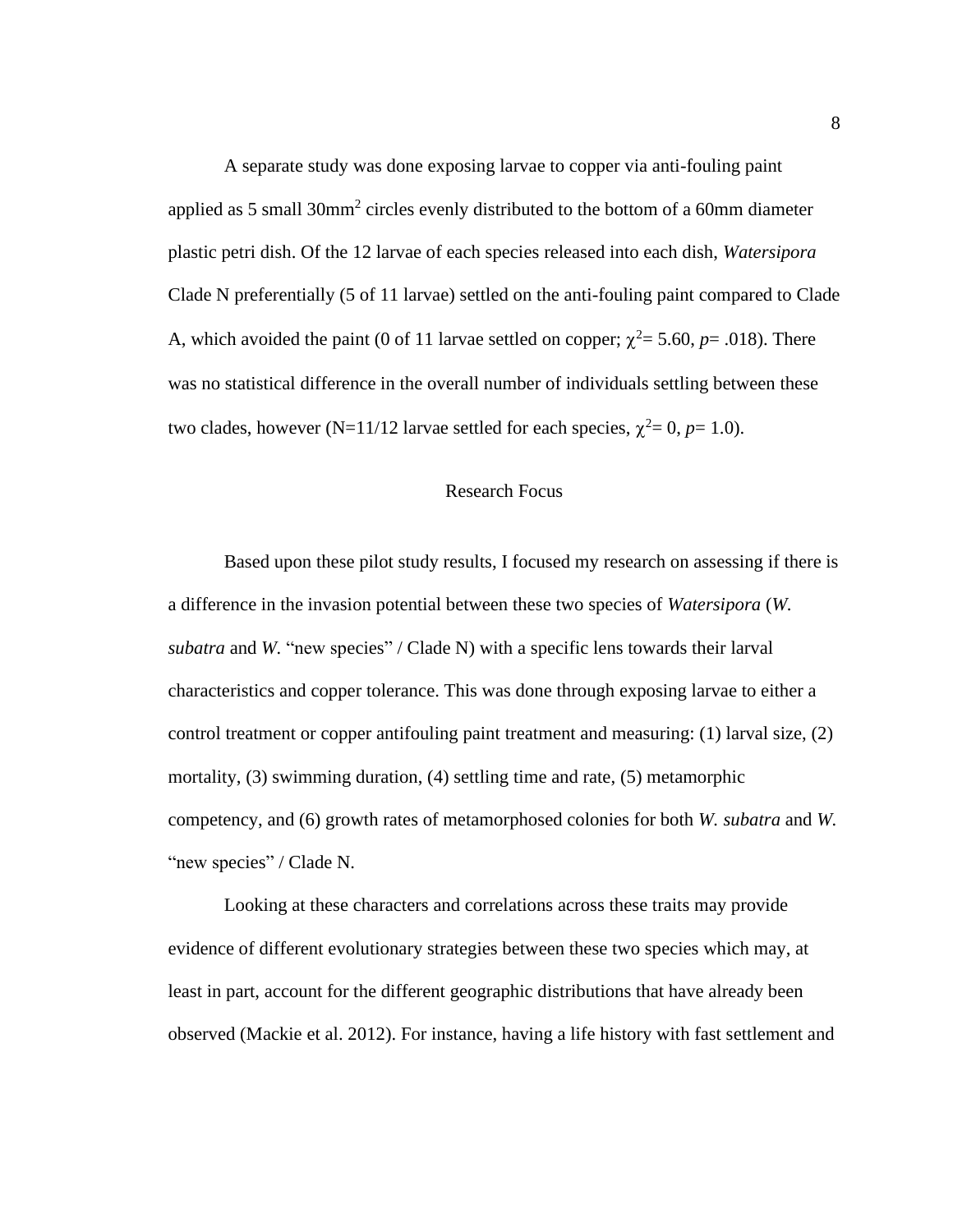A separate study was done exposing larvae to copper via anti-fouling paint applied as 5 small 30mm$^2$ circles evenly distributed to the bottom of a 60mm diameter plastic petri dish. Of the 12 larvae of each species released into each dish, *Watersipora* Clade N preferentially (5 of 11 larvae) settled on the anti-fouling paint compared to Clade A, which avoided the paint (0 of 11 larvae settled on copper; $\chi^2$= 5.60, *p*= .018). There was no statistical difference in the overall number of individuals settling between these two clades, however (N=11/12 larvae settled for each species, $\chi^2$= 0, *p*= 1.0).

## Research Focus

Based upon these pilot study results, I focused my research on assessing if there is a difference in the invasion potential between these two species of *Watersipora* (*W. subatra* and *W.* "new species" / Clade N) with a specific lens towards their larval characteristics and copper tolerance. This was done through exposing larvae to either a control treatment or copper antifouling paint treatment and measuring: (1) larval size, (2) mortality, (3) swimming duration, (4) settling time and rate, (5) metamorphic competency, and (6) growth rates of metamorphosed colonies for both *W. subatra* and *W.* "new species" / Clade N.

Looking at these characters and correlations across these traits may provide evidence of different evolutionary strategies between these two species which may, at least in part, account for the different geographic distributions that have already been observed (Mackie et al. 2012). For instance, having a life history with fast settlement and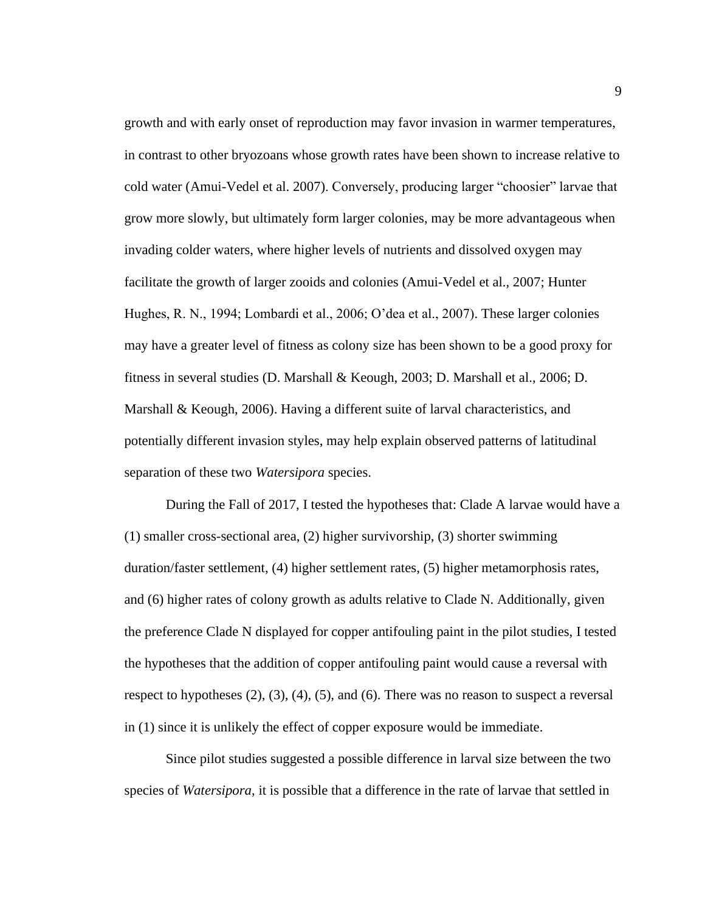growth and with early onset of reproduction may favor invasion in warmer temperatures, in contrast to other bryozoans whose growth rates have been shown to increase relative to cold water (Amui-Vedel et al. 2007). Conversely, producing larger "choosier" larvae that grow more slowly, but ultimately form larger colonies, may be more advantageous when invading colder waters, where higher levels of nutrients and dissolved oxygen may facilitate the growth of larger zooids and colonies (Amui-Vedel et al., 2007; Hunter Hughes, R. N., 1994; Lombardi et al., 2006; O'dea et al., 2007). These larger colonies may have a greater level of fitness as colony size has been shown to be a good proxy for fitness in several studies (D. Marshall & Keough, 2003; D. Marshall et al., 2006; D. Marshall & Keough, 2006). Having a different suite of larval characteristics, and potentially different invasion styles, may help explain observed patterns of latitudinal separation of these two *Watersipora* species.

During the Fall of 2017, I tested the hypotheses that: Clade A larvae would have a (1) smaller cross-sectional area, (2) higher survivorship, (3) shorter swimming duration/faster settlement, (4) higher settlement rates, (5) higher metamorphosis rates, and (6) higher rates of colony growth as adults relative to Clade N. Additionally, given the preference Clade N displayed for copper antifouling paint in the pilot studies, I tested the hypotheses that the addition of copper antifouling paint would cause a reversal with respect to hypotheses (2), (3), (4), (5), and (6). There was no reason to suspect a reversal in (1) since it is unlikely the effect of copper exposure would be immediate.

Since pilot studies suggested a possible difference in larval size between the two species of *Watersipora*, it is possible that a difference in the rate of larvae that settled in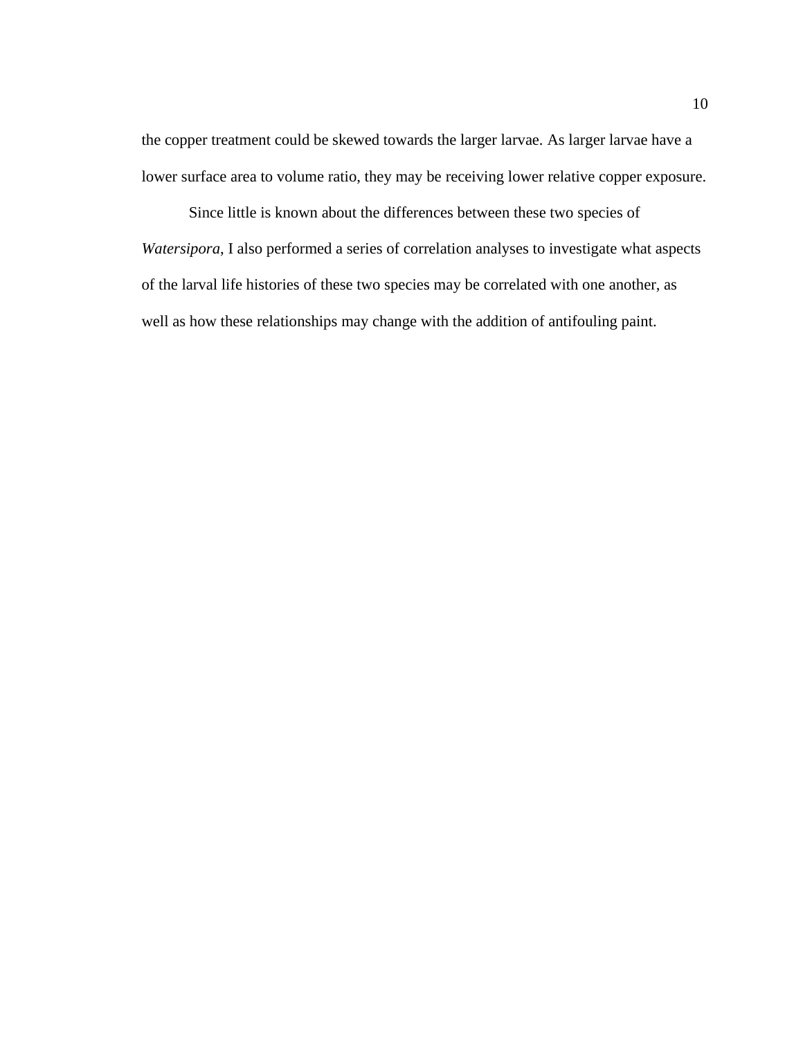the copper treatment could be skewed towards the larger larvae. As larger larvae have a lower surface area to volume ratio, they may be receiving lower relative copper exposure.

Since little is known about the differences between these two species of *Watersipora*, I also performed a series of correlation analyses to investigate what aspects of the larval life histories of these two species may be correlated with one another, as well as how these relationships may change with the addition of antifouling paint.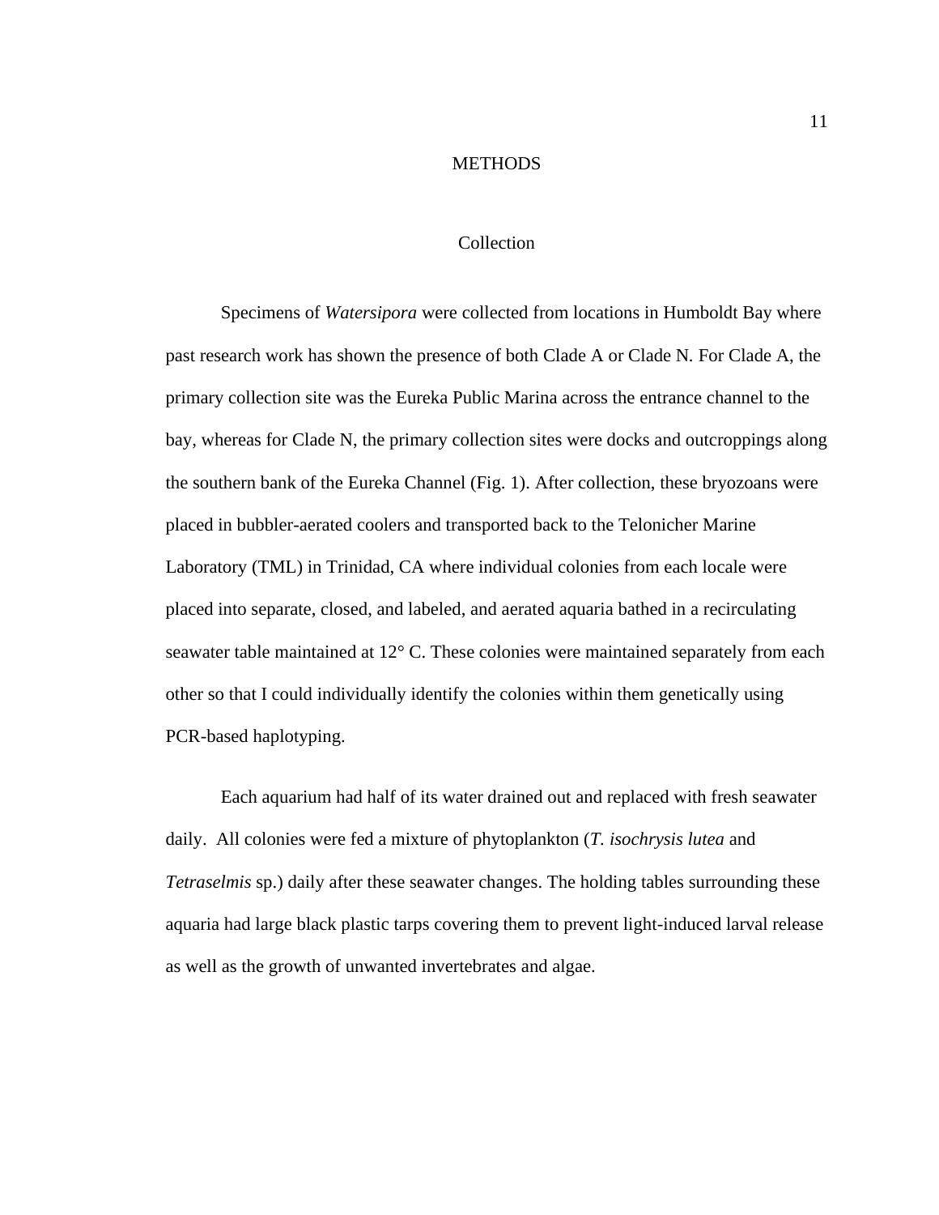# METHODS

## Collection

Specimens of *Watersipora* were collected from locations in Humboldt Bay where past research work has shown the presence of both Clade A or Clade N. For Clade A, the primary collection site was the Eureka Public Marina across the entrance channel to the bay, whereas for Clade N, the primary collection sites were docks and outcroppings along the southern bank of the Eureka Channel (Fig. 1). After collection, these bryozoans were placed in bubbler-aerated coolers and transported back to the Telonicher Marine Laboratory (TML) in Trinidad, CA where individual colonies from each locale were placed into separate, closed, and labeled, and aerated aquaria bathed in a recirculating seawater table maintained at 12° C. These colonies were maintained separately from each other so that I could individually identify the colonies within them genetically using PCR-based haplotyping.

Each aquarium had half of its water drained out and replaced with fresh seawater daily. All colonies were fed a mixture of phytoplankton (*T. isochrysis lutea* and *Tetraselmis* sp.) daily after these seawater changes. The holding tables surrounding these aquaria had large black plastic tarps covering them to prevent light-induced larval release as well as the growth of unwanted invertebrates and algae.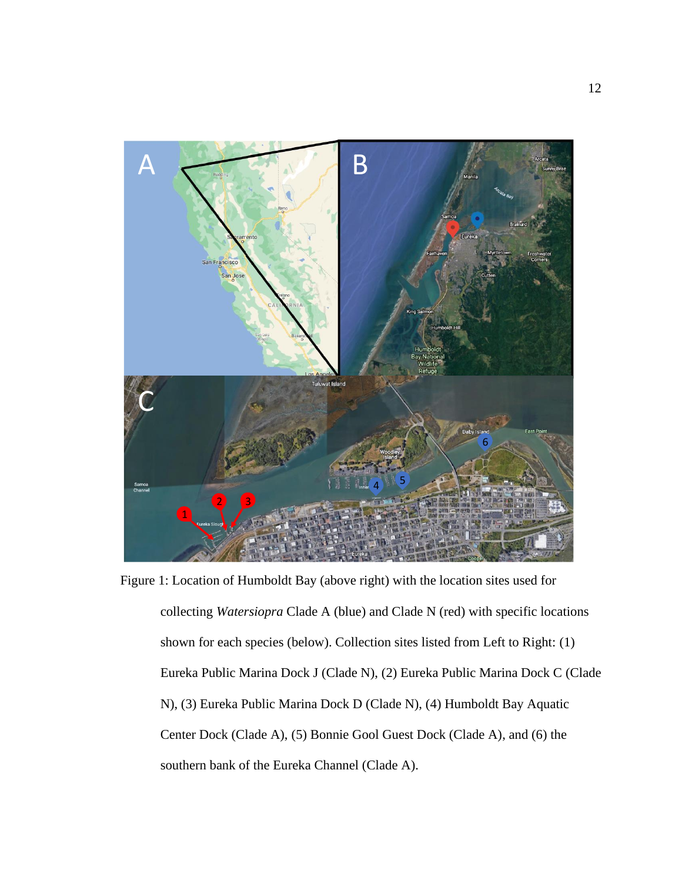Figure 1: Location of Humboldt Bay (above right) with the location sites used for collecting *Watersiopra* Clade A (blue) and Clade N (red) with specific locations shown for each species (below). Collection sites listed from Left to Right: (1) Eureka Public Marina Dock J (Clade N), (2) Eureka Public Marina Dock C (Clade N), (3) Eureka Public Marina Dock D (Clade N), (4) Humboldt Bay Aquatic Center Dock (Clade A), (5) Bonnie Gool Guest Dock (Clade A), and (6) the southern bank of the Eureka Channel (Clade A).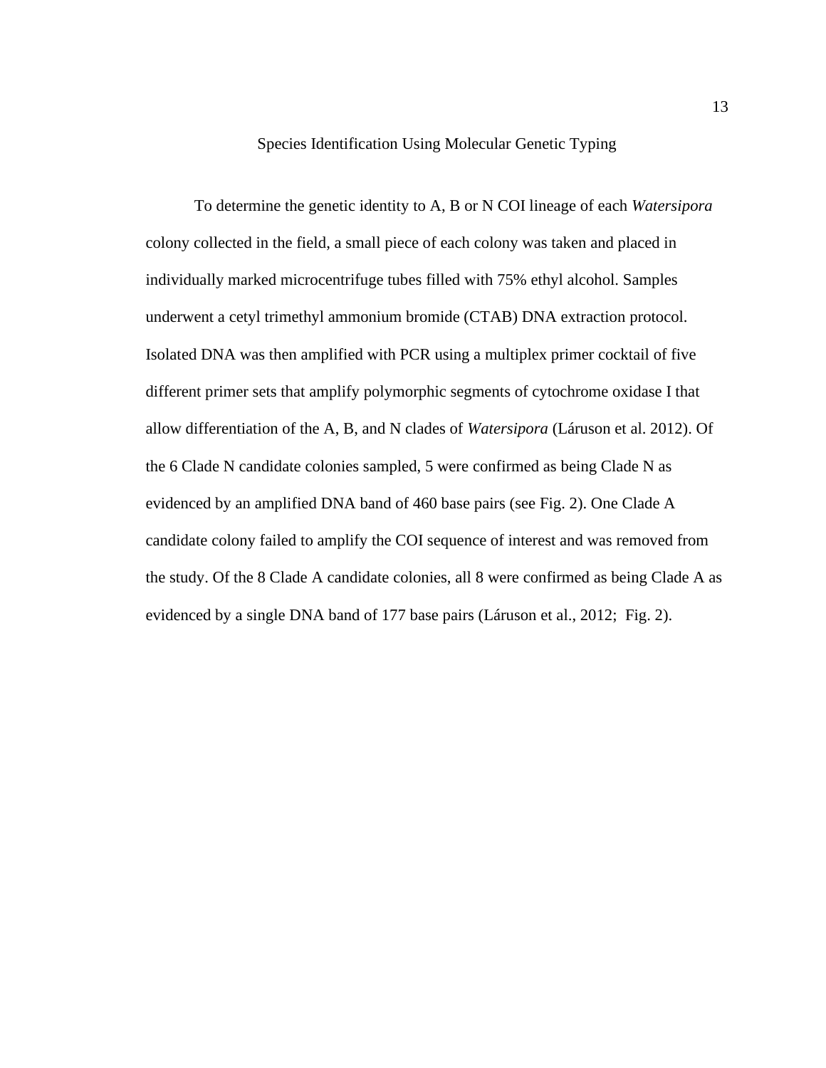## Species Identification Using Molecular Genetic Typing

To determine the genetic identity to A, B or N COI lineage of each *Watersipora* colony collected in the field, a small piece of each colony was taken and placed in individually marked microcentrifuge tubes filled with 75% ethyl alcohol. Samples underwent a cetyl trimethyl ammonium bromide (CTAB) DNA extraction protocol. Isolated DNA was then amplified with PCR using a multiplex primer cocktail of five different primer sets that amplify polymorphic segments of cytochrome oxidase I that allow differentiation of the A, B, and N clades of *Watersipora* (Láruson et al. 2012). Of the 6 Clade N candidate colonies sampled, 5 were confirmed as being Clade N as evidenced by an amplified DNA band of 460 base pairs (see Fig. 2). One Clade A candidate colony failed to amplify the COI sequence of interest and was removed from the study. Of the 8 Clade A candidate colonies, all 8 were confirmed as being Clade A as evidenced by a single DNA band of 177 base pairs (Láruson et al., 2012; Fig. 2).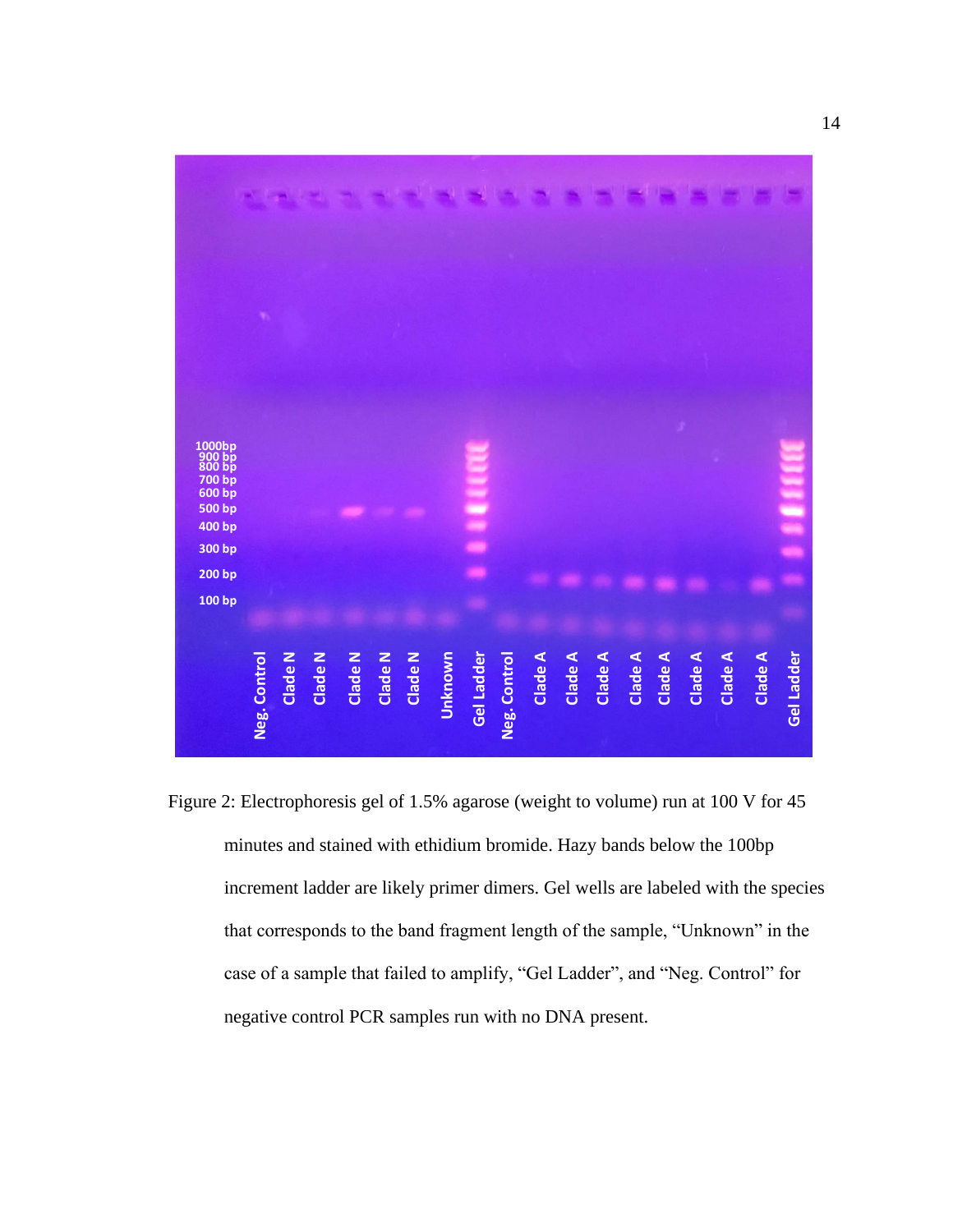Figure 2: Electrophoresis gel of 1.5% agarose (weight to volume) run at 100 V for 45 minutes and stained with ethidium bromide. Hazy bands below the 100bp increment ladder are likely primer dimers. Gel wells are labeled with the species that corresponds to the band fragment length of the sample, “Unknown” in the case of a sample that failed to amplify, “Gel Ladder”, and “Neg. Control” for negative control PCR samples run with no DNA present.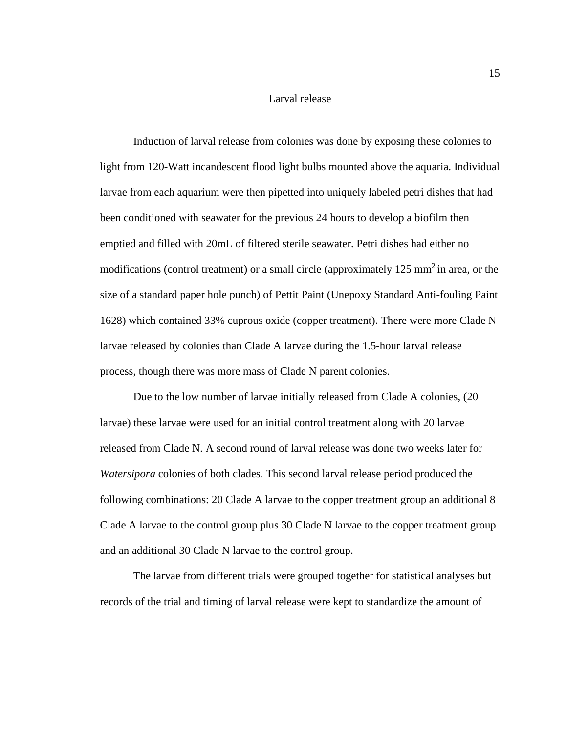## Larval release

Induction of larval release from colonies was done by exposing these colonies to light from 120-Watt incandescent flood light bulbs mounted above the aquaria. Individual larvae from each aquarium were then pipetted into uniquely labeled petri dishes that had been conditioned with seawater for the previous 24 hours to develop a biofilm then emptied and filled with 20mL of filtered sterile seawater. Petri dishes had either no modifications (control treatment) or a small circle (approximately 125 $mm^2$ in area, or the size of a standard paper hole punch) of Pettit Paint (Unepoxy Standard Anti-fouling Paint 1628) which contained 33% cuprous oxide (copper treatment). There were more Clade N larvae released by colonies than Clade A larvae during the 1.5-hour larval release process, though there was more mass of Clade N parent colonies.

Due to the low number of larvae initially released from Clade A colonies, (20 larvae) these larvae were used for an initial control treatment along with 20 larvae released from Clade N. A second round of larval release was done two weeks later for *Watersipora* colonies of both clades. This second larval release period produced the following combinations: 20 Clade A larvae to the copper treatment group an additional 8 Clade A larvae to the control group plus 30 Clade N larvae to the copper treatment group and an additional 30 Clade N larvae to the control group.

The larvae from different trials were grouped together for statistical analyses but records of the trial and timing of larval release were kept to standardize the amount of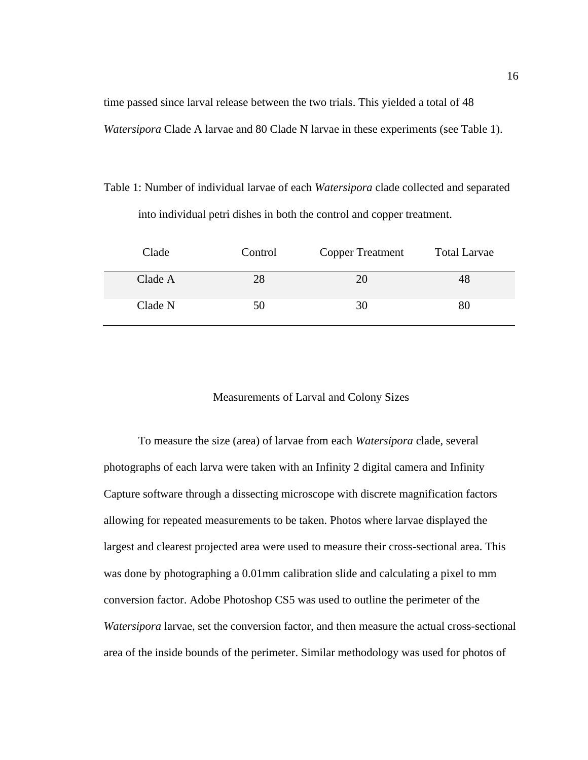time passed since larval release between the two trials. This yielded a total of 48 *Watersipora* Clade A larvae and 80 Clade N larvae in these experiments (see Table 1).

Table 1: Number of individual larvae of each *Watersipora* clade collected and separated into individual petri dishes in both the control and copper treatment.

| Clade | Control | Copper Treatment | Total Larvae |
|---|---|---|---|
| Clade A | 28 | 20 | 48 |
| Clade N | 50 | 30 | 80 |

## Measurements of Larval and Colony Sizes

To measure the size (area) of larvae from each *Watersipora* clade, several photographs of each larva were taken with an Infinity 2 digital camera and Infinity Capture software through a dissecting microscope with discrete magnification factors allowing for repeated measurements to be taken. Photos where larvae displayed the largest and clearest projected area were used to measure their cross-sectional area. This was done by photographing a 0.01mm calibration slide and calculating a pixel to mm conversion factor. Adobe Photoshop CS5 was used to outline the perimeter of the *Watersipora* larvae, set the conversion factor, and then measure the actual cross-sectional area of the inside bounds of the perimeter. Similar methodology was used for photos of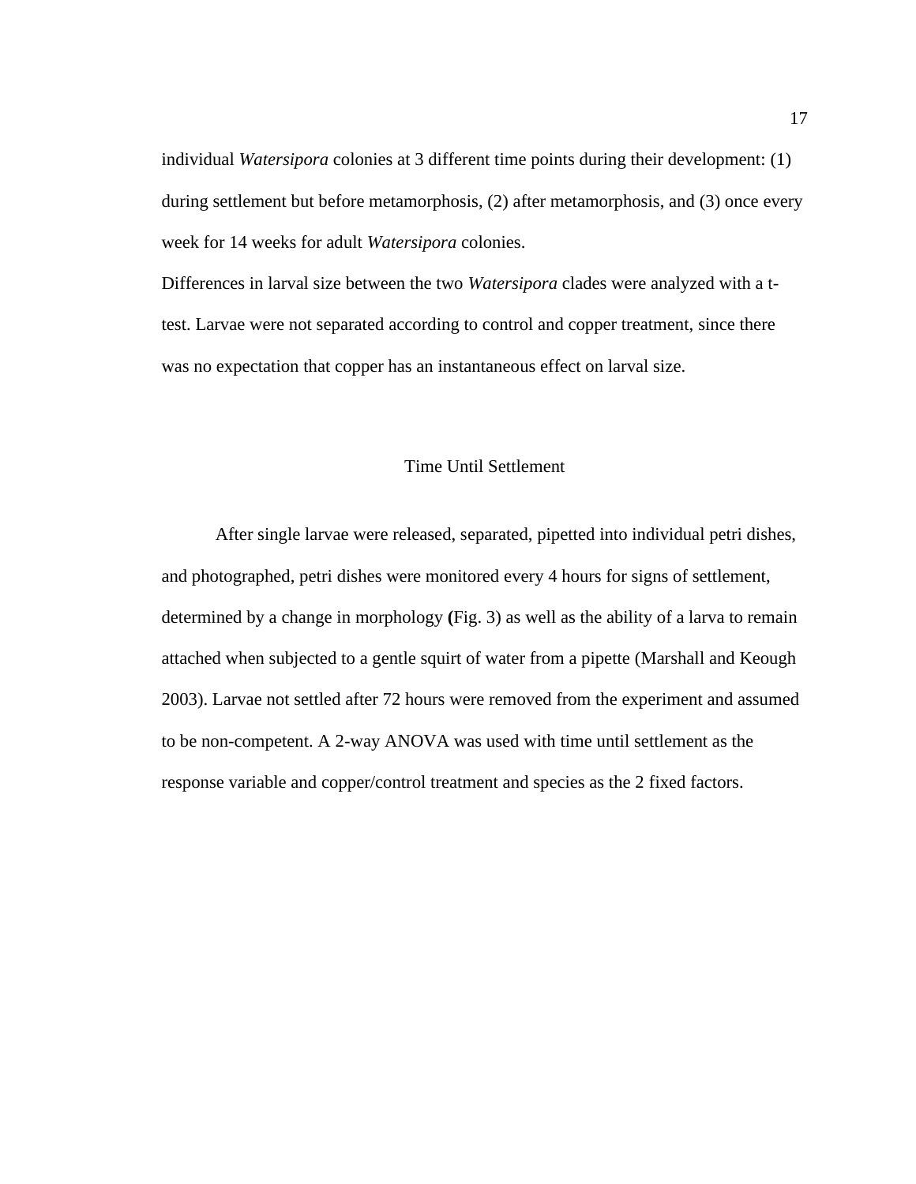individual *Watersipora* colonies at 3 different time points during their development: (1) during settlement but before metamorphosis, (2) after metamorphosis, and (3) once every week for 14 weeks for adult *Watersipora* colonies.

Differences in larval size between the two *Watersipora* clades were analyzed with a t-test. Larvae were not separated according to control and copper treatment, since there was no expectation that copper has an instantaneous effect on larval size.

## Time Until Settlement

After single larvae were released, separated, pipetted into individual petri dishes, and photographed, petri dishes were monitored every 4 hours for signs of settlement, determined by a change in morphology **(**Fig. 3) as well as the ability of a larva to remain attached when subjected to a gentle squirt of water from a pipette (Marshall and Keough 2003). Larvae not settled after 72 hours were removed from the experiment and assumed to be non-competent. A 2-way ANOVA was used with time until settlement as the response variable and copper/control treatment and species as the 2 fixed factors.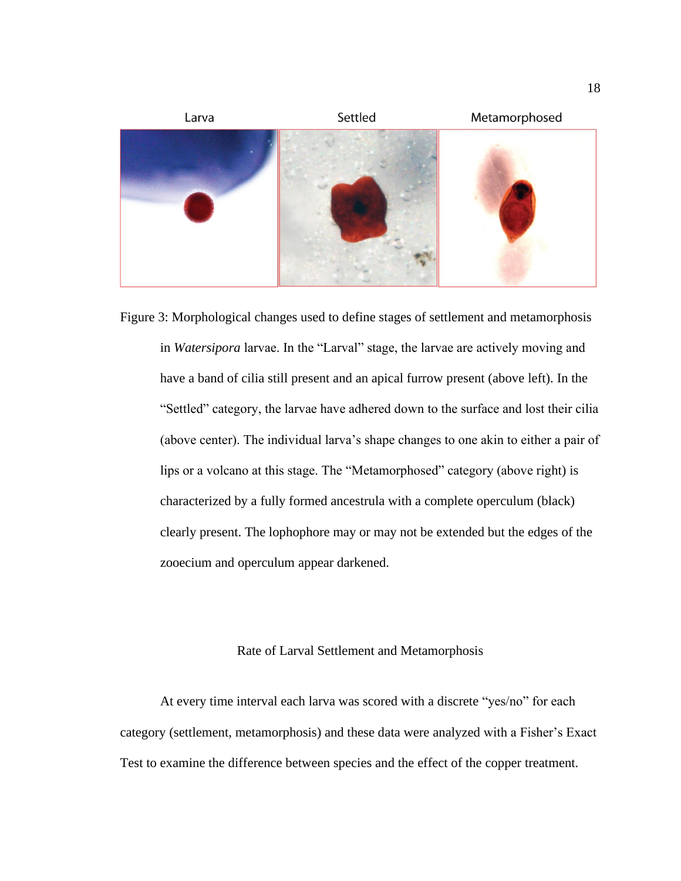Larva Settled Metamorphosed

Figure 3: Morphological changes used to define stages of settlement and metamorphosis in *Watersipora* larvae. In the “Larval” stage, the larvae are actively moving and have a band of cilia still present and an apical furrow present (above left). In the “Settled” category, the larvae have adhered down to the surface and lost their cilia (above center). The individual larva’s shape changes to one akin to either a pair of lips or a volcano at this stage. The “Metamorphosed” category (above right) is characterized by a fully formed ancestrula with a complete operculum (black) clearly present. The lophophore may or may not be extended but the edges of the zooecium and operculum appear darkened.

## Rate of Larval Settlement and Metamorphosis

At every time interval each larva was scored with a discrete “yes/no” for each category (settlement, metamorphosis) and these data were analyzed with a Fisher’s Exact Test to examine the difference between species and the effect of the copper treatment.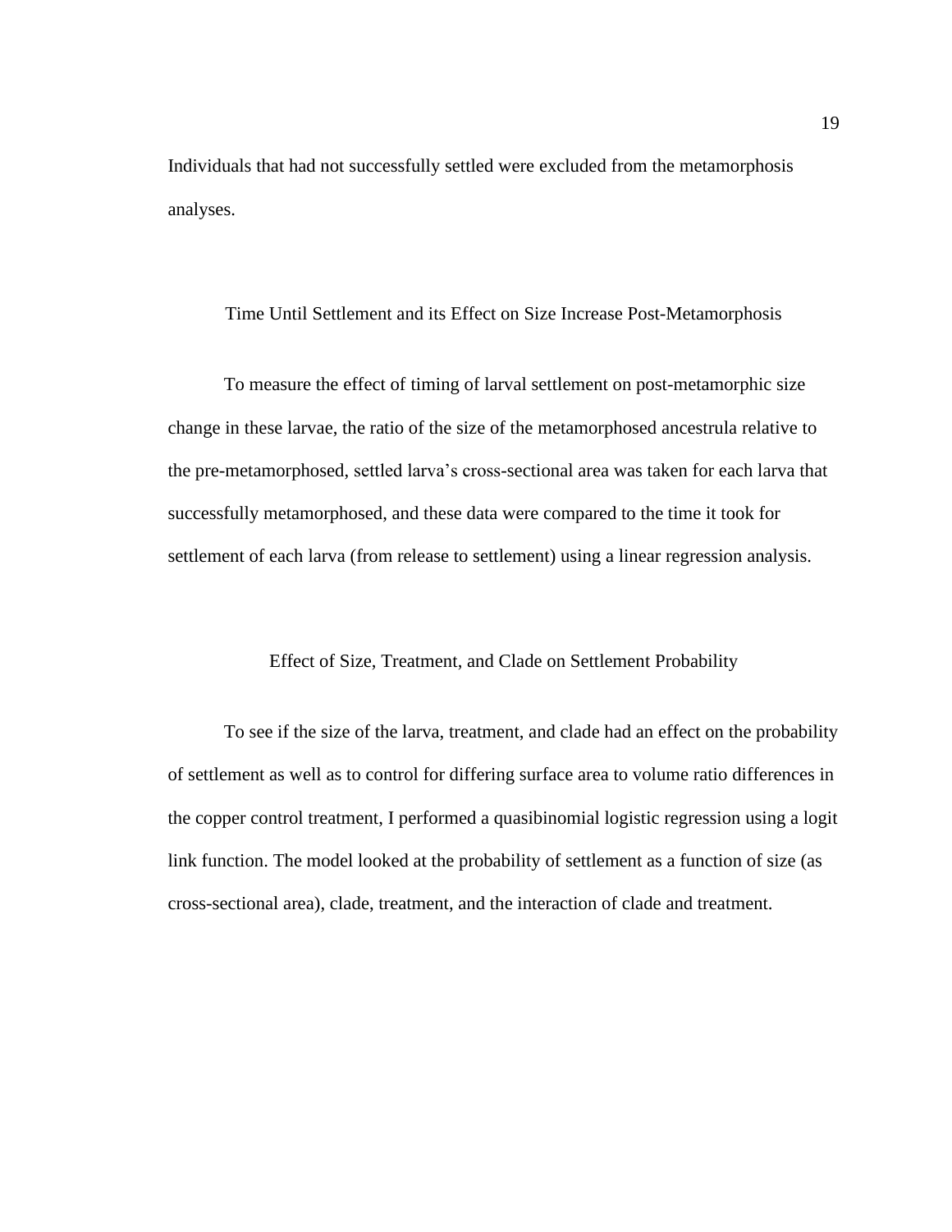Individuals that had not successfully settled were excluded from the metamorphosis analyses.

### Time Until Settlement and its Effect on Size Increase Post-Metamorphosis

To measure the effect of timing of larval settlement on post-metamorphic size change in these larvae, the ratio of the size of the metamorphosed ancestrula relative to the pre-metamorphosed, settled larva's cross-sectional area was taken for each larva that successfully metamorphosed, and these data were compared to the time it took for settlement of each larva (from release to settlement) using a linear regression analysis.

### Effect of Size, Treatment, and Clade on Settlement Probability

To see if the size of the larva, treatment, and clade had an effect on the probability of settlement as well as to control for differing surface area to volume ratio differences in the copper control treatment, I performed a quasibinomial logistic regression using a logit link function. The model looked at the probability of settlement as a function of size (as cross-sectional area), clade, treatment, and the interaction of clade and treatment.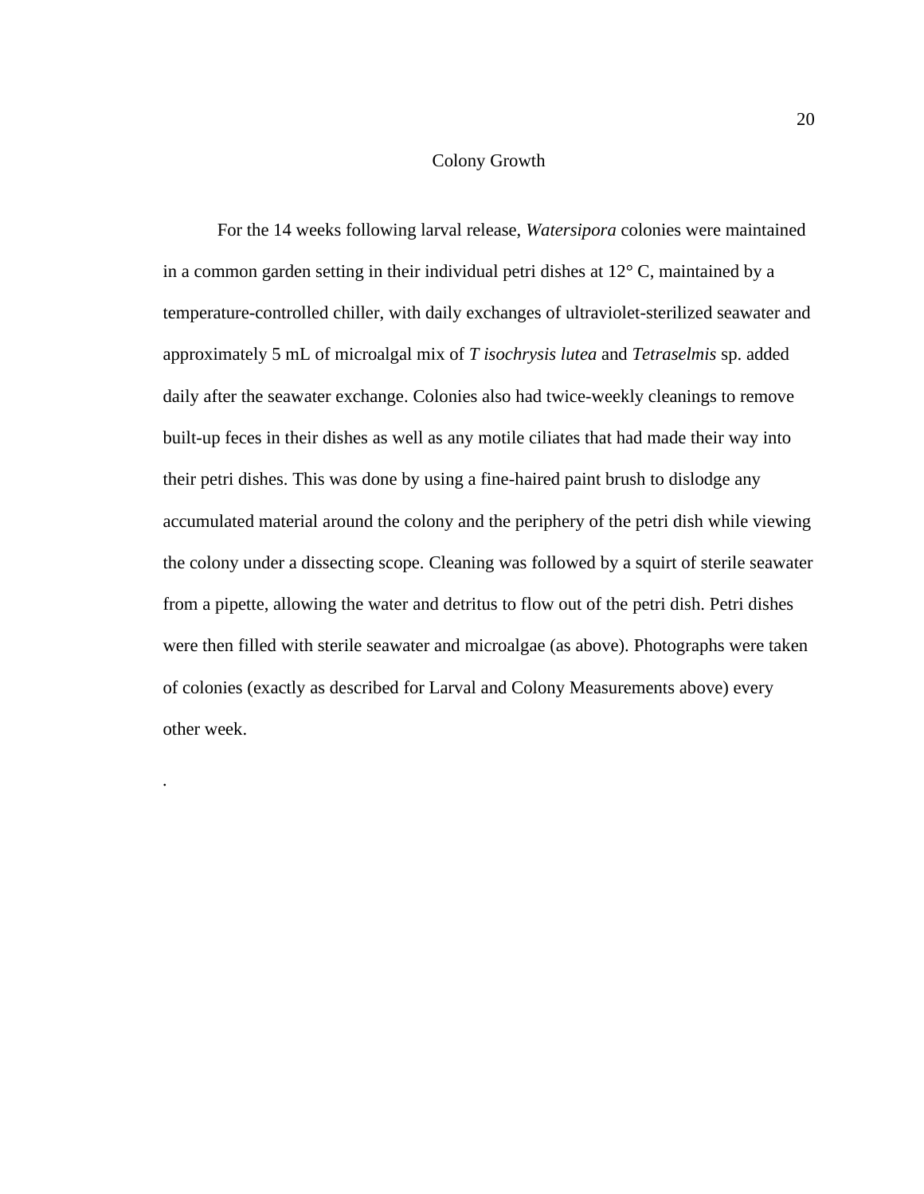## Colony Growth

For the 14 weeks following larval release, *Watersipora* colonies were maintained in a common garden setting in their individual petri dishes at 12° C, maintained by a temperature-controlled chiller, with daily exchanges of ultraviolet-sterilized seawater and approximately 5 mL of microalgal mix of *T isochrysis lutea* and *Tetraselmis* sp. added daily after the seawater exchange. Colonies also had twice-weekly cleanings to remove built-up feces in their dishes as well as any motile ciliates that had made their way into their petri dishes. This was done by using a fine-haired paint brush to dislodge any accumulated material around the colony and the periphery of the petri dish while viewing the colony under a dissecting scope. Cleaning was followed by a squirt of sterile seawater from a pipette, allowing the water and detritus to flow out of the petri dish. Petri dishes were then filled with sterile seawater and microalgae (as above). Photographs were taken of colonies (exactly as described for Larval and Colony Measurements above) every other week.

.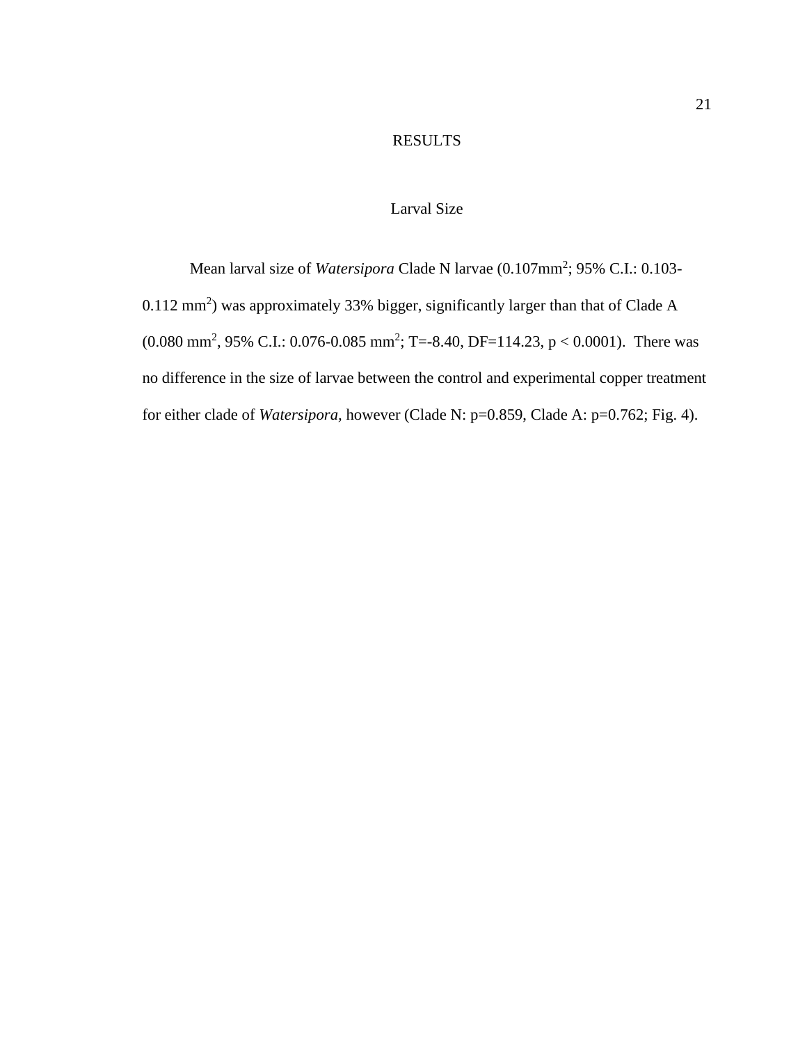# RESULTS

## Larval Size

Mean larval size of *Watersipora* Clade N larvae (0.107mm$^2$; 95% C.I.: 0.103-0.112 mm$^2$) was approximately 33% bigger, significantly larger than that of Clade A (0.080 mm$^2$, 95% C.I.: 0.076-0.085 mm$^2$; T=-8.40, DF=114.23, $p < 0.0001$). There was no difference in the size of larvae between the control and experimental copper treatment for either clade of *Watersipora*, however (Clade N: p=0.859, Clade A: p=0.762; Fig. 4).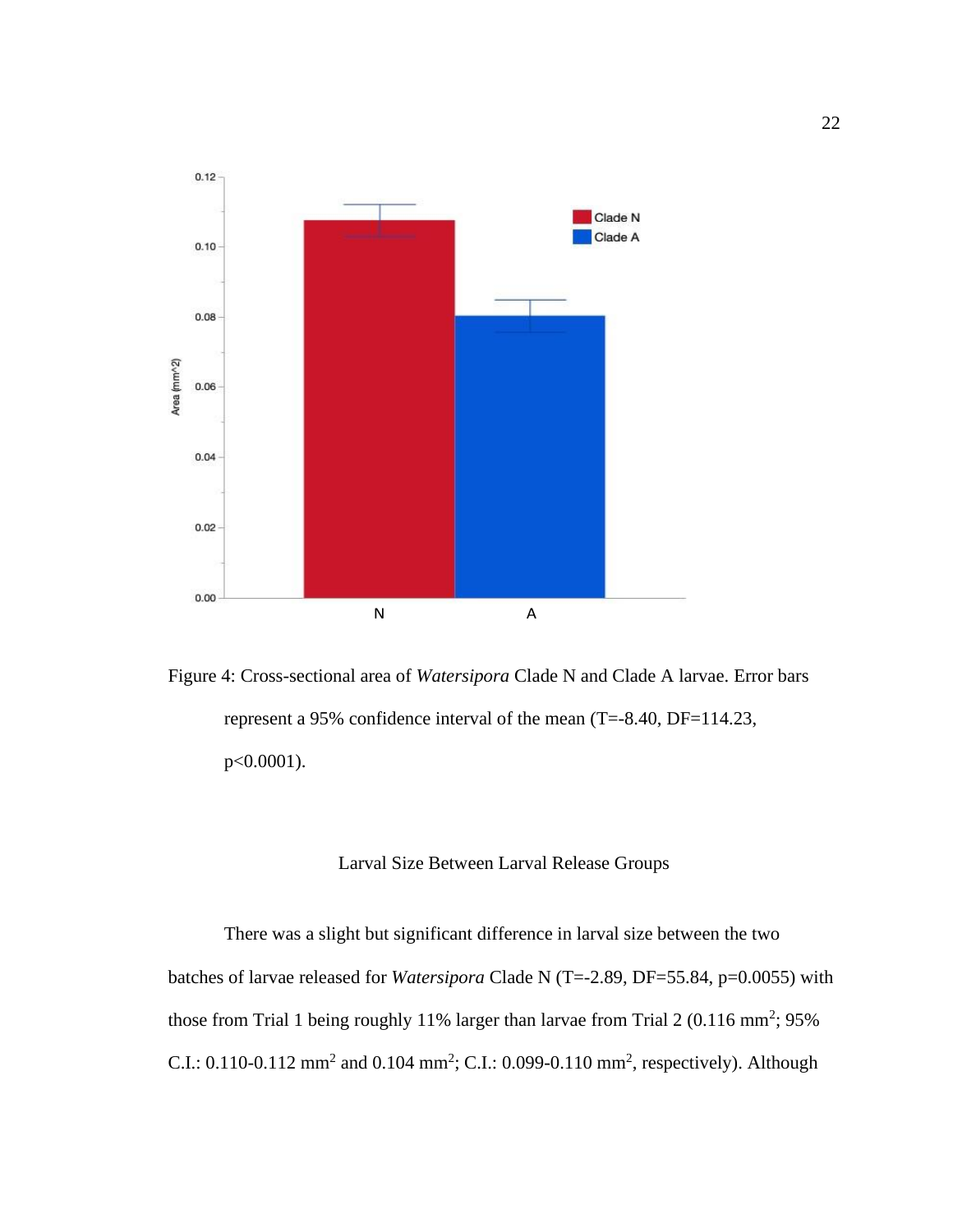Figure 4: Cross-sectional area of *Watersipora* Clade N and Clade A larvae. Error bars represent a 95% confidence interval of the mean ($T=-8.40$, $DF=114.23$, $p<0.0001$).

### Larval Size Between Larval Release Groups

There was a slight but significant difference in larval size between the two batches of larvae released for *Watersipora* Clade N ($T=-2.89$, $DF=55.84$, $p=0.0055$) with those from Trial 1 being roughly 11% larger than larvae from Trial 2 (0.116 $mm^2$; 95% C.I.: 0.110-0.112 $mm^2$ and 0.104 $mm^2$; C.I.: 0.099-0.110 $mm^2$, respectively). Although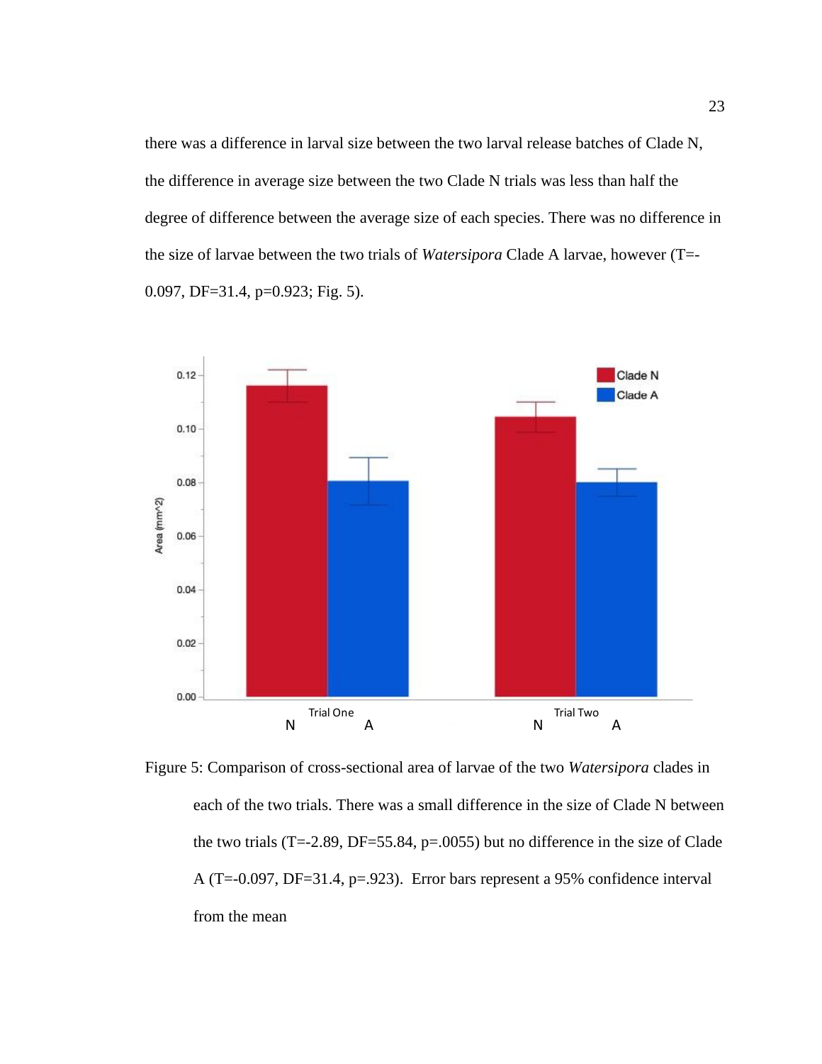there was a difference in larval size between the two larval release batches of Clade N, the difference in average size between the two Clade N trials was less than half the degree of difference between the average size of each species. There was no difference in the size of larvae between the two trials of *Watersipora* Clade A larvae, however ($T=-0.097$, $DF=31.4$, $p=0.923$; Fig. 5).

Figure 5: Comparison of cross-sectional area of larvae of the two *Watersipora* clades in each of the two trials. There was a small difference in the size of Clade N between the two trials ($T=-2.89$, $DF=55.84$, $p=.0055$) but no difference in the size of Clade A ($T=-0.097$, $DF=31.4$, $p=.923$). Error bars represent a 95% confidence interval from the mean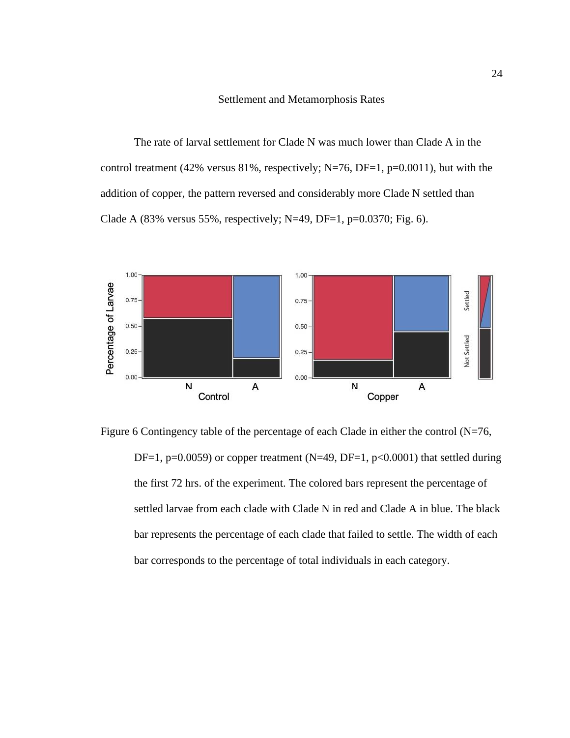## Settlement and Metamorphosis Rates

The rate of larval settlement for Clade N was much lower than Clade A in the control treatment (42% versus 81%, respectively; N=76, DF=1, p=0.0011), but with the addition of copper, the pattern reversed and considerably more Clade N settled than Clade A (83% versus 55%, respectively; N=49, DF=1, p=0.0370; Fig. 6).

Figure 6 Contingency table of the percentage of each Clade in either the control (N=76, DF=1, p=0.0059) or copper treatment (N=49, DF=1, p<0.0001) that settled during the first 72 hrs. of the experiment. The colored bars represent the percentage of settled larvae from each clade with Clade N in red and Clade A in blue. The black bar represents the percentage of each clade that failed to settle. The width of each bar corresponds to the percentage of total individuals in each category.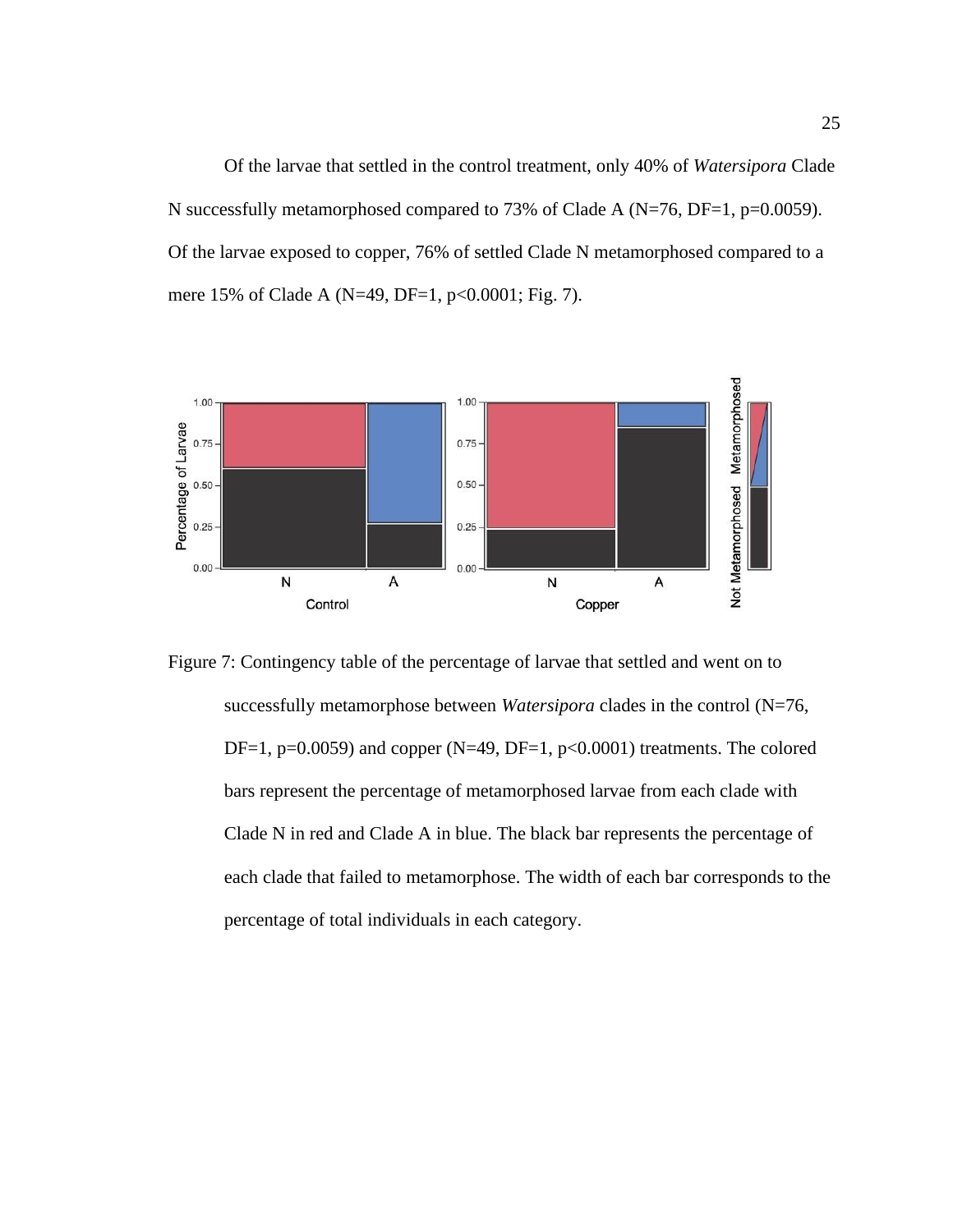Of the larvae that settled in the control treatment, only 40% of *Watersipora* Clade N successfully metamorphosed compared to 73% of Clade A (N=76, DF=1, p=0.0059). Of the larvae exposed to copper, 76% of settled Clade N metamorphosed compared to a mere 15% of Clade A (N=49, DF=1, p<0.0001; Fig. 7).

Figure 7: Contingency table of the percentage of larvae that settled and went on to successfully metamorphose between *Watersipora* clades in the control (N=76, DF=1, p=0.0059) and copper (N=49, DF=1, p<0.0001) treatments. The colored bars represent the percentage of metamorphosed larvae from each clade with Clade N in red and Clade A in blue. The black bar represents the percentage of each clade that failed to metamorphose. The width of each bar corresponds to the percentage of total individuals in each category.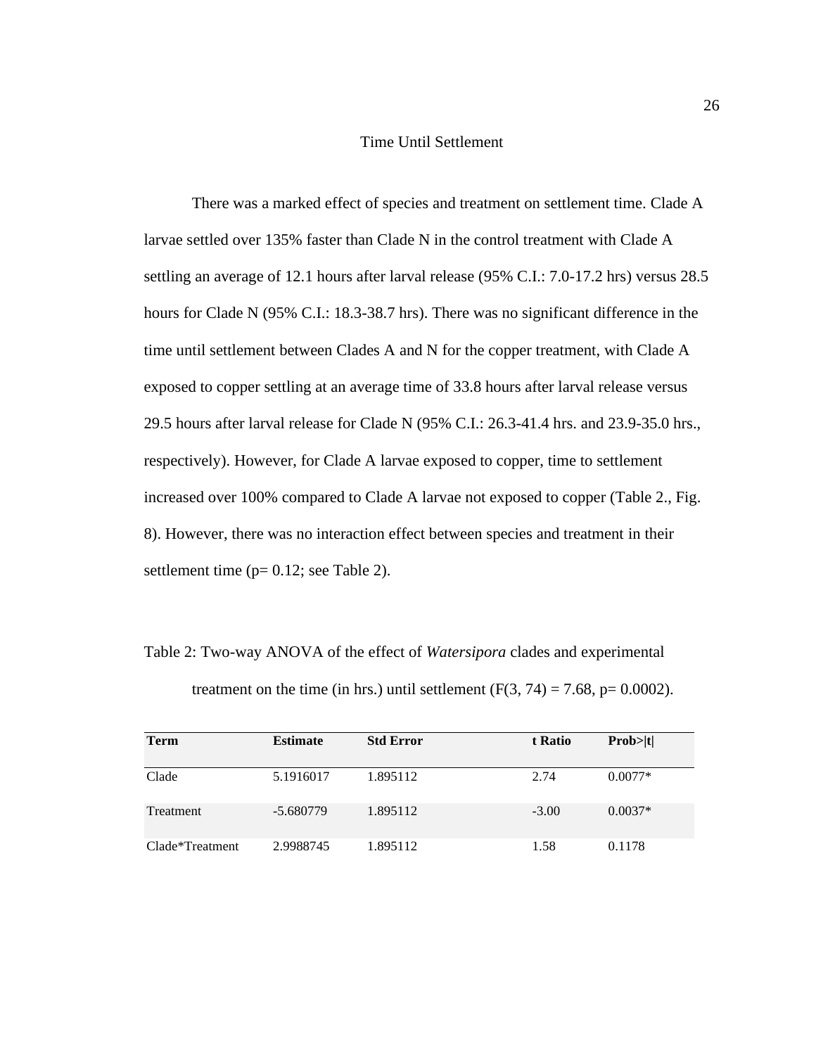## Time Until Settlement

There was a marked effect of species and treatment on settlement time. Clade A larvae settled over 135% faster than Clade N in the control treatment with Clade A settling an average of 12.1 hours after larval release (95% C.I.: 7.0-17.2 hrs) versus 28.5 hours for Clade N (95% C.I.: 18.3-38.7 hrs). There was no significant difference in the time until settlement between Clades A and N for the copper treatment, with Clade A exposed to copper settling at an average time of 33.8 hours after larval release versus 29.5 hours after larval release for Clade N (95% C.I.: 26.3-41.4 hrs. and 23.9-35.0 hrs., respectively). However, for Clade A larvae exposed to copper, time to settlement increased over 100% compared to Clade A larvae not exposed to copper (Table 2., Fig. 8). However, there was no interaction effect between species and treatment in their settlement time ($p = 0.12$; see Table 2).

Table 2: Two-way ANOVA of the effect of *Watersipora* clades and experimental treatment on the time (in hrs.) until settlement ($F(3, 74) = 7.68$, $p = 0.0002$).

| **Term** | **Estimate** | **Std Error** | **t Ratio** | **Prob>\|t\|** |
|---|---|---|---|---|
| Clade | 5.1916017 | 1.895112 | 2.74 | 0.0077* |
| Treatment | -5.680779 | 1.895112 | -3.00 | 0.0037* |
| Clade*Treatment | 2.9988745 | 1.895112 | 1.58 | 0.1178 |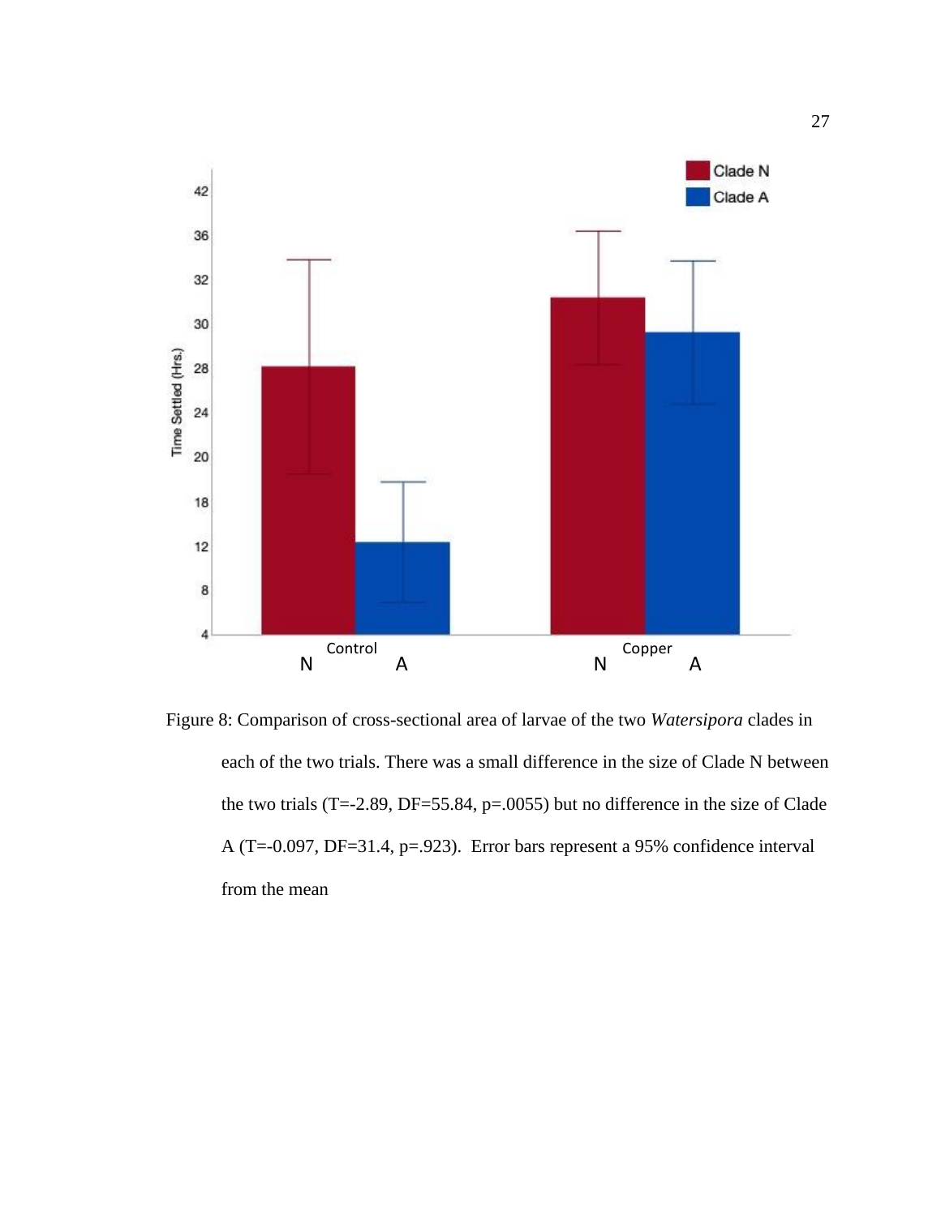Figure 8: Comparison of cross-sectional area of larvae of the two *Watersipora* clades in each of the two trials. There was a small difference in the size of Clade N between the two trials ($T=-2.89$, $DF=55.84$, $p=.0055$) but no difference in the size of Clade A ($T=-0.097$, $DF=31.4$, $p=.923$). Error bars represent a 95% confidence interval from the mean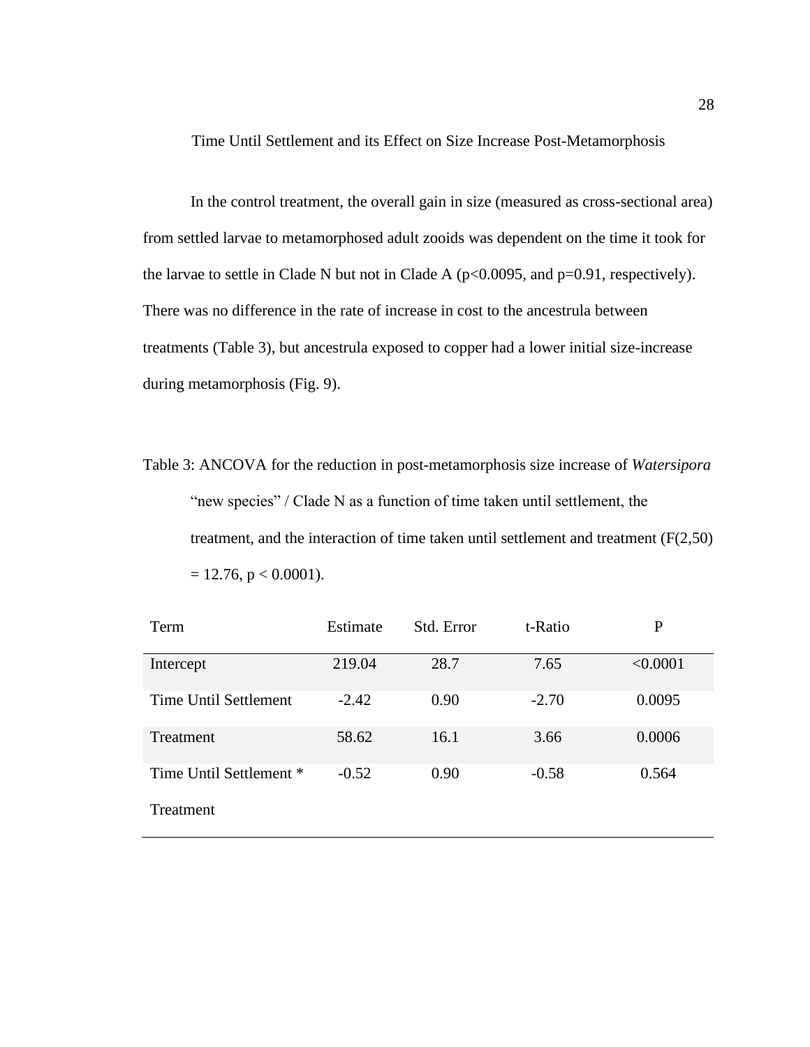## Time Until Settlement and its Effect on Size Increase Post-Metamorphosis

In the control treatment, the overall gain in size (measured as cross-sectional area) from settled larvae to metamorphosed adult zooids was dependent on the time it took for the larvae to settle in Clade N but not in Clade A ($p<0.0095$, and $p=0.91$, respectively). There was no difference in the rate of increase in cost to the ancestrula between treatments (Table 3), but ancestrula exposed to copper had a lower initial size-increase during metamorphosis (Fig. 9).

Table 3: ANCOVA for the reduction in post-metamorphosis size increase of *Watersipora* "new species" / Clade N as a function of time taken until settlement, the treatment, and the interaction of time taken until settlement and treatment ($F(2,50) = 12.76$, $p < 0.0001$).

| Term | Estimate | Std. Error | t-Ratio | P |
|---|---|---|---|---|
| Intercept | 219.04 | 28.7 | 7.65 | <0.0001 |
| Time Until Settlement | -2.42 | 0.90 | -2.70 | 0.0095 |
| Treatment | 58.62 | 16.1 | 3.66 | 0.0006 |
| Time Until Settlement * Treatment | -0.52 | 0.90 | -0.58 | 0.564 |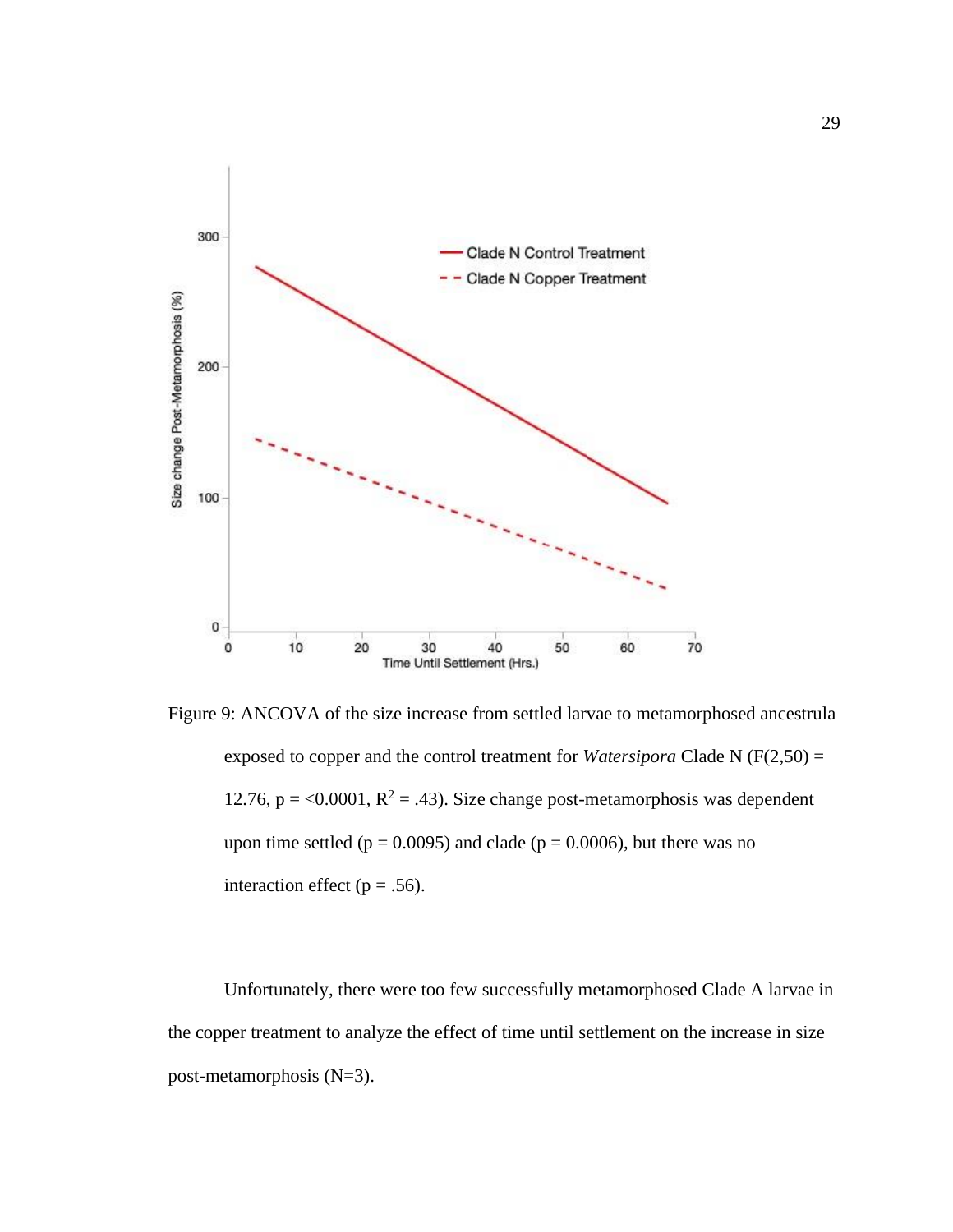Figure 9: ANCOVA of the size increase from settled larvae to metamorphosed ancestrula exposed to copper and the control treatment for *Watersipora* Clade N ($F(2,50) = 12.76$, $p = <0.0001$, $R^2 = .43$). Size change post-metamorphosis was dependent upon time settled ($p = 0.0095$) and clade ($p = 0.0006$), but there was no interaction effect ($p = .56$).

Unfortunately, there were too few successfully metamorphosed Clade A larvae in the copper treatment to analyze the effect of time until settlement on the increase in size post-metamorphosis (N=3).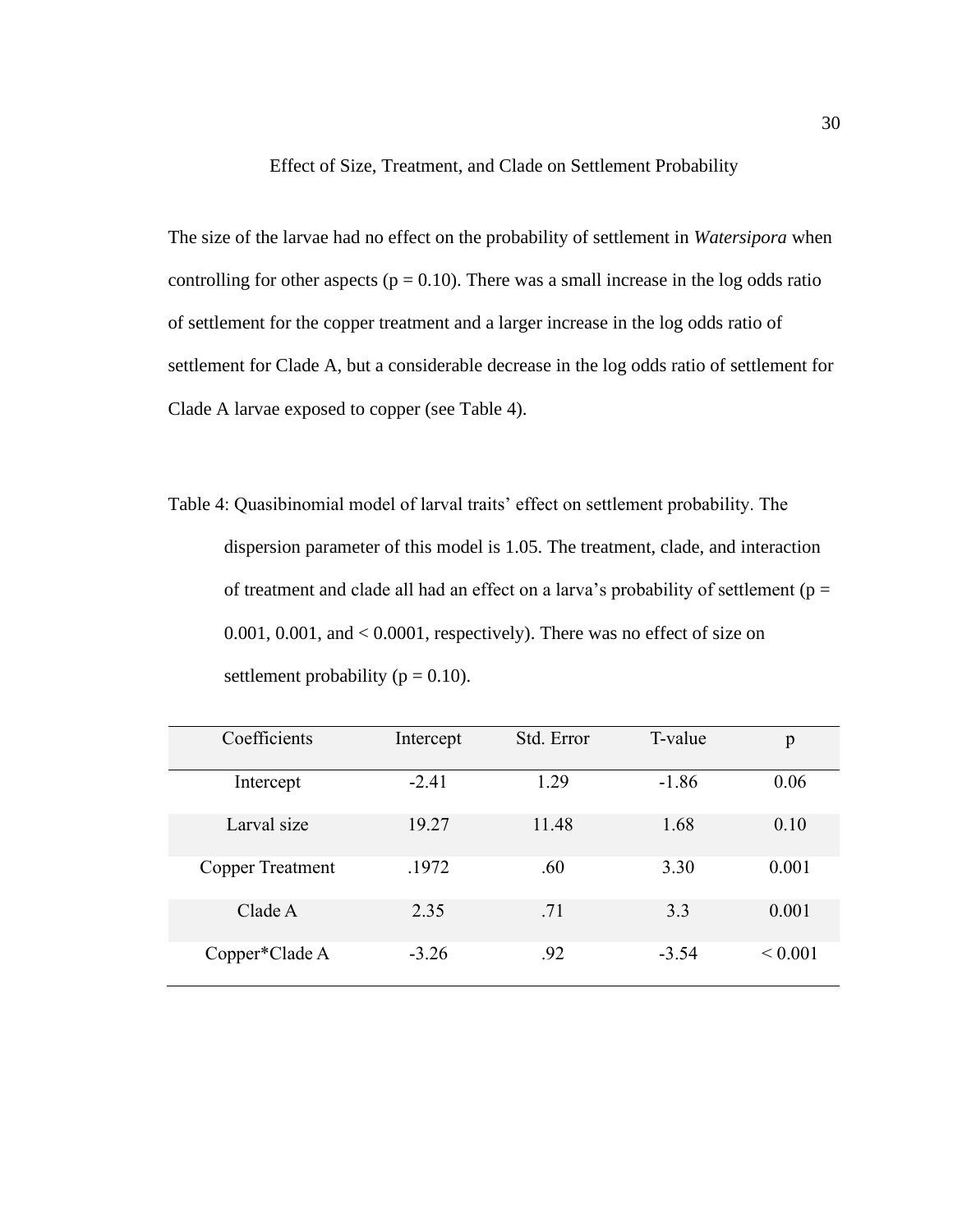## Effect of Size, Treatment, and Clade on Settlement Probability

The size of the larvae had no effect on the probability of settlement in *Watersipora* when controlling for other aspects ($p = 0.10$). There was a small increase in the log odds ratio of settlement for the copper treatment and a larger increase in the log odds ratio of settlement for Clade A, but a considerable decrease in the log odds ratio of settlement for Clade A larvae exposed to copper (see Table 4).

Table 4: Quasibinomial model of larval traits' effect on settlement probability. The dispersion parameter of this model is 1.05. The treatment, clade, and interaction of treatment and clade all had an effect on a larva's probability of settlement ($p = 0.001$, $0.001$, and $< 0.0001$, respectively). There was no effect of size on settlement probability ($p = 0.10$).

| Coefficients | Intercept | Std. Error | T-value | p |
|---|---|---|---|---|
| Intercept | -2.41 | 1.29 | -1.86 | 0.06 |
| Larval size | 19.27 | 11.48 | 1.68 | 0.10 |
| Copper Treatment | .1972 | .60 | 3.30 | 0.001 |
| Clade A | 2.35 | .71 | 3.3 | 0.001 |
| Copper*Clade A | -3.26 | .92 | -3.54 | < 0.001 |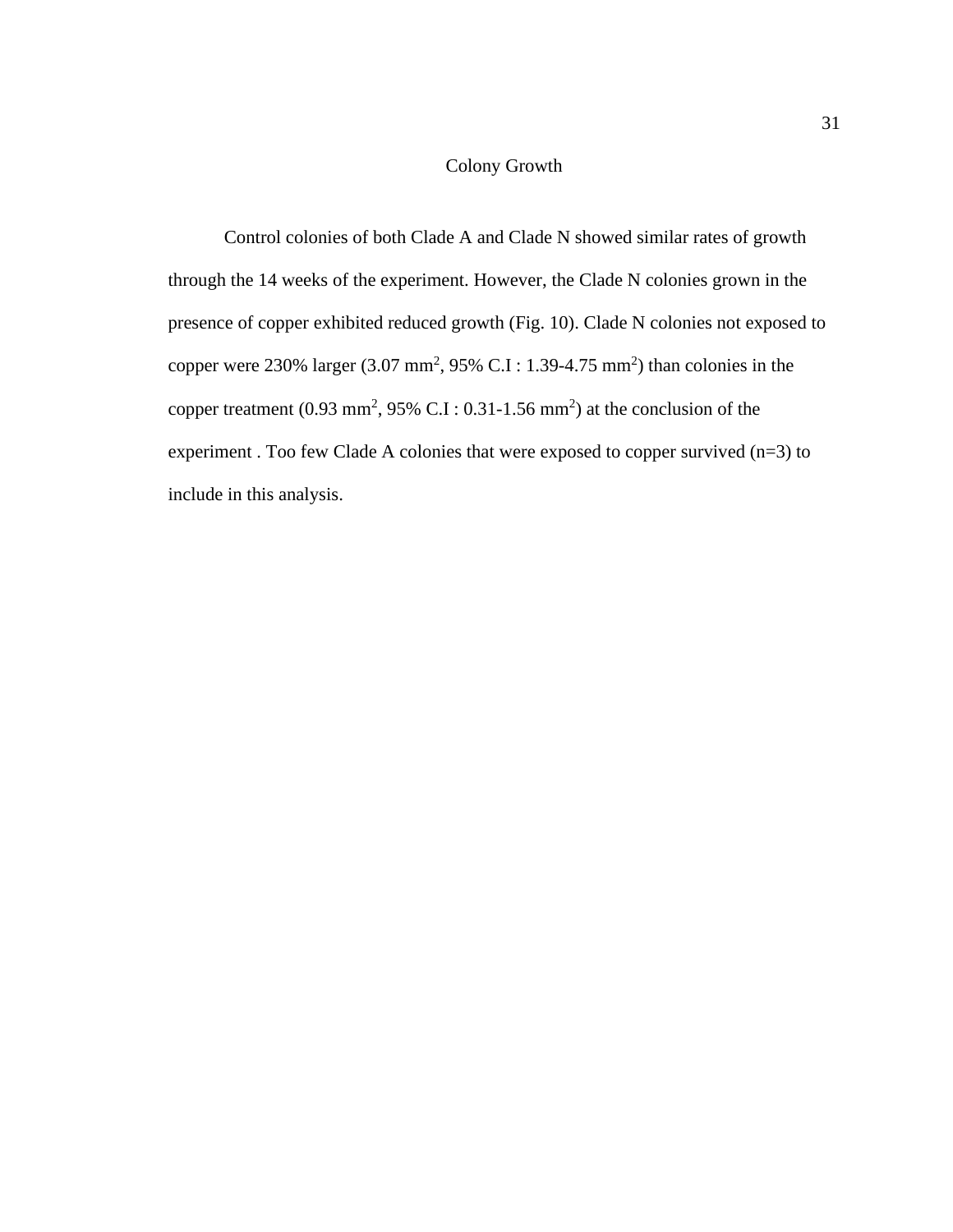## Colony Growth

Control colonies of both Clade A and Clade N showed similar rates of growth through the 14 weeks of the experiment. However, the Clade N colonies grown in the presence of copper exhibited reduced growth (Fig. 10). Clade N colonies not exposed to copper were 230% larger (3.07 $mm^2$, 95% C.I : 1.39-4.75 $mm^2$) than colonies in the copper treatment (0.93 $mm^2$, 95% C.I : 0.31-1.56 $mm^2$) at the conclusion of the experiment . Too few Clade A colonies that were exposed to copper survived (n=3) to include in this analysis.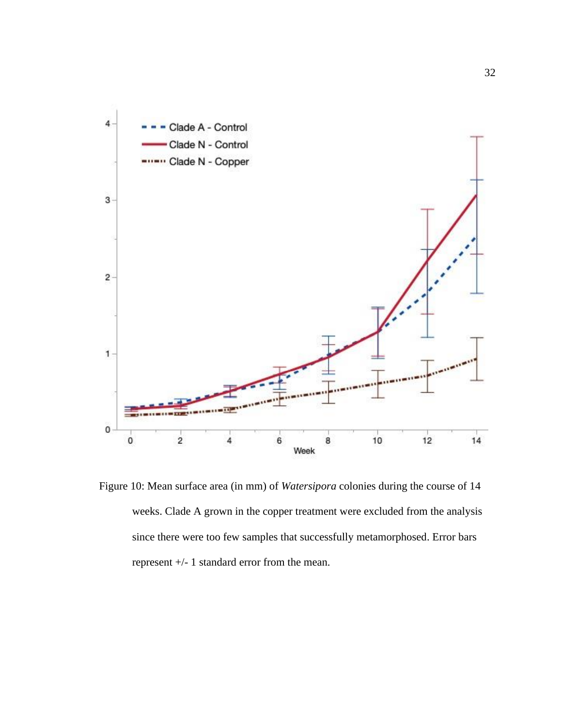Figure 10: Mean surface area (in mm) of *Watersipora* colonies during the course of 14 weeks. Clade A grown in the copper treatment were excluded from the analysis since there were too few samples that successfully metamorphosed. Error bars represent +/- 1 standard error from the mean.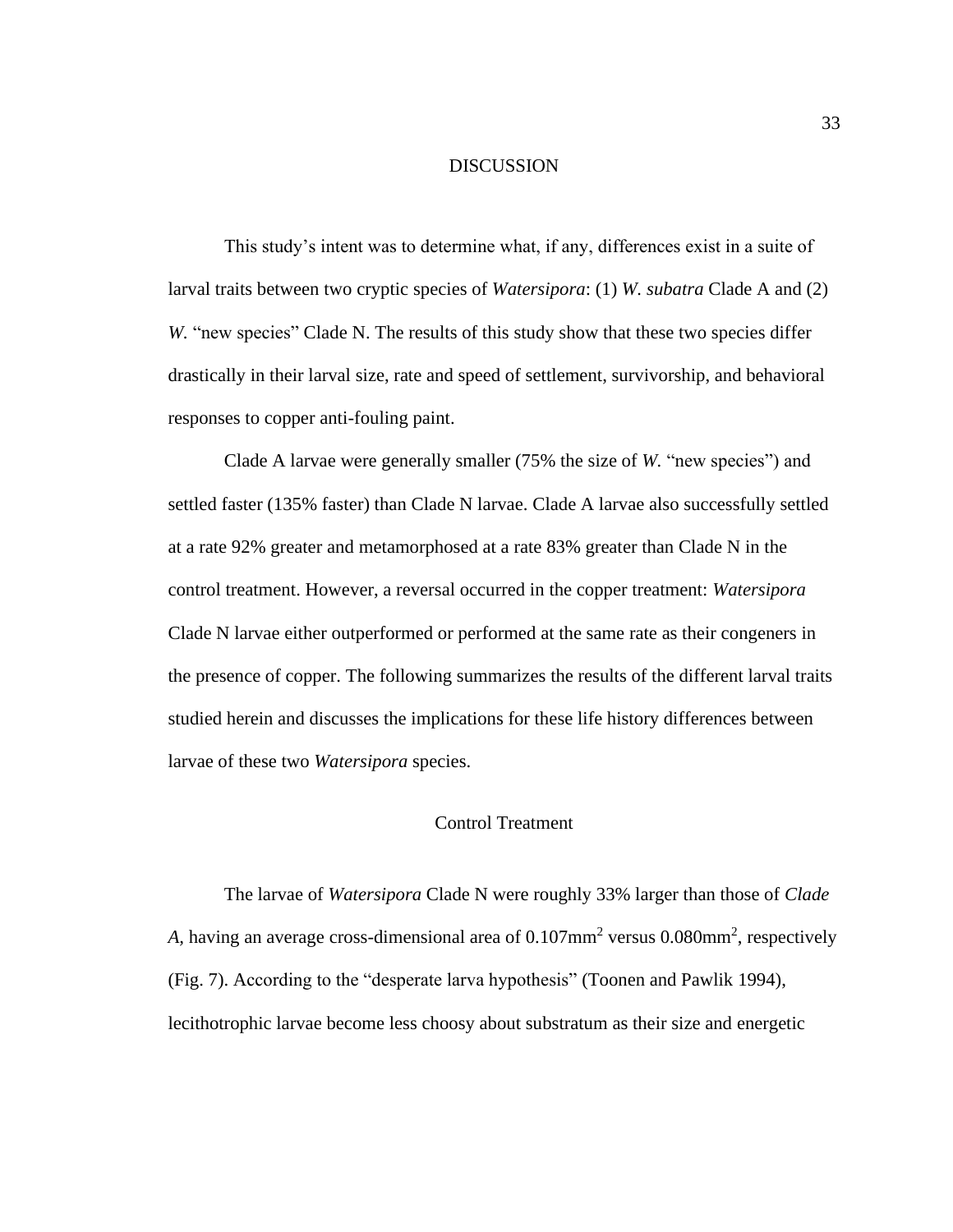# DISCUSSION

This study's intent was to determine what, if any, differences exist in a suite of larval traits between two cryptic species of *Watersipora*: (1) *W. subatra* Clade A and (2) *W.* "new species" Clade N. The results of this study show that these two species differ drastically in their larval size, rate and speed of settlement, survivorship, and behavioral responses to copper anti-fouling paint.

Clade A larvae were generally smaller (75% the size of *W.* "new species") and settled faster (135% faster) than Clade N larvae. Clade A larvae also successfully settled at a rate 92% greater and metamorphosed at a rate 83% greater than Clade N in the control treatment. However, a reversal occurred in the copper treatment: *Watersipora* Clade N larvae either outperformed or performed at the same rate as their congeners in the presence of copper. The following summarizes the results of the different larval traits studied herein and discusses the implications for these life history differences between larvae of these two *Watersipora* species.

## Control Treatment

The larvae of *Watersipora* Clade N were roughly 33% larger than those of *Clade A*, having an average cross-dimensional area of $0.107 mm^2$ versus $0.080 mm^2$, respectively (Fig. 7). According to the "desperate larva hypothesis" (Toonen and Pawlik 1994), lecithotrophic larvae become less choosy about substratum as their size and energetic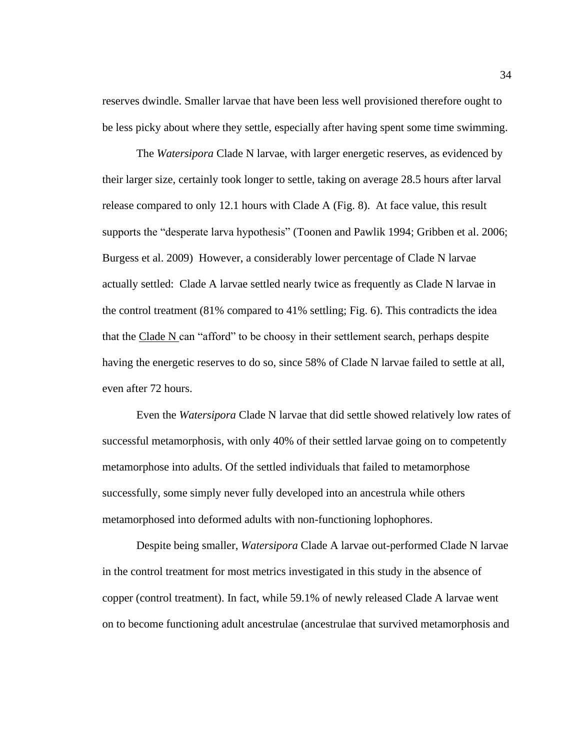reserves dwindle. Smaller larvae that have been less well provisioned therefore ought to be less picky about where they settle, especially after having spent some time swimming.

The *Watersipora* Clade N larvae, with larger energetic reserves, as evidenced by their larger size, certainly took longer to settle, taking on average 28.5 hours after larval release compared to only 12.1 hours with Clade A (Fig. 8). At face value, this result supports the "desperate larva hypothesis" (Toonen and Pawlik 1994; Gribben et al. 2006; Burgess et al. 2009) However, a considerably lower percentage of Clade N larvae actually settled: Clade A larvae settled nearly twice as frequently as Clade N larvae in the control treatment (81% compared to 41% settling; Fig. 6). This contradicts the idea that the Clade N can "afford" to be choosy in their settlement search, perhaps despite having the energetic reserves to do so, since 58% of Clade N larvae failed to settle at all, even after 72 hours.

Even the *Watersipora* Clade N larvae that did settle showed relatively low rates of successful metamorphosis, with only 40% of their settled larvae going on to competently metamorphose into adults. Of the settled individuals that failed to metamorphose successfully, some simply never fully developed into an ancestrula while others metamorphosed into deformed adults with non-functioning lophophores.

Despite being smaller, *Watersipora* Clade A larvae out-performed Clade N larvae in the control treatment for most metrics investigated in this study in the absence of copper (control treatment). In fact, while 59.1% of newly released Clade A larvae went on to become functioning adult ancestrulae (ancestrulae that survived metamorphosis and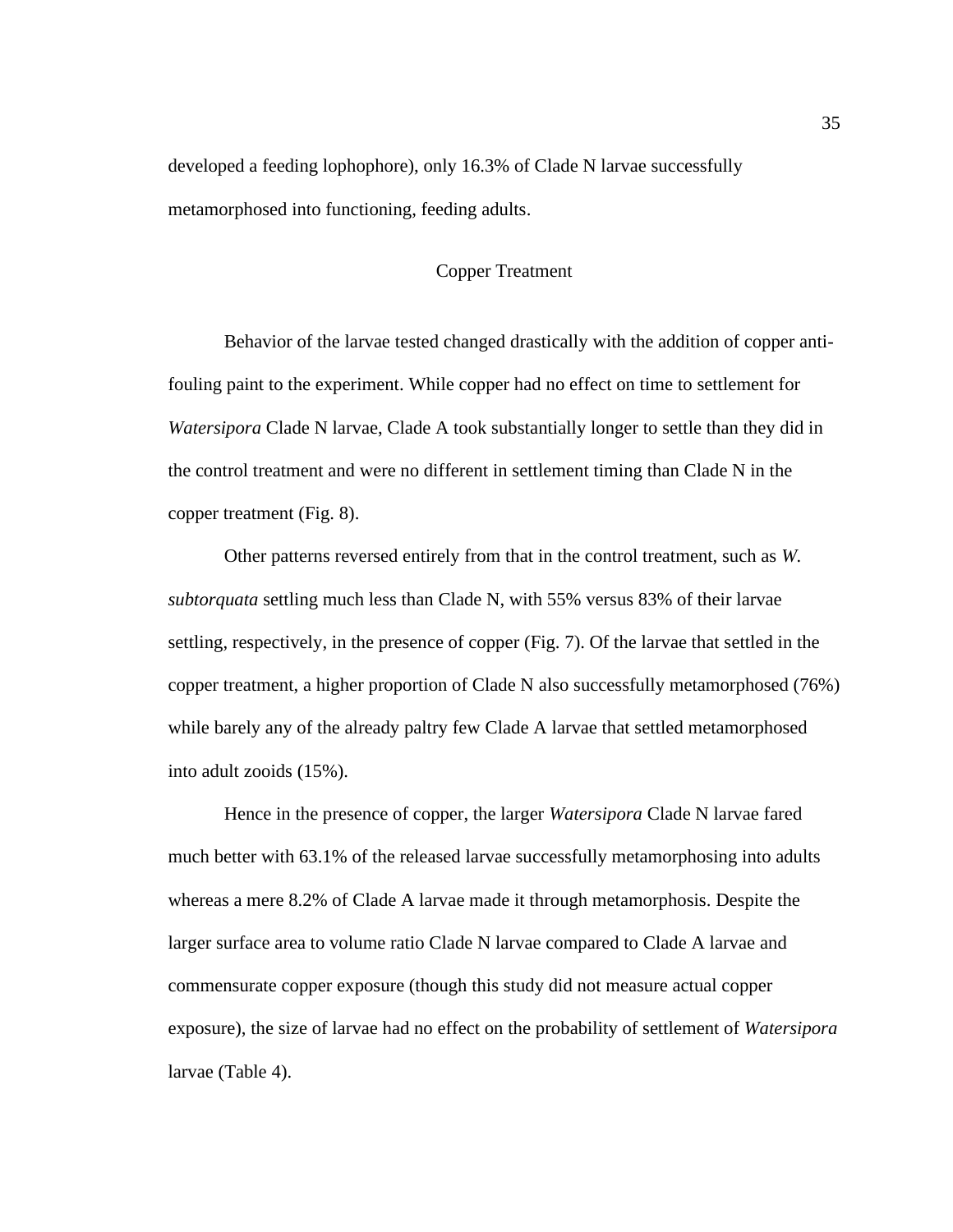developed a feeding lophophore), only 16.3% of Clade N larvae successfully metamorphosed into functioning, feeding adults.

## Copper Treatment

Behavior of the larvae tested changed drastically with the addition of copper anti-fouling paint to the experiment. While copper had no effect on time to settlement for *Watersipora* Clade N larvae, Clade A took substantially longer to settle than they did in the control treatment and were no different in settlement timing than Clade N in the copper treatment (Fig. 8).

Other patterns reversed entirely from that in the control treatment, such as *W. subtorquata* settling much less than Clade N, with 55% versus 83% of their larvae settling, respectively, in the presence of copper (Fig. 7). Of the larvae that settled in the copper treatment, a higher proportion of Clade N also successfully metamorphosed (76%) while barely any of the already paltry few Clade A larvae that settled metamorphosed into adult zooids (15%).

Hence in the presence of copper, the larger *Watersipora* Clade N larvae fared much better with 63.1% of the released larvae successfully metamorphosing into adults whereas a mere 8.2% of Clade A larvae made it through metamorphosis. Despite the larger surface area to volume ratio Clade N larvae compared to Clade A larvae and commensurate copper exposure (though this study did not measure actual copper exposure), the size of larvae had no effect on the probability of settlement of *Watersipora* larvae (Table 4).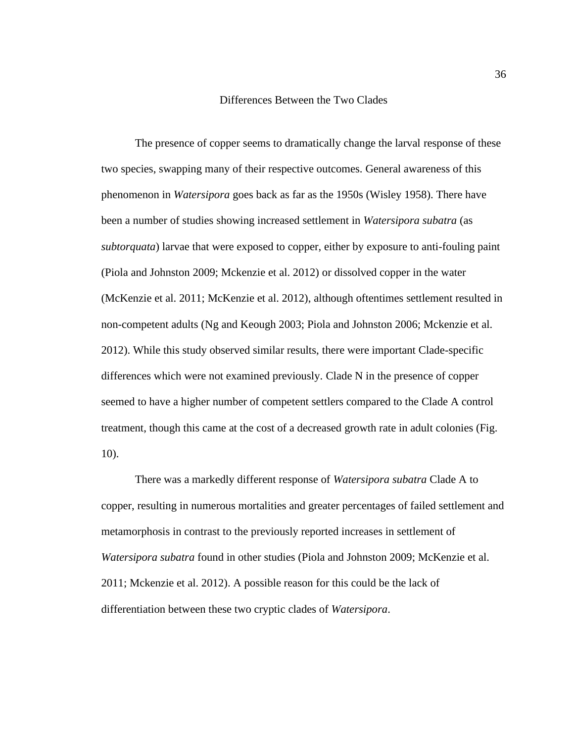## Differences Between the Two Clades

The presence of copper seems to dramatically change the larval response of these two species, swapping many of their respective outcomes. General awareness of this phenomenon in *Watersipora* goes back as far as the 1950s (Wisley 1958). There have been a number of studies showing increased settlement in *Watersipora subatra* (as *subtorquata*) larvae that were exposed to copper, either by exposure to anti-fouling paint (Piola and Johnston 2009; Mckenzie et al. 2012) or dissolved copper in the water (McKenzie et al. 2011; McKenzie et al. 2012), although oftentimes settlement resulted in non-competent adults (Ng and Keough 2003; Piola and Johnston 2006; Mckenzie et al. 2012). While this study observed similar results, there were important Clade-specific differences which were not examined previously. Clade N in the presence of copper seemed to have a higher number of competent settlers compared to the Clade A control treatment, though this came at the cost of a decreased growth rate in adult colonies (Fig. 10).

There was a markedly different response of *Watersipora subatra* Clade A to copper, resulting in numerous mortalities and greater percentages of failed settlement and metamorphosis in contrast to the previously reported increases in settlement of *Watersipora subatra* found in other studies (Piola and Johnston 2009; McKenzie et al. 2011; Mckenzie et al. 2012). A possible reason for this could be the lack of differentiation between these two cryptic clades of *Watersipora*.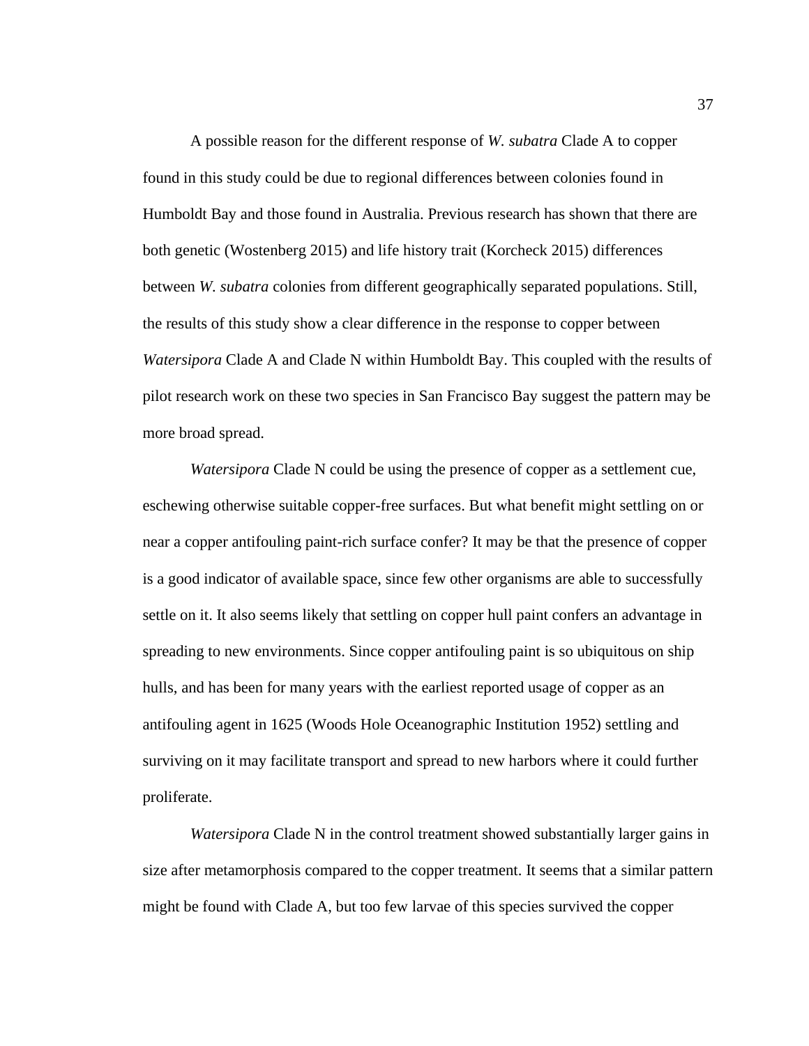A possible reason for the different response of *W. subatra* Clade A to copper found in this study could be due to regional differences between colonies found in Humboldt Bay and those found in Australia. Previous research has shown that there are both genetic (Wostenberg 2015) and life history trait (Korcheck 2015) differences between *W. subatra* colonies from different geographically separated populations. Still, the results of this study show a clear difference in the response to copper between *Watersipora* Clade A and Clade N within Humboldt Bay. This coupled with the results of pilot research work on these two species in San Francisco Bay suggest the pattern may be more broad spread.

*Watersipora* Clade N could be using the presence of copper as a settlement cue, eschewing otherwise suitable copper-free surfaces. But what benefit might settling on or near a copper antifouling paint-rich surface confer? It may be that the presence of copper is a good indicator of available space, since few other organisms are able to successfully settle on it. It also seems likely that settling on copper hull paint confers an advantage in spreading to new environments. Since copper antifouling paint is so ubiquitous on ship hulls, and has been for many years with the earliest reported usage of copper as an antifouling agent in 1625 (Woods Hole Oceanographic Institution 1952) settling and surviving on it may facilitate transport and spread to new harbors where it could further proliferate.

*Watersipora* Clade N in the control treatment showed substantially larger gains in size after metamorphosis compared to the copper treatment. It seems that a similar pattern might be found with Clade A, but too few larvae of this species survived the copper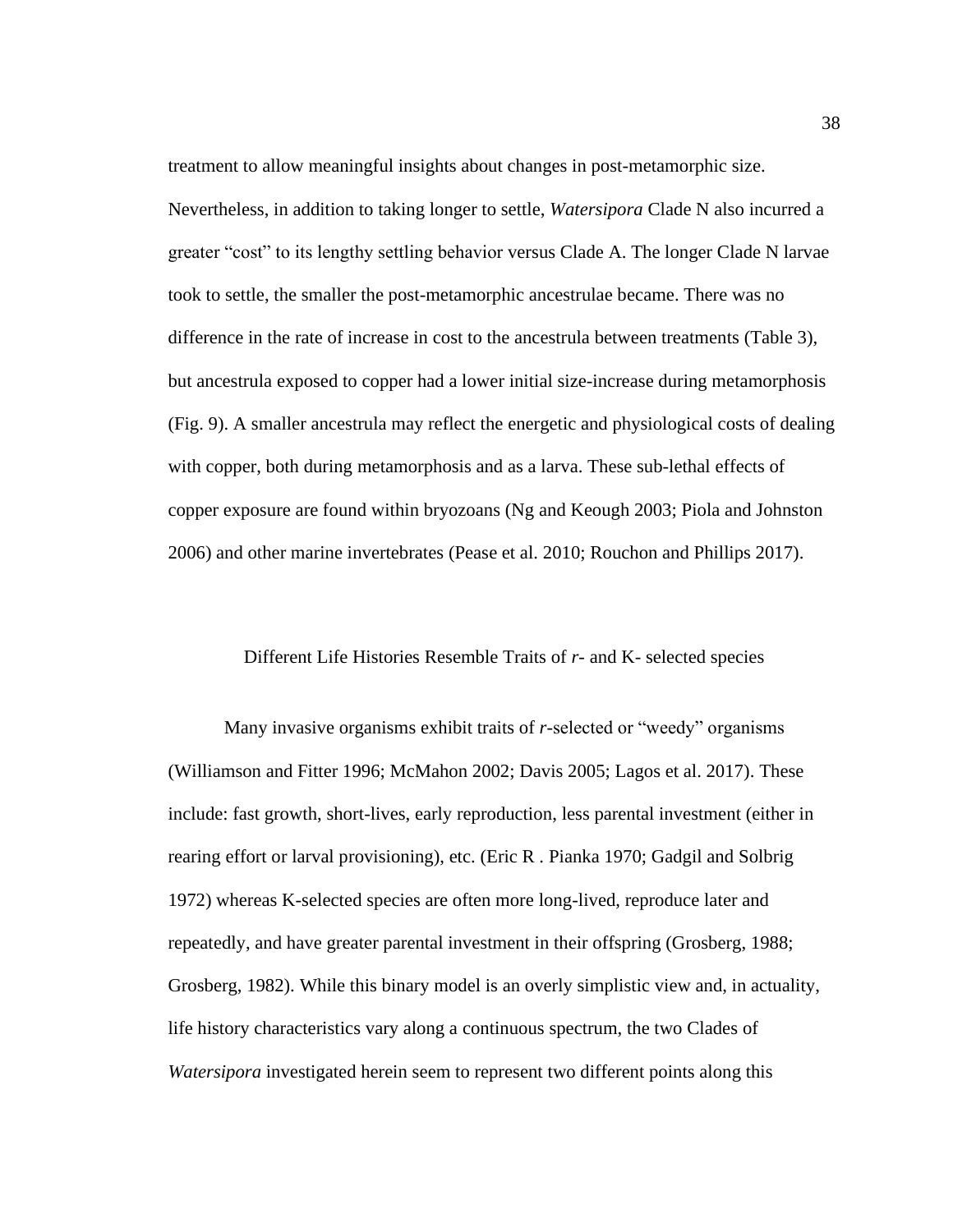treatment to allow meaningful insights about changes in post-metamorphic size. Nevertheless, in addition to taking longer to settle, *Watersipora* Clade N also incurred a greater "cost" to its lengthy settling behavior versus Clade A. The longer Clade N larvae took to settle, the smaller the post-metamorphic ancestrulae became. There was no difference in the rate of increase in cost to the ancestrula between treatments (Table 3), but ancestrula exposed to copper had a lower initial size-increase during metamorphosis (Fig. 9). A smaller ancestrula may reflect the energetic and physiological costs of dealing with copper, both during metamorphosis and as a larva. These sub-lethal effects of copper exposure are found within bryozoans (Ng and Keough 2003; Piola and Johnston 2006) and other marine invertebrates (Pease et al. 2010; Rouchon and Phillips 2017).

## Different Life Histories Resemble Traits of *r*- and K- selected species

Many invasive organisms exhibit traits of *r*-selected or "weedy" organisms (Williamson and Fitter 1996; McMahon 2002; Davis 2005; Lagos et al. 2017). These include: fast growth, short-lives, early reproduction, less parental investment (either in rearing effort or larval provisioning), etc. (Eric R . Pianka 1970; Gadgil and Solbrig 1972) whereas K-selected species are often more long-lived, reproduce later and repeatedly, and have greater parental investment in their offspring (Grosberg, 1988; Grosberg, 1982). While this binary model is an overly simplistic view and, in actuality, life history characteristics vary along a continuous spectrum, the two Clades of *Watersipora* investigated herein seem to represent two different points along this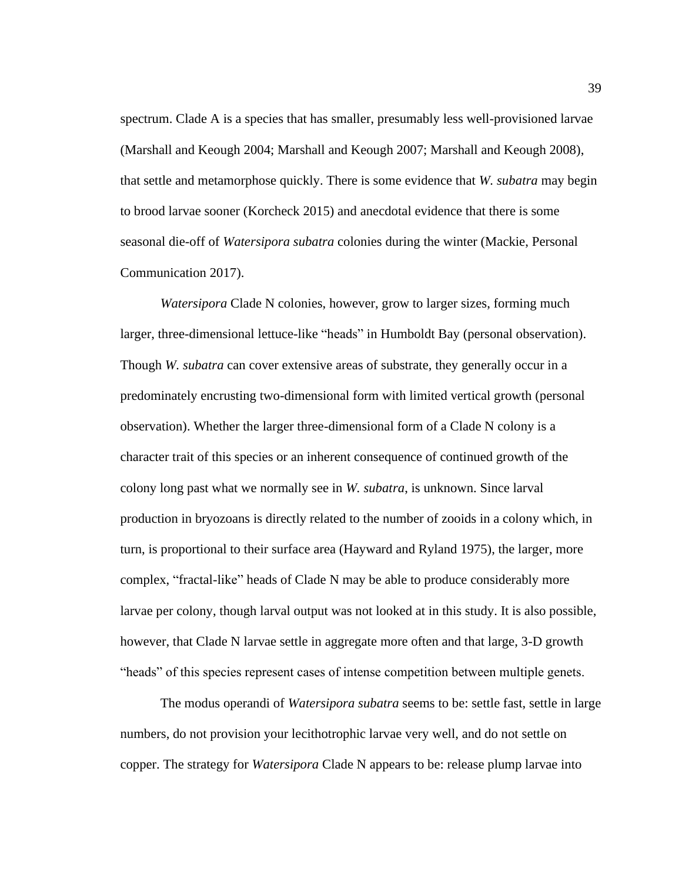spectrum. Clade A is a species that has smaller, presumably less well-provisioned larvae (Marshall and Keough 2004; Marshall and Keough 2007; Marshall and Keough 2008), that settle and metamorphose quickly. There is some evidence that *W. subatra* may begin to brood larvae sooner (Korcheck 2015) and anecdotal evidence that there is some seasonal die-off of *Watersipora subatra* colonies during the winter (Mackie, Personal Communication 2017).

*Watersipora* Clade N colonies, however, grow to larger sizes, forming much larger, three-dimensional lettuce-like "heads" in Humboldt Bay (personal observation). Though *W. subatra* can cover extensive areas of substrate, they generally occur in a predominately encrusting two-dimensional form with limited vertical growth (personal observation). Whether the larger three-dimensional form of a Clade N colony is a character trait of this species or an inherent consequence of continued growth of the colony long past what we normally see in *W. subatra*, is unknown. Since larval production in bryozoans is directly related to the number of zooids in a colony which, in turn, is proportional to their surface area (Hayward and Ryland 1975), the larger, more complex, "fractal-like" heads of Clade N may be able to produce considerably more larvae per colony, though larval output was not looked at in this study. It is also possible, however, that Clade N larvae settle in aggregate more often and that large, 3-D growth "heads" of this species represent cases of intense competition between multiple genets.

The modus operandi of *Watersipora subatra* seems to be: settle fast, settle in large numbers, do not provision your lecithotrophic larvae very well, and do not settle on copper. The strategy for *Watersipora* Clade N appears to be: release plump larvae into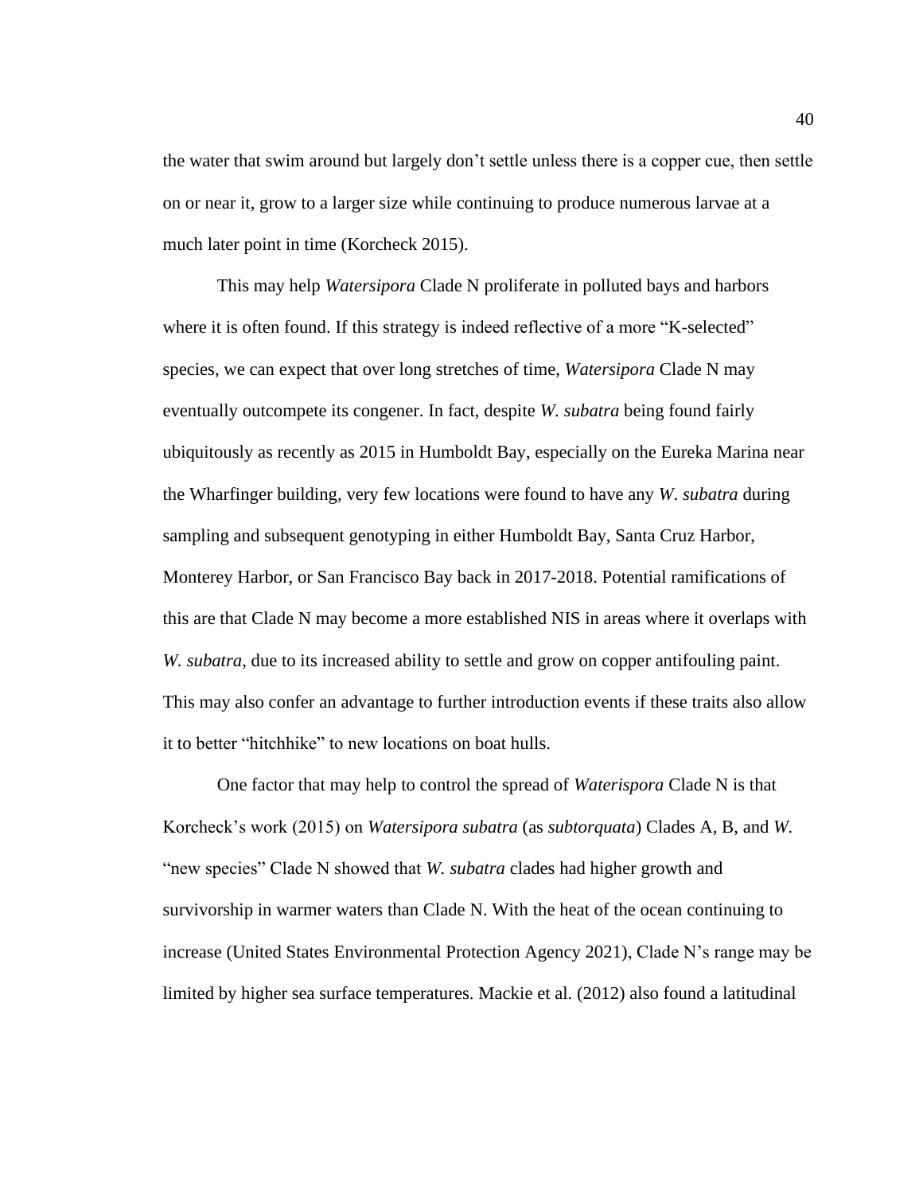the water that swim around but largely don't settle unless there is a copper cue, then settle on or near it, grow to a larger size while continuing to produce numerous larvae at a much later point in time (Korcheck 2015).

This may help *Watersipora* Clade N proliferate in polluted bays and harbors where it is often found. If this strategy is indeed reflective of a more "K-selected" species, we can expect that over long stretches of time, *Watersipora* Clade N may eventually outcompete its congener. In fact, despite *W. subatra* being found fairly ubiquitously as recently as 2015 in Humboldt Bay, especially on the Eureka Marina near the Wharfinger building, very few locations were found to have any *W. subatra* during sampling and subsequent genotyping in either Humboldt Bay, Santa Cruz Harbor, Monterey Harbor, or San Francisco Bay back in 2017-2018. Potential ramifications of this are that Clade N may become a more established NIS in areas where it overlaps with *W. subatra*, due to its increased ability to settle and grow on copper antifouling paint. This may also confer an advantage to further introduction events if these traits also allow it to better "hitchhike" to new locations on boat hulls.

One factor that may help to control the spread of *Waterispora* Clade N is that Korcheck's work (2015) on *Watersipora subatra* (as *subtorquata*) Clades A, B, and *W.* "new species" Clade N showed that *W. subatra* clades had higher growth and survivorship in warmer waters than Clade N. With the heat of the ocean continuing to increase (United States Environmental Protection Agency 2021), Clade N's range may be limited by higher sea surface temperatures. Mackie et al. (2012) also found a latitudinal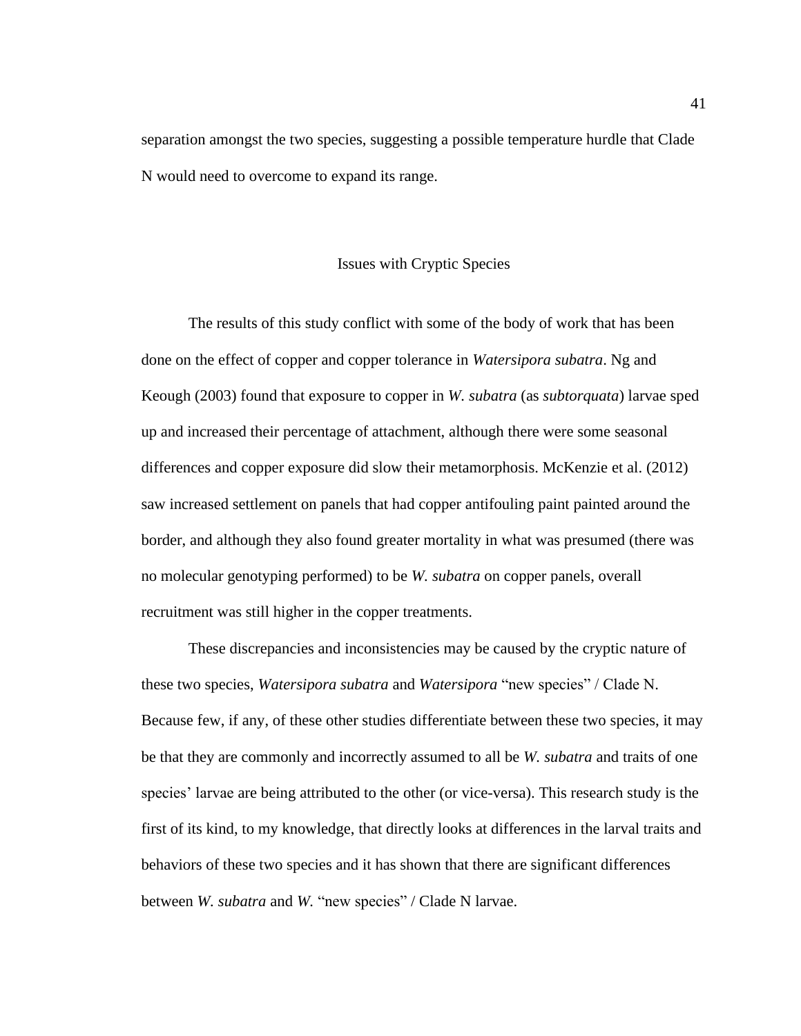separation amongst the two species, suggesting a possible temperature hurdle that Clade N would need to overcome to expand its range.

## Issues with Cryptic Species

The results of this study conflict with some of the body of work that has been done on the effect of copper and copper tolerance in *Watersipora subatra*. Ng and Keough (2003) found that exposure to copper in *W. subatra* (as *subtorquata*) larvae sped up and increased their percentage of attachment, although there were some seasonal differences and copper exposure did slow their metamorphosis. McKenzie et al. (2012) saw increased settlement on panels that had copper antifouling paint painted around the border, and although they also found greater mortality in what was presumed (there was no molecular genotyping performed) to be *W. subatra* on copper panels, overall recruitment was still higher in the copper treatments.

These discrepancies and inconsistencies may be caused by the cryptic nature of these two species, *Watersipora subatra* and *Watersipora* "new species" / Clade N. Because few, if any, of these other studies differentiate between these two species, it may be that they are commonly and incorrectly assumed to all be *W. subatra* and traits of one species' larvae are being attributed to the other (or vice-versa). This research study is the first of its kind, to my knowledge, that directly looks at differences in the larval traits and behaviors of these two species and it has shown that there are significant differences between *W. subatra* and *W.* "new species" / Clade N larvae.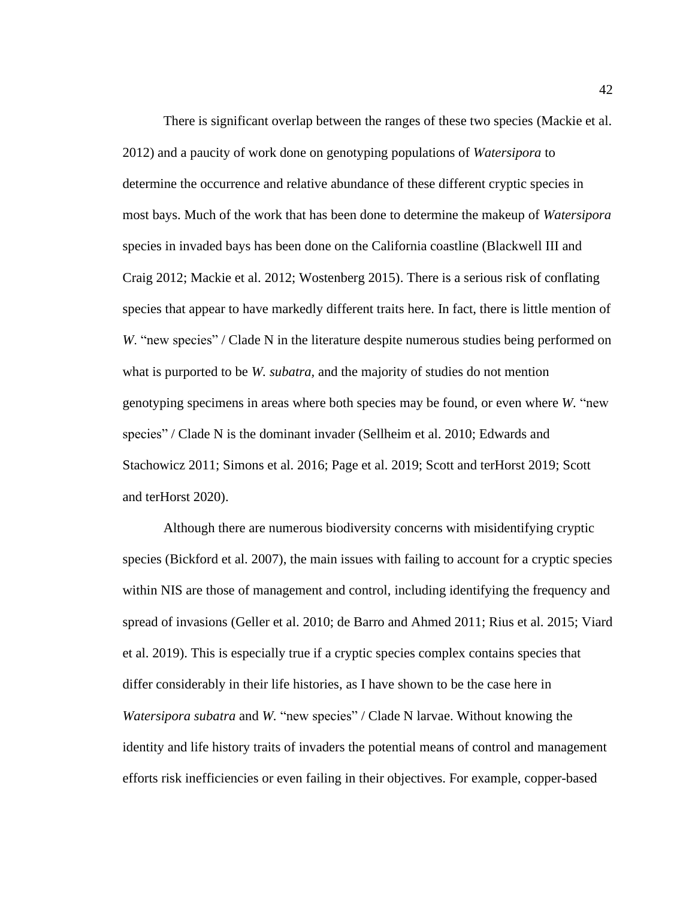There is significant overlap between the ranges of these two species (Mackie et al. 2012) and a paucity of work done on genotyping populations of *Watersipora* to determine the occurrence and relative abundance of these different cryptic species in most bays. Much of the work that has been done to determine the makeup of *Watersipora* species in invaded bays has been done on the California coastline (Blackwell III and Craig 2012; Mackie et al. 2012; Wostenberg 2015). There is a serious risk of conflating species that appear to have markedly different traits here. In fact, there is little mention of *W*. "new species" / Clade N in the literature despite numerous studies being performed on what is purported to be *W. subatra*, and the majority of studies do not mention genotyping specimens in areas where both species may be found, or even where *W.* "new species" / Clade N is the dominant invader (Sellheim et al. 2010; Edwards and Stachowicz 2011; Simons et al. 2016; Page et al. 2019; Scott and terHorst 2019; Scott and terHorst 2020).

Although there are numerous biodiversity concerns with misidentifying cryptic species (Bickford et al. 2007), the main issues with failing to account for a cryptic species within NIS are those of management and control, including identifying the frequency and spread of invasions (Geller et al. 2010; de Barro and Ahmed 2011; Rius et al. 2015; Viard et al. 2019). This is especially true if a cryptic species complex contains species that differ considerably in their life histories, as I have shown to be the case here in *Watersipora subatra* and *W.* "new species" / Clade N larvae. Without knowing the identity and life history traits of invaders the potential means of control and management efforts risk inefficiencies or even failing in their objectives. For example, copper-based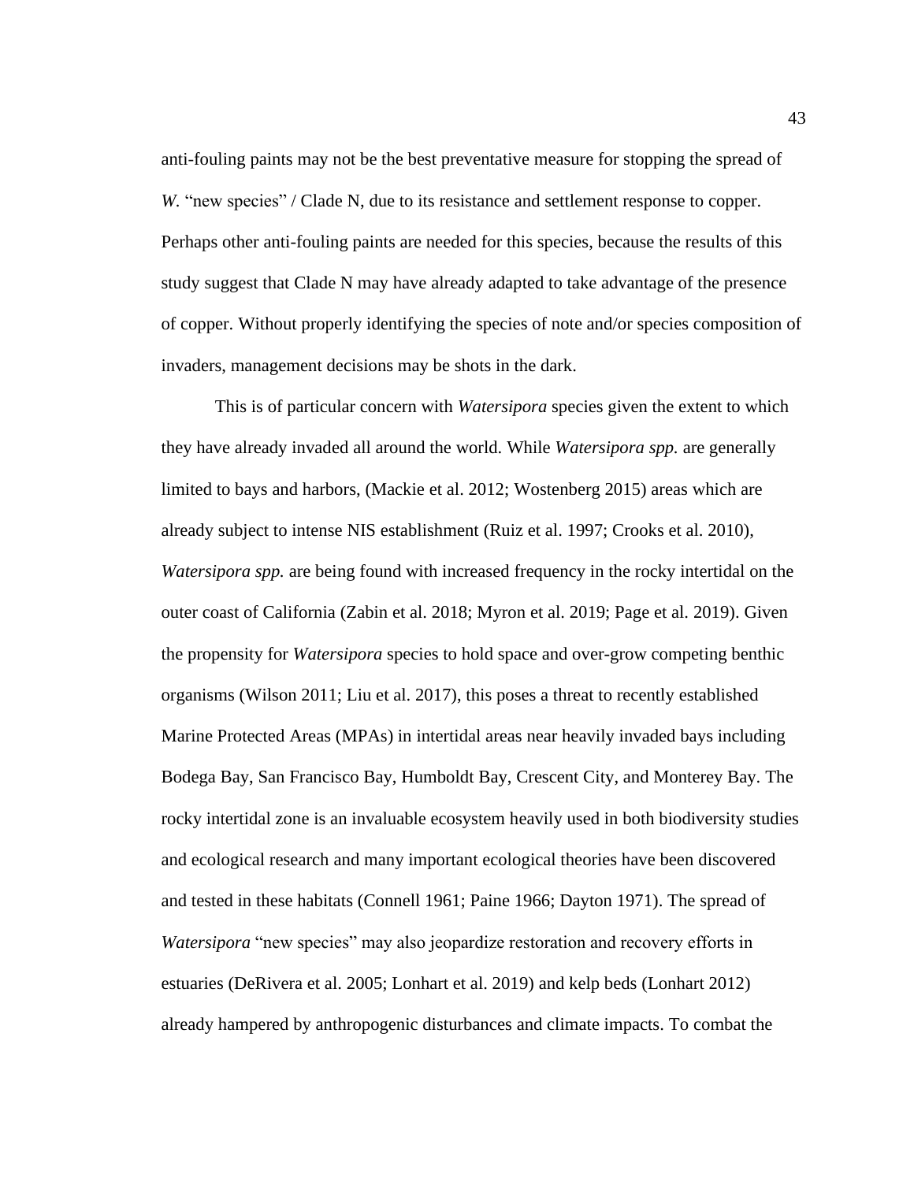anti-fouling paints may not be the best preventative measure for stopping the spread of *W.* "new species" / Clade N, due to its resistance and settlement response to copper. Perhaps other anti-fouling paints are needed for this species, because the results of this study suggest that Clade N may have already adapted to take advantage of the presence of copper. Without properly identifying the species of note and/or species composition of invaders, management decisions may be shots in the dark.

This is of particular concern with *Watersipora* species given the extent to which they have already invaded all around the world. While *Watersipora spp.* are generally limited to bays and harbors, (Mackie et al. 2012; Wostenberg 2015) areas which are already subject to intense NIS establishment (Ruiz et al. 1997; Crooks et al. 2010), *Watersipora spp.* are being found with increased frequency in the rocky intertidal on the outer coast of California (Zabin et al. 2018; Myron et al. 2019; Page et al. 2019). Given the propensity for *Watersipora* species to hold space and over-grow competing benthic organisms (Wilson 2011; Liu et al. 2017), this poses a threat to recently established Marine Protected Areas (MPAs) in intertidal areas near heavily invaded bays including Bodega Bay, San Francisco Bay, Humboldt Bay, Crescent City, and Monterey Bay. The rocky intertidal zone is an invaluable ecosystem heavily used in both biodiversity studies and ecological research and many important ecological theories have been discovered and tested in these habitats (Connell 1961; Paine 1966; Dayton 1971). The spread of *Watersipora* "new species" may also jeopardize restoration and recovery efforts in estuaries (DeRivera et al. 2005; Lonhart et al. 2019) and kelp beds (Lonhart 2012) already hampered by anthropogenic disturbances and climate impacts. To combat the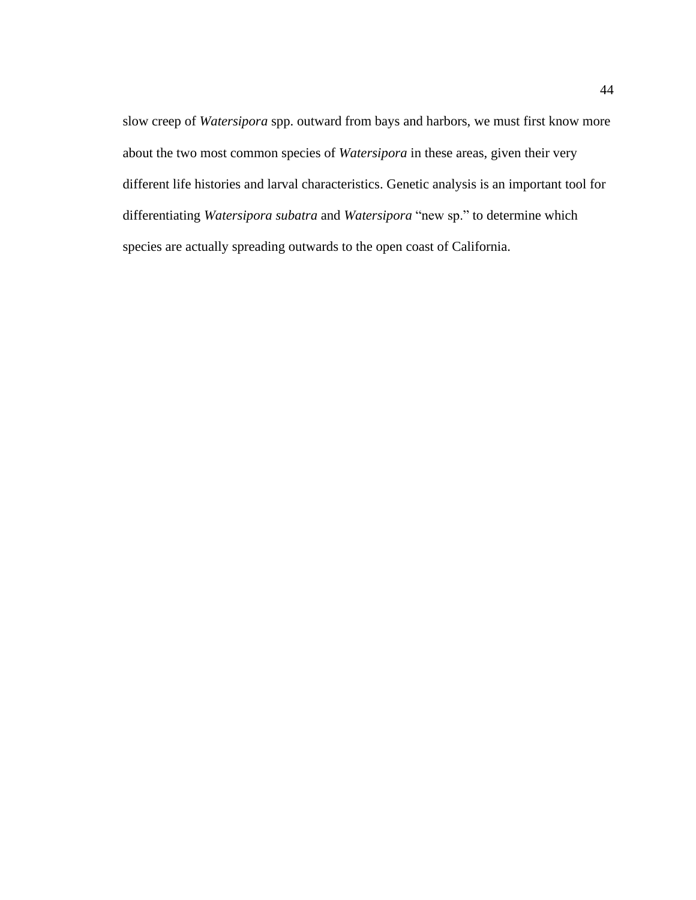slow creep of *Watersipora* spp. outward from bays and harbors, we must first know more about the two most common species of *Watersipora* in these areas, given their very different life histories and larval characteristics. Genetic analysis is an important tool for differentiating *Watersipora subatra* and *Watersipora* "new sp." to determine which species are actually spreading outwards to the open coast of California.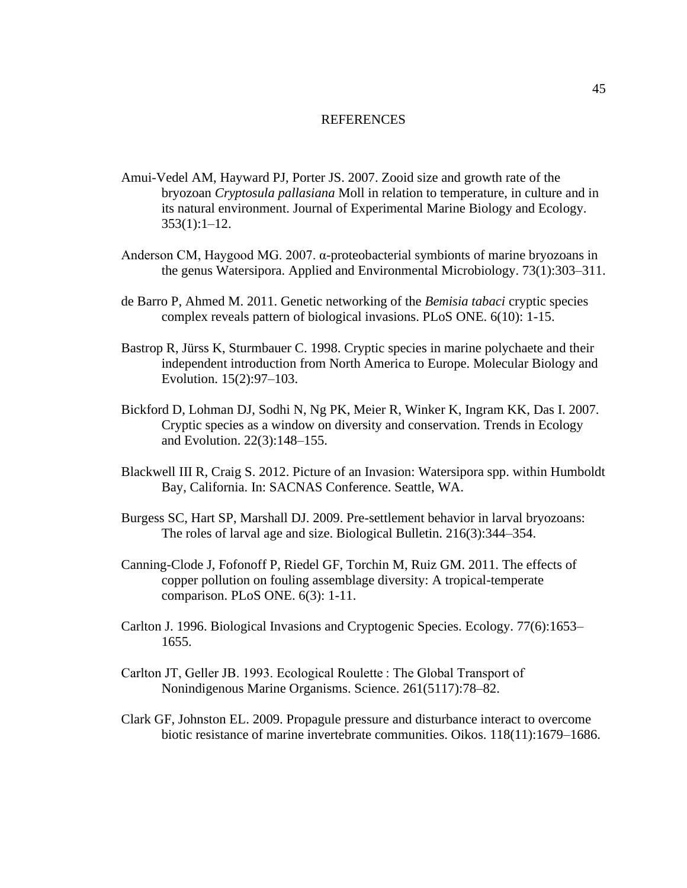# REFERENCES

Amui-Vedel AM, Hayward PJ, Porter JS. 2007. Zooid size and growth rate of the bryozoan *Cryptosula pallasiana* Moll in relation to temperature, in culture and in its natural environment. Journal of Experimental Marine Biology and Ecology. 353(1):1–12.

Anderson CM, Haygood MG. 2007. α-proteobacterial symbionts of marine bryozoans in the genus Watersipora. Applied and Environmental Microbiology. 73(1):303–311.

de Barro P, Ahmed M. 2011. Genetic networking of the *Bemisia tabaci* cryptic species complex reveals pattern of biological invasions. PLoS ONE. 6(10): 1-15.

Bastrop R, Jürss K, Sturmbauer C. 1998. Cryptic species in marine polychaete and their independent introduction from North America to Europe. Molecular Biology and Evolution. 15(2):97–103.

Bickford D, Lohman DJ, Sodhi N, Ng PK, Meier R, Winker K, Ingram KK, Das I. 2007. Cryptic species as a window on diversity and conservation. Trends in Ecology and Evolution. 22(3):148–155.

Blackwell III R, Craig S. 2012. Picture of an Invasion: Watersipora spp. within Humboldt Bay, California. In: SACNAS Conference. Seattle, WA.

Burgess SC, Hart SP, Marshall DJ. 2009. Pre-settlement behavior in larval bryozoans: The roles of larval age and size. Biological Bulletin. 216(3):344–354.

Canning-Clode J, Fofonoff P, Riedel GF, Torchin M, Ruiz GM. 2011. The effects of copper pollution on fouling assemblage diversity: A tropical-temperate comparison. PLoS ONE. 6(3): 1-11.

Carlton J. 1996. Biological Invasions and Cryptogenic Species. Ecology. 77(6):1653–1655.

Carlton JT, Geller JB. 1993. Ecological Roulette : The Global Transport of Nonindigenous Marine Organisms. Science. 261(5117):78–82.

Clark GF, Johnston EL. 2009. Propagule pressure and disturbance interact to overcome biotic resistance of marine invertebrate communities. Oikos. 118(11):1679–1686.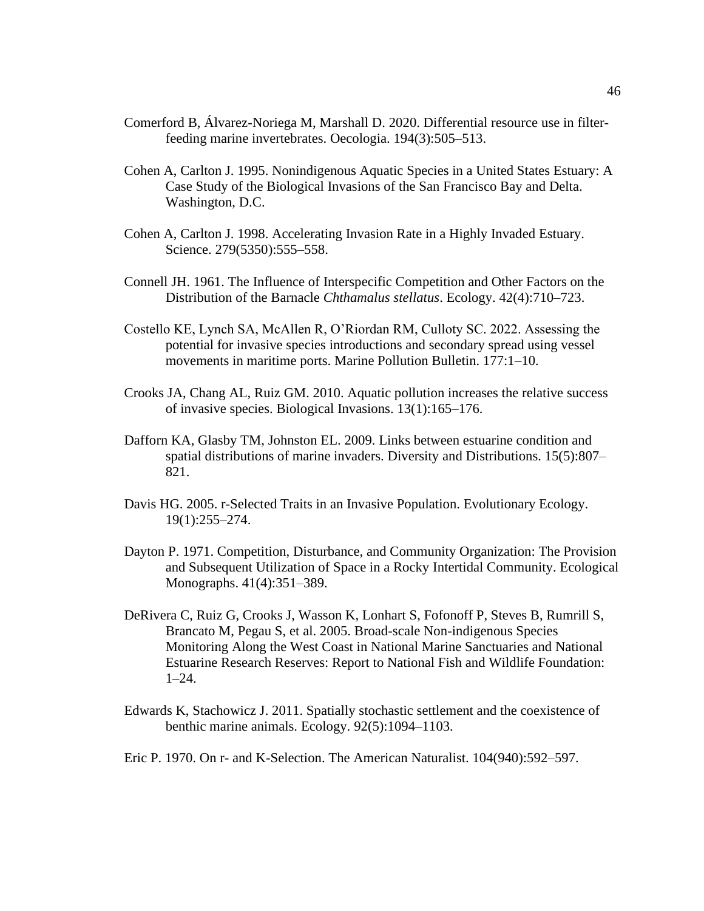Comerford B, Álvarez-Noriega M, Marshall D. 2020. Differential resource use in filter-feeding marine invertebrates. Oecologia. 194(3):505–513.

Cohen A, Carlton J. 1995. Nonindigenous Aquatic Species in a United States Estuary: A Case Study of the Biological Invasions of the San Francisco Bay and Delta. Washington, D.C.

Cohen A, Carlton J. 1998. Accelerating Invasion Rate in a Highly Invaded Estuary. Science. 279(5350):555–558.

Connell JH. 1961. The Influence of Interspecific Competition and Other Factors on the Distribution of the Barnacle *Chthamalus stellatus*. Ecology. 42(4):710–723.

Costello KE, Lynch SA, McAllen R, O'Riordan RM, Culloty SC. 2022. Assessing the potential for invasive species introductions and secondary spread using vessel movements in maritime ports. Marine Pollution Bulletin. 177:1–10.

Crooks JA, Chang AL, Ruiz GM. 2010. Aquatic pollution increases the relative success of invasive species. Biological Invasions. 13(1):165–176.

Dafforn KA, Glasby TM, Johnston EL. 2009. Links between estuarine condition and spatial distributions of marine invaders. Diversity and Distributions. 15(5):807–821.

Davis HG. 2005. r-Selected Traits in an Invasive Population. Evolutionary Ecology. 19(1):255–274.

Dayton P. 1971. Competition, Disturbance, and Community Organization: The Provision and Subsequent Utilization of Space in a Rocky Intertidal Community. Ecological Monographs. 41(4):351–389.

DeRivera C, Ruiz G, Crooks J, Wasson K, Lonhart S, Fofonoff P, Steves B, Rumrill S, Brancato M, Pegau S, et al. 2005. Broad-scale Non-indigenous Species Monitoring Along the West Coast in National Marine Sanctuaries and National Estuarine Research Reserves: Report to National Fish and Wildlife Foundation: 1–24.

Edwards K, Stachowicz J. 2011. Spatially stochastic settlement and the coexistence of benthic marine animals. Ecology. 92(5):1094–1103.

Eric P. 1970. On r- and K-Selection. The American Naturalist. 104(940):592–597.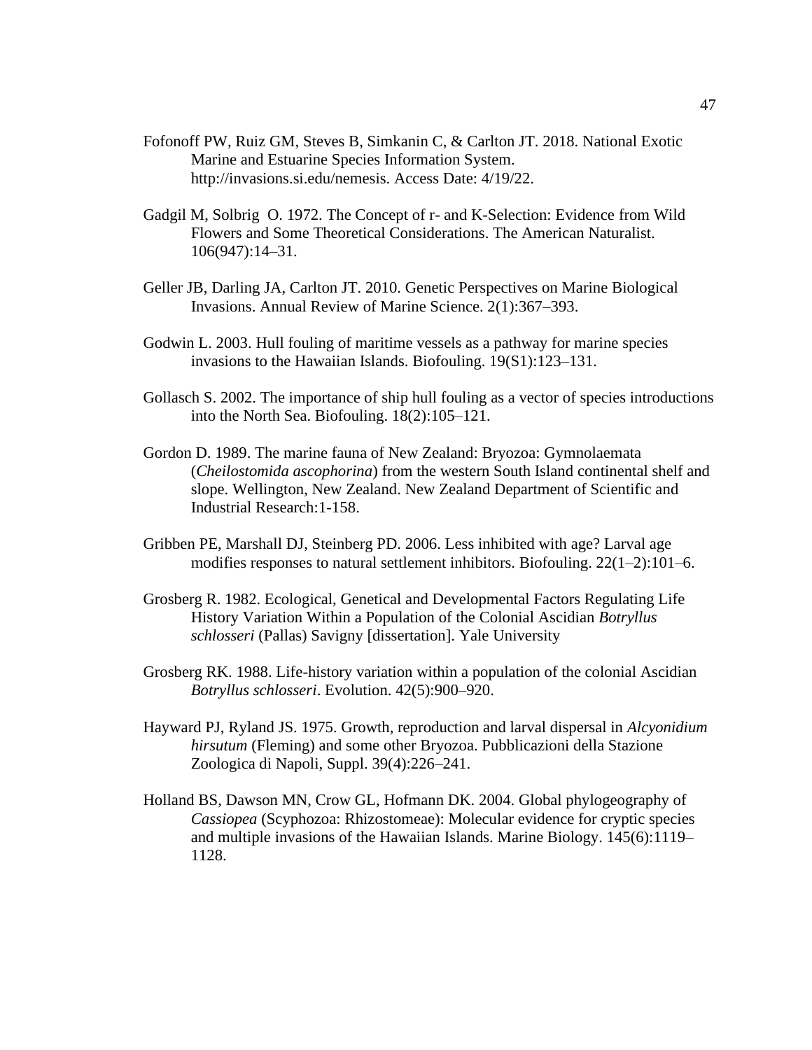Fofonoff PW, Ruiz GM, Steves B, Simkanin C, & Carlton JT. 2018. National Exotic Marine and Estuarine Species Information System. http://invasions.si.edu/nemesis. Access Date: 4/19/22.

Gadgil M, Solbrig O. 1972. The Concept of r- and K-Selection: Evidence from Wild Flowers and Some Theoretical Considerations. The American Naturalist. 106(947):14–31.

Geller JB, Darling JA, Carlton JT. 2010. Genetic Perspectives on Marine Biological Invasions. Annual Review of Marine Science. 2(1):367–393.

Godwin L. 2003. Hull fouling of maritime vessels as a pathway for marine species invasions to the Hawaiian Islands. Biofouling. 19(S1):123–131.

Gollasch S. 2002. The importance of ship hull fouling as a vector of species introductions into the North Sea. Biofouling. 18(2):105–121.

Gordon D. 1989. The marine fauna of New Zealand: Bryozoa: Gymnolaemata (*Cheilostomida ascophorina*) from the western South Island continental shelf and slope. Wellington, New Zealand. New Zealand Department of Scientific and Industrial Research:1-158.

Gribben PE, Marshall DJ, Steinberg PD. 2006. Less inhibited with age? Larval age modifies responses to natural settlement inhibitors. Biofouling. 22(1–2):101–6.

Grosberg R. 1982. Ecological, Genetical and Developmental Factors Regulating Life History Variation Within a Population of the Colonial Ascidian *Botryllus schlosseri* (Pallas) Savigny [dissertation]. Yale University

Grosberg RK. 1988. Life-history variation within a population of the colonial Ascidian *Botryllus schlosseri*. Evolution. 42(5):900–920.

Hayward PJ, Ryland JS. 1975. Growth, reproduction and larval dispersal in *Alcyonidium hirsutum* (Fleming) and some other Bryozoa. Pubblicazioni della Stazione Zoologica di Napoli, Suppl. 39(4):226–241.

Holland BS, Dawson MN, Crow GL, Hofmann DK. 2004. Global phylogeography of *Cassiopea* (Scyphozoa: Rhizostomeae): Molecular evidence for cryptic species and multiple invasions of the Hawaiian Islands. Marine Biology. 145(6):1119–1128.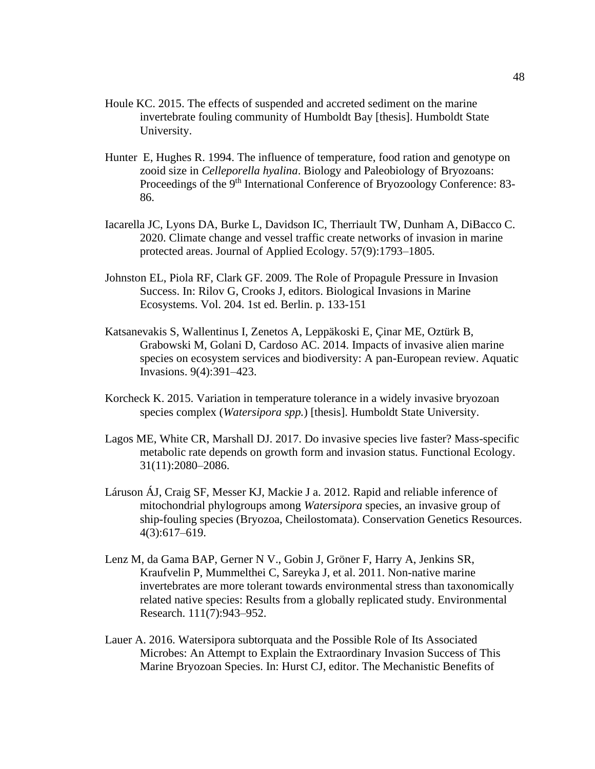Houle KC. 2015. The effects of suspended and accreted sediment on the marine invertebrate fouling community of Humboldt Bay [thesis]. Humboldt State University.

Hunter E, Hughes R. 1994. The influence of temperature, food ration and genotype on zooid size in *Celleporella hyalina*. Biology and Paleobiology of Bryozoans: Proceedings of the 9th International Conference of Bryozoology Conference: 83-86.

Iacarella JC, Lyons DA, Burke L, Davidson IC, Therriault TW, Dunham A, DiBacco C. 2020. Climate change and vessel traffic create networks of invasion in marine protected areas. Journal of Applied Ecology. 57(9):1793–1805.

Johnston EL, Piola RF, Clark GF. 2009. The Role of Propagule Pressure in Invasion Success. In: Rilov G, Crooks J, editors. Biological Invasions in Marine Ecosystems. Vol. 204. 1st ed. Berlin. p. 133-151

Katsanevakis S, Wallentinus I, Zenetos A, Leppäkoski E, Çinar ME, Oztürk B, Grabowski M, Golani D, Cardoso AC. 2014. Impacts of invasive alien marine species on ecosystem services and biodiversity: A pan-European review. Aquatic Invasions. 9(4):391–423.

Korcheck K. 2015. Variation in temperature tolerance in a widely invasive bryozoan species complex (*Watersipora spp.*) [thesis]. Humboldt State University.

Lagos ME, White CR, Marshall DJ. 2017. Do invasive species live faster? Mass-specific metabolic rate depends on growth form and invasion status. Functional Ecology. 31(11):2080–2086.

Láruson ÁJ, Craig SF, Messer KJ, Mackie J a. 2012. Rapid and reliable inference of mitochondrial phylogroups among *Watersipora* species, an invasive group of ship-fouling species (Bryozoa, Cheilostomata). Conservation Genetics Resources. 4(3):617–619.

Lenz M, da Gama BAP, Gerner N V., Gobin J, Gröner F, Harry A, Jenkins SR, Kraufvelin P, Mummelthei C, Sareyka J, et al. 2011. Non-native marine invertebrates are more tolerant towards environmental stress than taxonomically related native species: Results from a globally replicated study. Environmental Research. 111(7):943–952.

Lauer A. 2016. Watersipora subtorquata and the Possible Role of Its Associated Microbes: An Attempt to Explain the Extraordinary Invasion Success of This Marine Bryozoan Species. In: Hurst CJ, editor. The Mechanistic Benefits of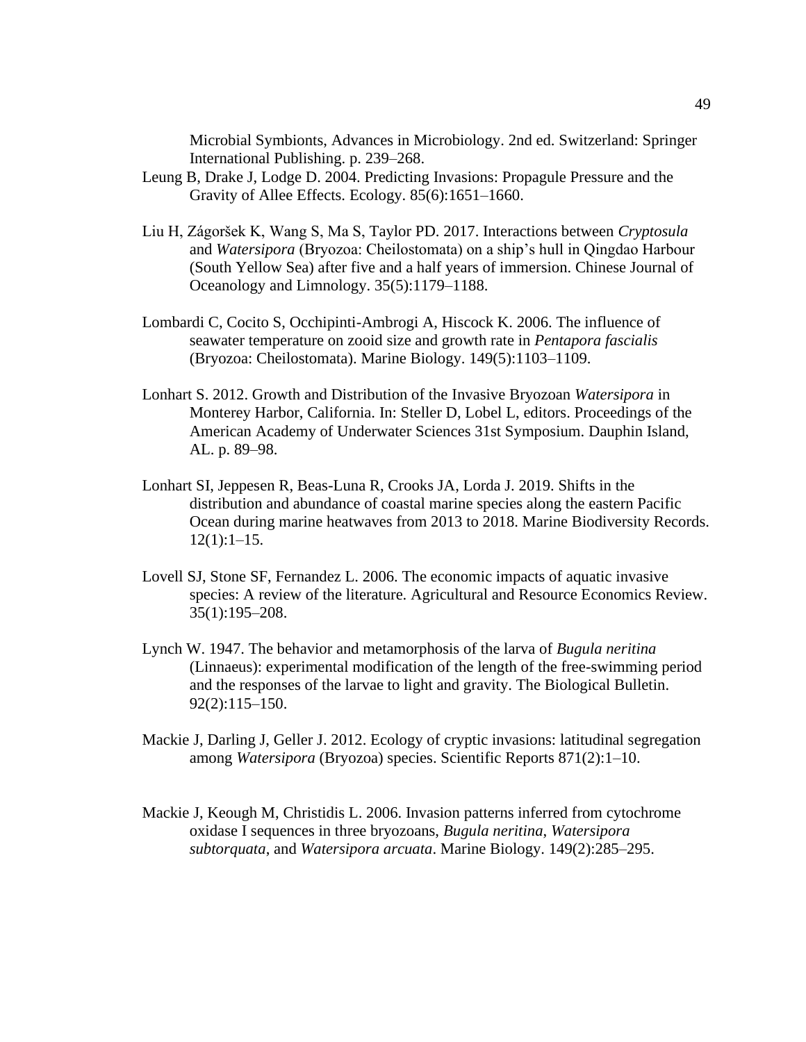Microbial Symbionts, Advances in Microbiology. 2nd ed. Switzerland: Springer International Publishing. p. 239–268.

Leung B, Drake J, Lodge D. 2004. Predicting Invasions: Propagule Pressure and the Gravity of Allee Effects. Ecology. 85(6):1651–1660.

Liu H, Zágoršek K, Wang S, Ma S, Taylor PD. 2017. Interactions between *Cryptosula* and *Watersipora* (Bryozoa: Cheilostomata) on a ship's hull in Qingdao Harbour (South Yellow Sea) after five and a half years of immersion. Chinese Journal of Oceanology and Limnology. 35(5):1179–1188.

Lombardi C, Cocito S, Occhipinti-Ambrogi A, Hiscock K. 2006. The influence of seawater temperature on zooid size and growth rate in *Pentapora fascialis* (Bryozoa: Cheilostomata). Marine Biology. 149(5):1103–1109.

Lonhart S. 2012. Growth and Distribution of the Invasive Bryozoan *Watersipora* in Monterey Harbor, California. In: Steller D, Lobel L, editors. Proceedings of the American Academy of Underwater Sciences 31st Symposium. Dauphin Island, AL. p. 89–98.

Lonhart SI, Jeppesen R, Beas-Luna R, Crooks JA, Lorda J. 2019. Shifts in the distribution and abundance of coastal marine species along the eastern Pacific Ocean during marine heatwaves from 2013 to 2018. Marine Biodiversity Records. 12(1):1–15.

Lovell SJ, Stone SF, Fernandez L. 2006. The economic impacts of aquatic invasive species: A review of the literature. Agricultural and Resource Economics Review. 35(1):195–208.

Lynch W. 1947. The behavior and metamorphosis of the larva of *Bugula neritina* (Linnaeus): experimental modification of the length of the free-swimming period and the responses of the larvae to light and gravity. The Biological Bulletin. 92(2):115–150.

Mackie J, Darling J, Geller J. 2012. Ecology of cryptic invasions: latitudinal segregation among *Watersipora* (Bryozoa) species. Scientific Reports 871(2):1–10.

Mackie J, Keough M, Christidis L. 2006. Invasion patterns inferred from cytochrome oxidase I sequences in three bryozoans, *Bugula neritina*, *Watersipora subtorquata*, and *Watersipora arcuata*. Marine Biology. 149(2):285–295.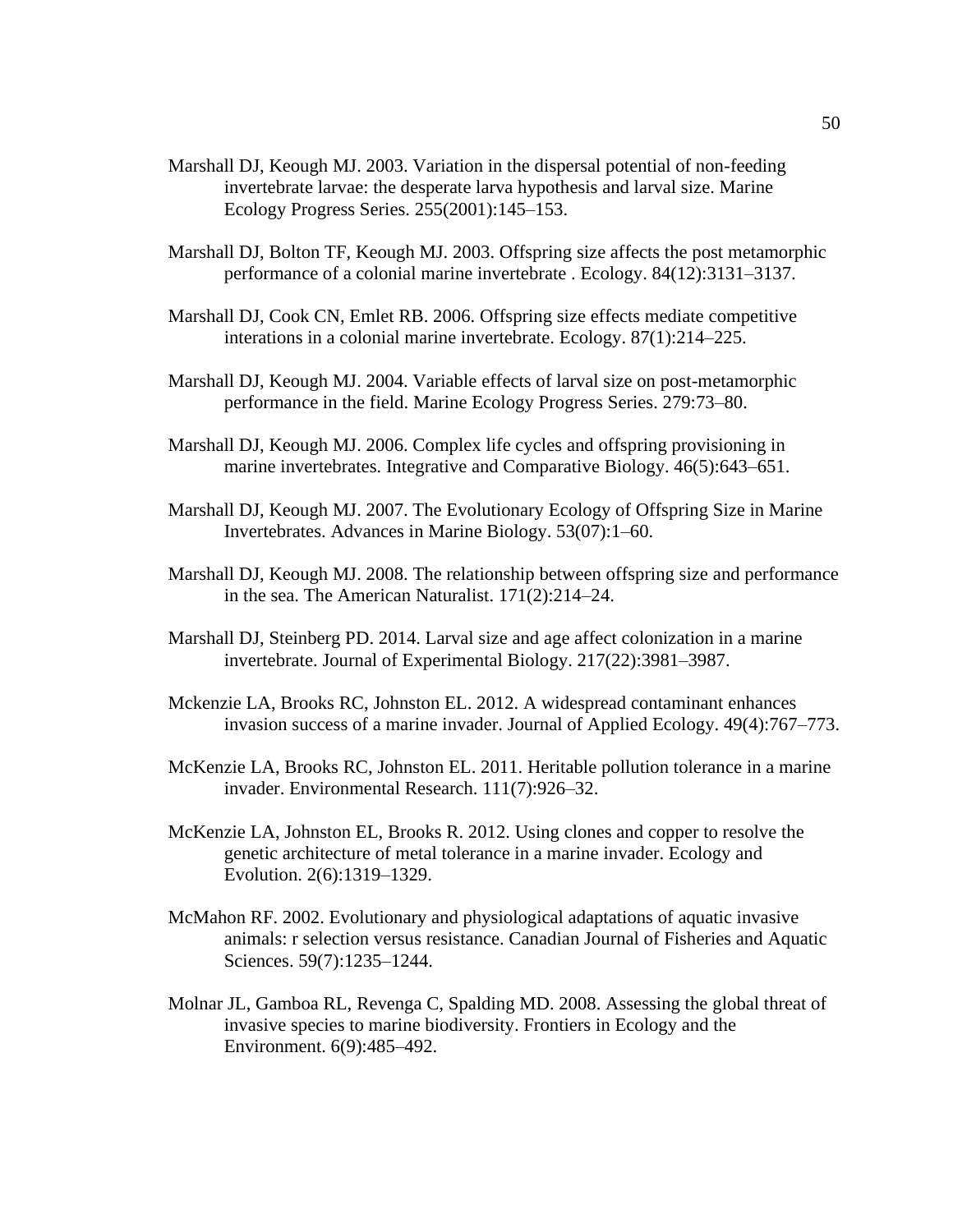Marshall DJ, Keough MJ. 2003. Variation in the dispersal potential of non-feeding invertebrate larvae: the desperate larva hypothesis and larval size. Marine Ecology Progress Series. 255(2001):145–153.

Marshall DJ, Bolton TF, Keough MJ. 2003. Offspring size affects the post metamorphic performance of a colonial marine invertebrate . Ecology. 84(12):3131–3137.

Marshall DJ, Cook CN, Emlet RB. 2006. Offspring size effects mediate competitive interations in a colonial marine invertebrate. Ecology. 87(1):214–225.

Marshall DJ, Keough MJ. 2004. Variable effects of larval size on post-metamorphic performance in the field. Marine Ecology Progress Series. 279:73–80.

Marshall DJ, Keough MJ. 2006. Complex life cycles and offspring provisioning in marine invertebrates. Integrative and Comparative Biology. 46(5):643–651.

Marshall DJ, Keough MJ. 2007. The Evolutionary Ecology of Offspring Size in Marine Invertebrates. Advances in Marine Biology. 53(07):1–60.

Marshall DJ, Keough MJ. 2008. The relationship between offspring size and performance in the sea. The American Naturalist. 171(2):214–24.

Marshall DJ, Steinberg PD. 2014. Larval size and age affect colonization in a marine invertebrate. Journal of Experimental Biology. 217(22):3981–3987.

Mckenzie LA, Brooks RC, Johnston EL. 2012. A widespread contaminant enhances invasion success of a marine invader. Journal of Applied Ecology. 49(4):767–773.

McKenzie LA, Brooks RC, Johnston EL. 2011. Heritable pollution tolerance in a marine invader. Environmental Research. 111(7):926–32.

McKenzie LA, Johnston EL, Brooks R. 2012. Using clones and copper to resolve the genetic architecture of metal tolerance in a marine invader. Ecology and Evolution. 2(6):1319–1329.

McMahon RF. 2002. Evolutionary and physiological adaptations of aquatic invasive animals: r selection versus resistance. Canadian Journal of Fisheries and Aquatic Sciences. 59(7):1235–1244.

Molnar JL, Gamboa RL, Revenga C, Spalding MD. 2008. Assessing the global threat of invasive species to marine biodiversity. Frontiers in Ecology and the Environment. 6(9):485–492.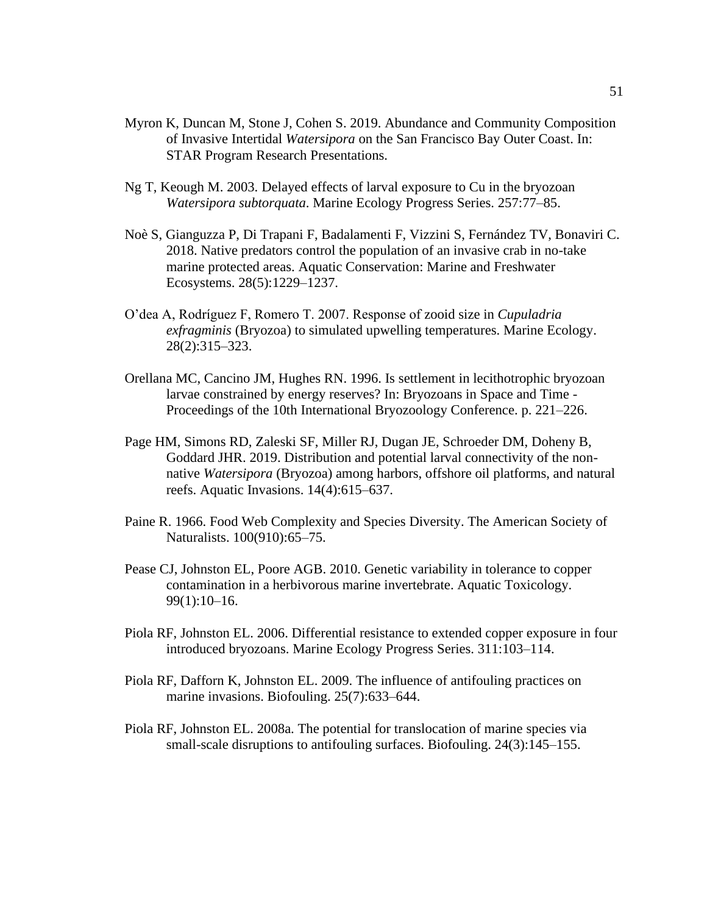Myron K, Duncan M, Stone J, Cohen S. 2019. Abundance and Community Composition of Invasive Intertidal *Watersipora* on the San Francisco Bay Outer Coast. In: STAR Program Research Presentations.

Ng T, Keough M. 2003. Delayed effects of larval exposure to Cu in the bryozoan *Watersipora subtorquata*. Marine Ecology Progress Series. 257:77–85.

Noè S, Gianguzza P, Di Trapani F, Badalamenti F, Vizzini S, Fernández TV, Bonaviri C. 2018. Native predators control the population of an invasive crab in no-take marine protected areas. Aquatic Conservation: Marine and Freshwater Ecosystems. 28(5):1229–1237.

O'dea A, Rodríguez F, Romero T. 2007. Response of zooid size in *Cupuladria exfragminis* (Bryozoa) to simulated upwelling temperatures. Marine Ecology. 28(2):315–323.

Orellana MC, Cancino JM, Hughes RN. 1996. Is settlement in lecithotrophic bryozoan larvae constrained by energy reserves? In: Bryozoans in Space and Time - Proceedings of the 10th International Bryozoology Conference. p. 221–226.

Page HM, Simons RD, Zaleski SF, Miller RJ, Dugan JE, Schroeder DM, Doheny B, Goddard JHR. 2019. Distribution and potential larval connectivity of the non-native *Watersipora* (Bryozoa) among harbors, offshore oil platforms, and natural reefs. Aquatic Invasions. 14(4):615–637.

Paine R. 1966. Food Web Complexity and Species Diversity. The American Society of Naturalists. 100(910):65–75.

Pease CJ, Johnston EL, Poore AGB. 2010. Genetic variability in tolerance to copper contamination in a herbivorous marine invertebrate. Aquatic Toxicology. 99(1):10–16.

Piola RF, Johnston EL. 2006. Differential resistance to extended copper exposure in four introduced bryozoans. Marine Ecology Progress Series. 311:103–114.

Piola RF, Dafforn K, Johnston EL. 2009. The influence of antifouling practices on marine invasions. Biofouling. 25(7):633–644.

Piola RF, Johnston EL. 2008a. The potential for translocation of marine species via small-scale disruptions to antifouling surfaces. Biofouling. 24(3):145–155.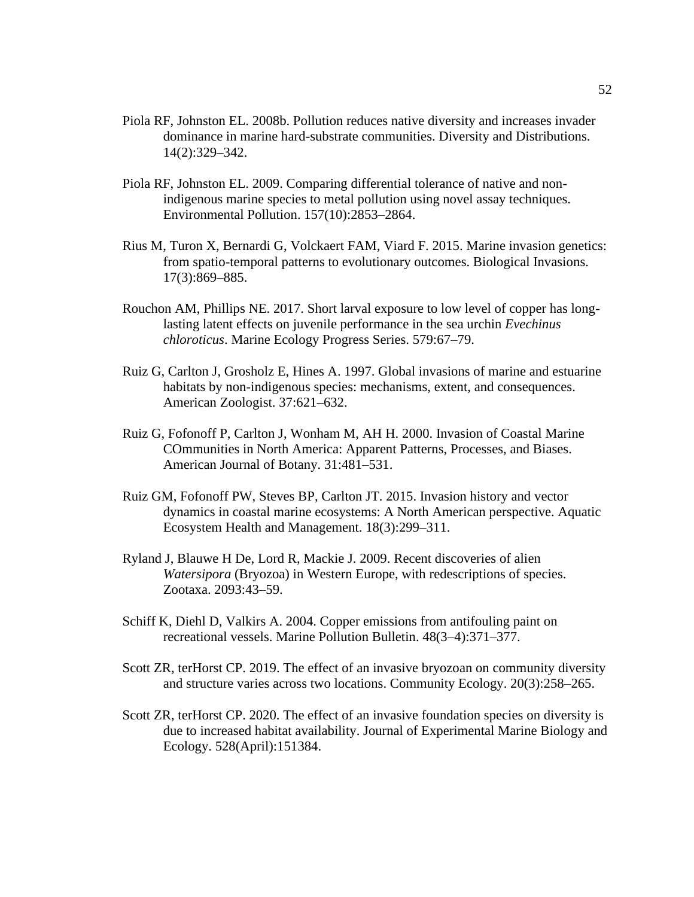Piola RF, Johnston EL. 2008b. Pollution reduces native diversity and increases invader dominance in marine hard-substrate communities. Diversity and Distributions. 14(2):329–342.

Piola RF, Johnston EL. 2009. Comparing differential tolerance of native and non-indigenous marine species to metal pollution using novel assay techniques. Environmental Pollution. 157(10):2853–2864.

Rius M, Turon X, Bernardi G, Volckaert FAM, Viard F. 2015. Marine invasion genetics: from spatio-temporal patterns to evolutionary outcomes. Biological Invasions. 17(3):869–885.

Rouchon AM, Phillips NE. 2017. Short larval exposure to low level of copper has long-lasting latent effects on juvenile performance in the sea urchin *Evechinus chloroticus*. Marine Ecology Progress Series. 579:67–79.

Ruiz G, Carlton J, Grosholz E, Hines A. 1997. Global invasions of marine and estuarine habitats by non-indigenous species: mechanisms, extent, and consequences. American Zoologist. 37:621–632.

Ruiz G, Fofonoff P, Carlton J, Wonham M, AH H. 2000. Invasion of Coastal Marine COmmunities in North America: Apparent Patterns, Processes, and Biases. American Journal of Botany. 31:481–531.

Ruiz GM, Fofonoff PW, Steves BP, Carlton JT. 2015. Invasion history and vector dynamics in coastal marine ecosystems: A North American perspective. Aquatic Ecosystem Health and Management. 18(3):299–311.

Ryland J, Blauwe H De, Lord R, Mackie J. 2009. Recent discoveries of alien *Watersipora* (Bryozoa) in Western Europe, with redescriptions of species. Zootaxa. 2093:43–59.

Schiff K, Diehl D, Valkirs A. 2004. Copper emissions from antifouling paint on recreational vessels. Marine Pollution Bulletin. 48(3–4):371–377.

Scott ZR, terHorst CP. 2019. The effect of an invasive bryozoan on community diversity and structure varies across two locations. Community Ecology. 20(3):258–265.

Scott ZR, terHorst CP. 2020. The effect of an invasive foundation species on diversity is due to increased habitat availability. Journal of Experimental Marine Biology and Ecology. 528(April):151384.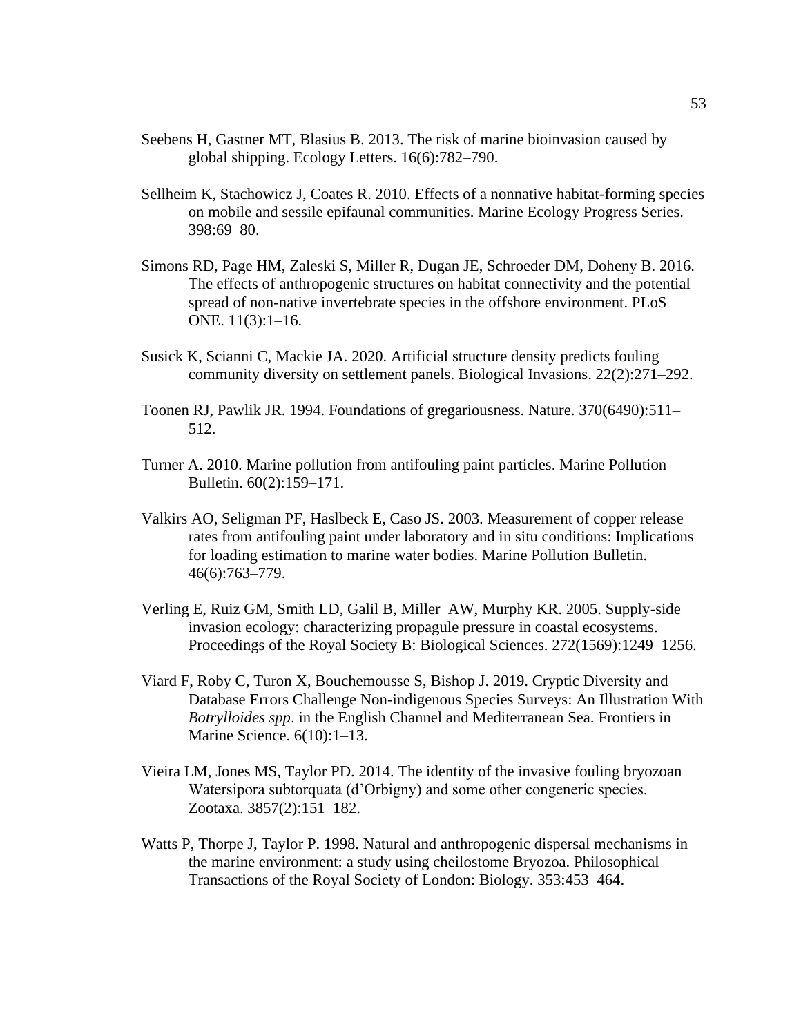Seebens H, Gastner MT, Blasius B. 2013. The risk of marine bioinvasion caused by global shipping. Ecology Letters. 16(6):782–790.

Sellheim K, Stachowicz J, Coates R. 2010. Effects of a nonnative habitat-forming species on mobile and sessile epifaunal communities. Marine Ecology Progress Series. 398:69–80.

Simons RD, Page HM, Zaleski S, Miller R, Dugan JE, Schroeder DM, Doheny B. 2016. The effects of anthropogenic structures on habitat connectivity and the potential spread of non-native invertebrate species in the offshore environment. PLoS ONE. 11(3):1–16.

Susick K, Scianni C, Mackie JA. 2020. Artificial structure density predicts fouling community diversity on settlement panels. Biological Invasions. 22(2):271–292.

Toonen RJ, Pawlik JR. 1994. Foundations of gregariousness. Nature. 370(6490):511–512.

Turner A. 2010. Marine pollution from antifouling paint particles. Marine Pollution Bulletin. 60(2):159–171.

Valkirs AO, Seligman PF, Haslbeck E, Caso JS. 2003. Measurement of copper release rates from antifouling paint under laboratory and in situ conditions: Implications for loading estimation to marine water bodies. Marine Pollution Bulletin. 46(6):763–779.

Verling E, Ruiz GM, Smith LD, Galil B, Miller AW, Murphy KR. 2005. Supply-side invasion ecology: characterizing propagule pressure in coastal ecosystems. Proceedings of the Royal Society B: Biological Sciences. 272(1569):1249–1256.

Viard F, Roby C, Turon X, Bouchemousse S, Bishop J. 2019. Cryptic Diversity and Database Errors Challenge Non-indigenous Species Surveys: An Illustration With *Botrylloides spp*. in the English Channel and Mediterranean Sea. Frontiers in Marine Science. 6(10):1–13.

Vieira LM, Jones MS, Taylor PD. 2014. The identity of the invasive fouling bryozoan Watersipora subtorquata (d'Orbigny) and some other congeneric species. Zootaxa. 3857(2):151–182.

Watts P, Thorpe J, Taylor P. 1998. Natural and anthropogenic dispersal mechanisms in the marine environment: a study using cheilostome Bryozoa. Philosophical Transactions of the Royal Society of London: Biology. 353:453–464.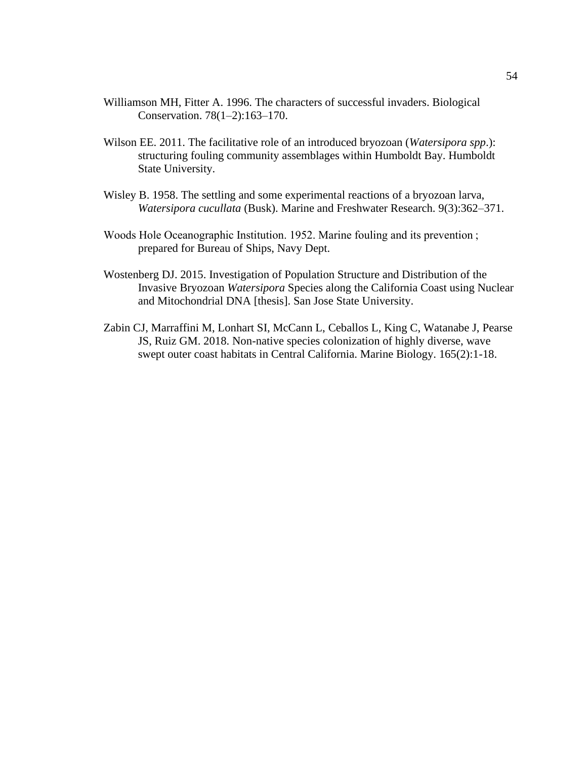Williamson MH, Fitter A. 1996. The characters of successful invaders. Biological Conservation. 78(1–2):163–170.

Wilson EE. 2011. The facilitative role of an introduced bryozoan (*Watersipora spp*.): structuring fouling community assemblages within Humboldt Bay. Humboldt State University.

Wisley B. 1958. The settling and some experimental reactions of a bryozoan larva, *Watersipora cucullata* (Busk). Marine and Freshwater Research. 9(3):362–371.

Woods Hole Oceanographic Institution. 1952. Marine fouling and its prevention ; prepared for Bureau of Ships, Navy Dept.

Wostenberg DJ. 2015. Investigation of Population Structure and Distribution of the Invasive Bryozoan *Watersipora* Species along the California Coast using Nuclear and Mitochondrial DNA [thesis]. San Jose State University.

Zabin CJ, Marraffini M, Lonhart SI, McCann L, Ceballos L, King C, Watanabe J, Pearse JS, Ruiz GM. 2018. Non-native species colonization of highly diverse, wave swept outer coast habitats in Central California. Marine Biology. 165(2):1-18.